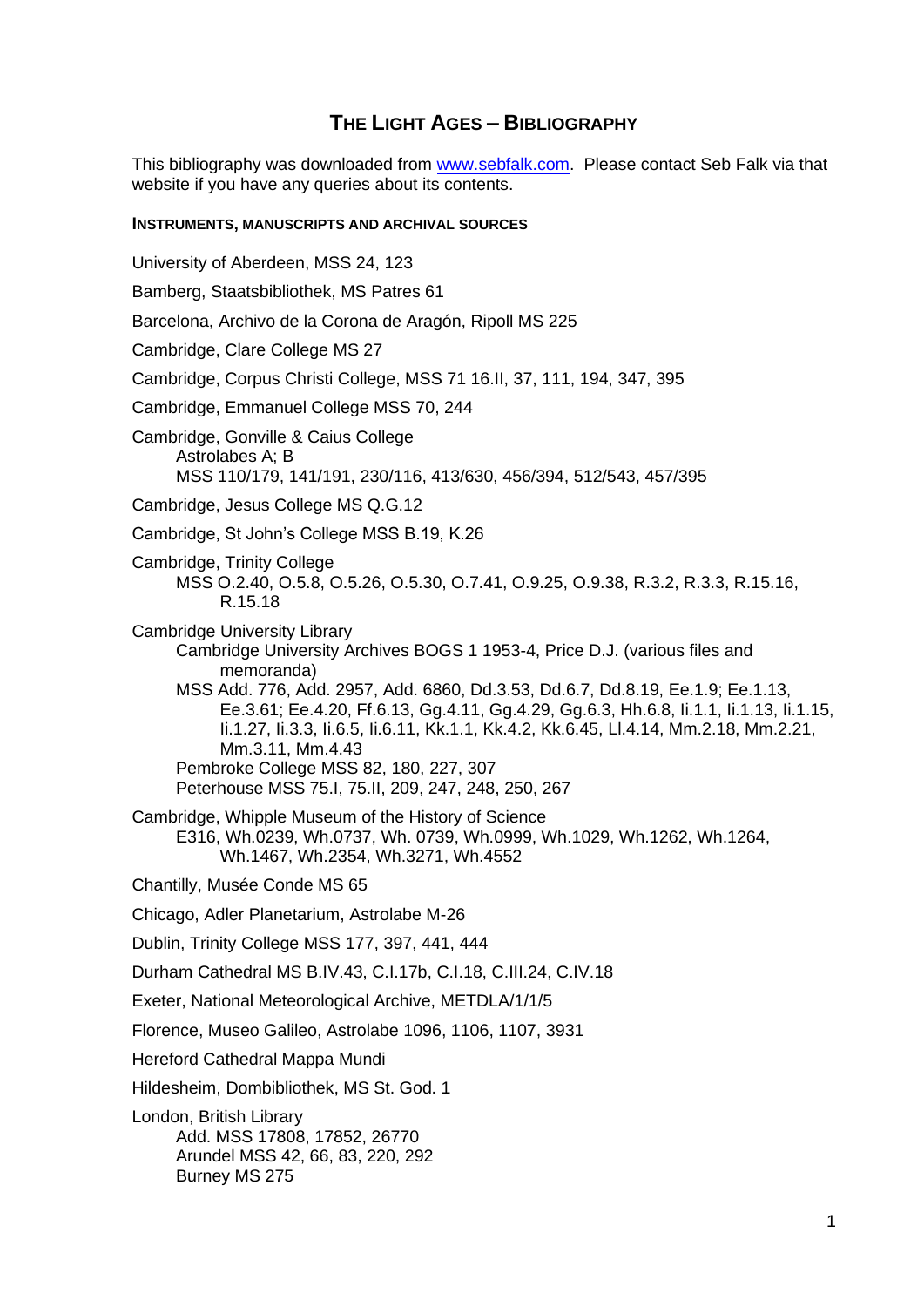# THE LIGHT AGES – BIBLIOGRAPHY

This bibliography was downloaded from [www.sebfalk.com](http://www.sebfalk.com). Please contact Seb Falk via that website if you have any queries about its contents.

#### INSTRUMENTS, MANUSCRIPTS AND ARCHIVAL SOURCES

University of Aberdeen, MSS 24, 123

Bamberg, Staatsbibliothek, MS Patres 61

Barcelona, Archivo de la Corona de Aragón, Ripoll MS 225

Cambridge, Clare College MS 27

Cambridge, Corpus Christi College, MSS 71 16.II, 37, 111, 194, 347, 395

Cambridge, Emmanuel College MSS 70, 244

Cambridge, Gonville & Caius College
- Astrolabes A; B
- MSS 110/179, 141/191, 230/116, 413/630, 456/394, 512/543, 457/395

Cambridge, Jesus College MS Q.G.12

Cambridge, St John's College MSS B.19, K.26

Cambridge, Trinity College
- MSS O.2.40, O.5.8, O.5.26, O.5.30, O.7.41, O.9.25, O.9.38, R.3.2, R.3.3, R.15.16, R.15.18

Cambridge University Library
- Cambridge University Archives BOGS 1 1953-4, Price D.J. (various files and memoranda)
- MSS Add. 776, Add. 2957, Add. 6860, Dd.3.53, Dd.6.7, Dd.8.19, Ee.1.9; Ee.1.13, Ee.3.61; Ee.4.20, Ff.6.13, Gg.4.11, Gg.4.29, Gg.6.3, Hh.6.8, Ii.1.1, Ii.1.13, Ii.1.15, Ii.1.27, Ii.3.3, Ii.6.5, Ii.6.11, Kk.1.1, Kk.4.2, Kk.6.45, Ll.4.14, Mm.2.18, Mm.2.21, Mm.3.11, Mm.4.43
- Pembroke College MSS 82, 180, 227, 307
- Peterhouse MSS 75.I, 75.II, 209, 247, 248, 250, 267

Cambridge, Whipple Museum of the History of Science
- E316, Wh.0239, Wh.0737, Wh. 0739, Wh.0999, Wh.1029, Wh.1262, Wh.1264, Wh.1467, Wh.2354, Wh.3271, Wh.4552

Chantilly, Musée Conde MS 65

Chicago, Adler Planetarium, Astrolabe M-26

Dublin, Trinity College MSS 177, 397, 441, 444

Durham Cathedral MS B.IV.43, C.I.17b, C.I.18, C.III.24, C.IV.18

Exeter, National Meteorological Archive, METDLA/1/1/5

Florence, Museo Galileo, Astrolabe 1096, 1106, 1107, 3931

Hereford Cathedral Mappa Mundi

Hildesheim, Dombibliothek, MS St. God. 1

London, British Library
- Add. MSS 17808, 17852, 26770
- Arundel MSS 42, 66, 83, 220, 292
- Burney MS 275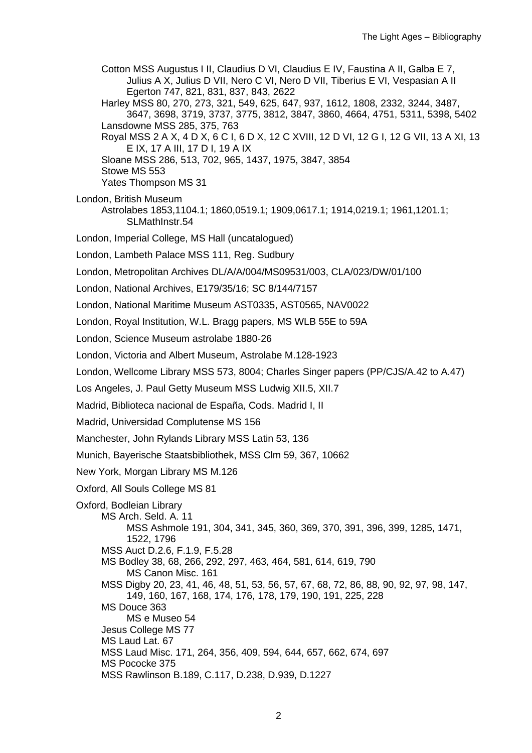Cotton MSS Augustus I II, Claudius D VI, Claudius E IV, Faustina A II, Galba E 7, Julius A X, Julius D VII, Nero C VI, Nero D VII, Tiberius E VI, Vespasian A II Egerton 747, 821, 831, 837, 843, 2622

Harley MSS 80, 270, 273, 321, 549, 625, 647, 937, 1612, 1808, 2332, 3244, 3487, 3647, 3698, 3719, 3737, 3775, 3812, 3847, 3860, 4664, 4751, 5311, 5398, 5402

Lansdowne MSS 285, 375, 763

Royal MSS 2 A X, 4 D X, 6 C I, 6 D X, 12 C XVIII, 12 D VI, 12 G I, 12 G VII, 13 A XI, 13 E IX, 17 A III, 17 D I, 19 A IX

Sloane MSS 286, 513, 702, 965, 1437, 1975, 3847, 3854

Stowe MS 553

Yates Thompson MS 31

London, British Museum

Astrolabes 1853,1104.1; 1860,0519.1; 1909,0617.1; 1914,0219.1; 1961,1201.1; SLMathInstr.54

London, Imperial College, MS Hall (uncatalogued)

London, Lambeth Palace MSS 111, Reg. Sudbury

London, Metropolitan Archives DL/A/A/004/MS09531/003, CLA/023/DW/01/100

London, National Archives, E179/35/16; SC 8/144/7157

London, National Maritime Museum AST0335, AST0565, NAV0022

London, Royal Institution, W.L. Bragg papers, MS WLB 55E to 59A

London, Science Museum astrolabe 1880-26

London, Victoria and Albert Museum, Astrolabe M.128-1923

London, Wellcome Library MSS 573, 8004; Charles Singer papers (PP/CJS/A.42 to A.47)

Los Angeles, J. Paul Getty Museum MSS Ludwig XII.5, XII.7

Madrid, Biblioteca nacional de España, Cods. Madrid I, II

Madrid, Universidad Complutense MS 156

Manchester, John Rylands Library MSS Latin 53, 136

Munich, Bayerische Staatsbibliothek, MSS Clm 59, 367, 10662

New York, Morgan Library MS M.126

Oxford, All Souls College MS 81

Oxford, Bodleian Library

MS Arch. Seld. A. 11

MSS Ashmole 191, 304, 341, 345, 360, 369, 370, 391, 396, 399, 1285, 1471, 1522, 1796

MSS Auct D.2.6, F.1.9, F.5.28

MS Bodley 38, 68, 266, 292, 297, 463, 464, 581, 614, 619, 790

MS Canon Misc. 161

MSS Digby 20, 23, 41, 46, 48, 51, 53, 56, 57, 67, 68, 72, 86, 88, 90, 92, 97, 98, 147, 149, 160, 167, 168, 174, 176, 178, 179, 190, 191, 225, 228

MS Douce 363

MS e Museo 54

Jesus College MS 77

MS Laud Lat. 67

MSS Laud Misc. 171, 264, 356, 409, 594, 644, 657, 662, 674, 697

MS Pococke 375

MSS Rawlinson B.189, C.117, D.238, D.939, D.1227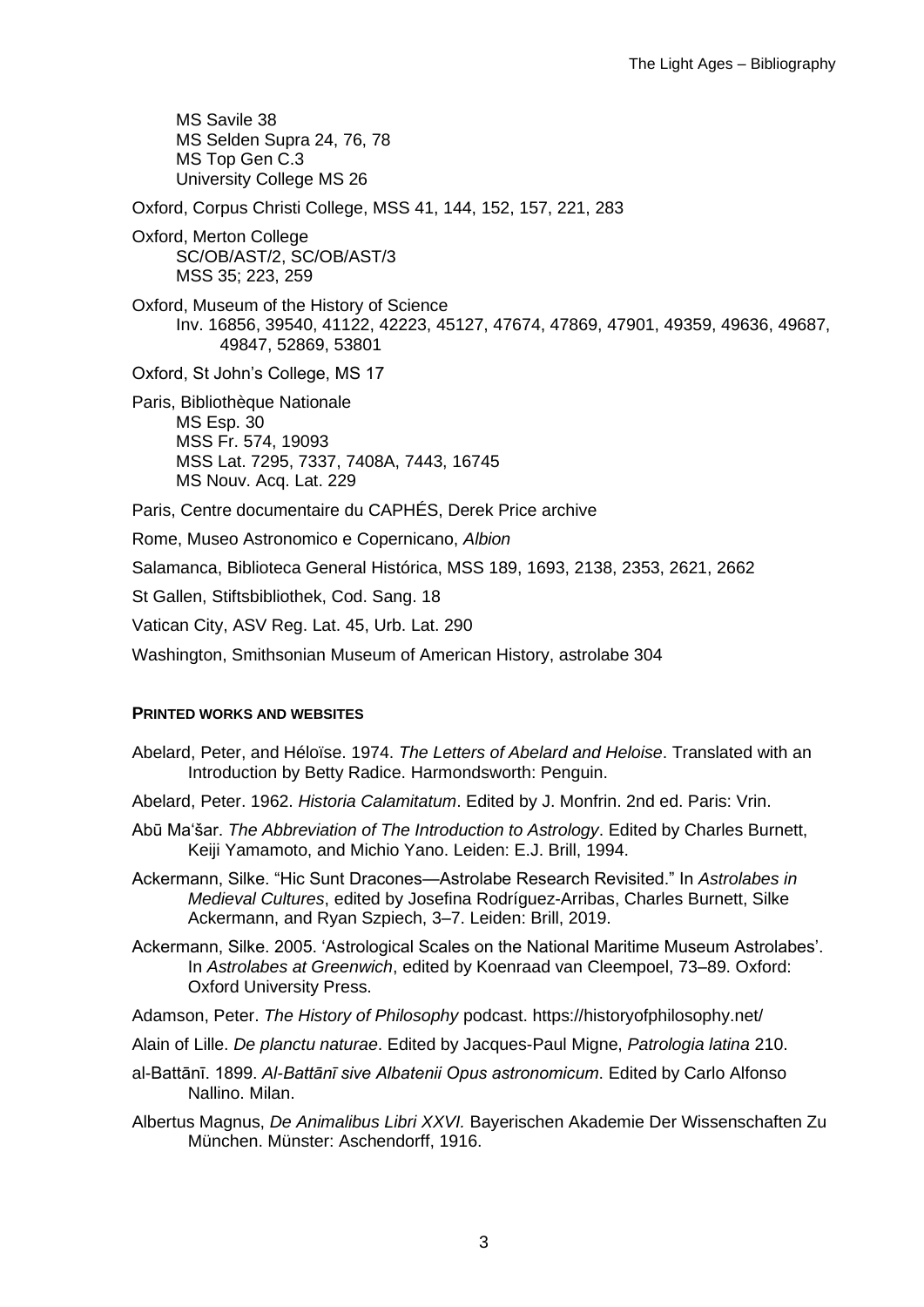MS Savile 38
MS Selden Supra 24, 76, 78
MS Top Gen C.3
University College MS 26

Oxford, Corpus Christi College, MSS 41, 144, 152, 157, 221, 283

Oxford, Merton College
SC/OB/AST/2, SC/OB/AST/3
MSS 35; 223, 259

Oxford, Museum of the History of Science
Inv. 16856, 39540, 41122, 42223, 45127, 47674, 47869, 47901, 49359, 49636, 49687, 49847, 52869, 53801

Oxford, St John's College, MS 17

Paris, Bibliothèque Nationale
MS Esp. 30
MSS Fr. 574, 19093
MSS Lat. 7295, 7337, 7408A, 7443, 16745
MS Nouv. Acq. Lat. 229

Paris, Centre documentaire du CAPHÉS, Derek Price archive

Rome, Museo Astronomico e Copernicano, *Albion*

Salamanca, Biblioteca General Histórica, MSS 189, 1693, 2138, 2353, 2621, 2662

St Gallen, Stiftsbibliothek, Cod. Sang. 18

Vatican City, ASV Reg. Lat. 45, Urb. Lat. 290

Washington, Smithsonian Museum of American History, astrolabe 304

#### PRINTED WORKS AND WEBSITES

Abelard, Peter, and Héloïse. 1974. *The Letters of Abelard and Heloise*. Translated with an Introduction by Betty Radice. Harmondsworth: Penguin.

Abelard, Peter. 1962. *Historia Calamitatum*. Edited by J. Monfrin. 2nd ed. Paris: Vrin.

Abū Maʿšar. *The Abbreviation of The Introduction to Astrology*. Edited by Charles Burnett, Keiji Yamamoto, and Michio Yano. Leiden: E.J. Brill, 1994.

Ackermann, Silke. "Hic Sunt Dracones—Astrolabe Research Revisited." In *Astrolabes in Medieval Cultures*, edited by Josefina Rodríguez-Arribas, Charles Burnett, Silke Ackermann, and Ryan Szpiech, 3–7. Leiden: Brill, 2019.

Ackermann, Silke. 2005. 'Astrological Scales on the National Maritime Museum Astrolabes'. In *Astrolabes at Greenwich*, edited by Koenraad van Cleempoel, 73–89. Oxford: Oxford University Press.

Adamson, Peter. *The History of Philosophy* podcast. https://historyofphilosophy.net/

Alain of Lille. *De planctu naturae*. Edited by Jacques-Paul Migne, *Patrologia latina* 210.

al-Battānī. 1899. *Al-Battānī sive Albatenii Opus astronomicum*. Edited by Carlo Alfonso Nallino. Milan.

Albertus Magnus, *De Animalibus Libri XXVI.* Bayerischen Akademie Der Wissenschaften Zu München. Münster: Aschendorff, 1916.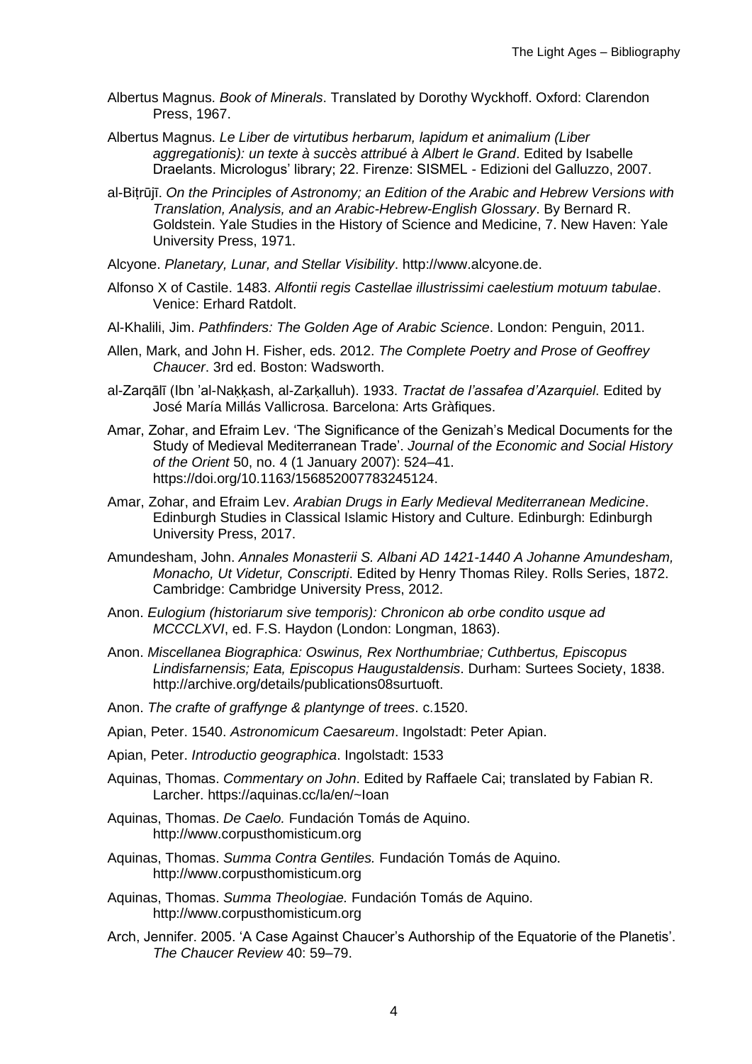Albertus Magnus. *Book of Minerals*. Translated by Dorothy Wyckhoff. Oxford: Clarendon Press, 1967.

Albertus Magnus. *Le Liber de virtutibus herbarum, lapidum et animalium (Liber aggregationis): un texte à succès attribué à Albert le Grand*. Edited by Isabelle Draelants. Micrologus' library; 22. Firenze: SISMEL - Edizioni del Galluzzo, 2007.

al-Biṭrūjī. *On the Principles of Astronomy; an Edition of the Arabic and Hebrew Versions with Translation, Analysis, and an Arabic-Hebrew-English Glossary*. By Bernard R. Goldstein. Yale Studies in the History of Science and Medicine, 7. New Haven: Yale University Press, 1971.

Alcyone. *Planetary, Lunar, and Stellar Visibility*. http://www.alcyone.de.

Alfonso X of Castile. 1483. *Alfontii regis Castellae illustrissimi caelestium motuum tabulae*. Venice: Erhard Ratdolt.

Al-Khalili, Jim. *Pathfinders: The Golden Age of Arabic Science*. London: Penguin, 2011.

Allen, Mark, and John H. Fisher, eds. 2012. *The Complete Poetry and Prose of Geoffrey Chaucer*. 3rd ed. Boston: Wadsworth.

al-Zarqālī (Ibn 'al-Naḳḳash, al-Zarḳalluh). 1933. *Tractat de l'assafea d'Azarquiel*. Edited by José María Millás Vallicrosa. Barcelona: Arts Gràfiques.

Amar, Zohar, and Efraim Lev. 'The Significance of the Genizah's Medical Documents for the Study of Medieval Mediterranean Trade'. *Journal of the Economic and Social History of the Orient* 50, no. 4 (1 January 2007): 524–41. https://doi.org/10.1163/156852007783245124.

Amar, Zohar, and Efraim Lev. *Arabian Drugs in Early Medieval Mediterranean Medicine*. Edinburgh Studies in Classical Islamic History and Culture. Edinburgh: Edinburgh University Press, 2017.

Amundesham, John. *Annales Monasterii S. Albani AD 1421-1440 A Johanne Amundesham, Monacho, Ut Videtur, Conscripti*. Edited by Henry Thomas Riley. Rolls Series, 1872. Cambridge: Cambridge University Press, 2012.

Anon. *Eulogium (historiarum sive temporis): Chronicon ab orbe condito usque ad MCCCLXVI*, ed. F.S. Haydon (London: Longman, 1863).

Anon. *Miscellanea Biographica: Oswinus, Rex Northumbriae; Cuthbertus, Episcopus Lindisfarnensis; Eata, Episcopus Haugustaldensis*. Durham: Surtees Society, 1838. http://archive.org/details/publications08surtuoft.

Anon. *The crafte of graffynge & plantynge of trees*. c.1520.

Apian, Peter. 1540. *Astronomicum Caesareum*. Ingolstadt: Peter Apian.

Apian, Peter. *Introductio geographica*. Ingolstadt: 1533

Aquinas, Thomas. *Commentary on John*. Edited by Raffaele Cai; translated by Fabian R. Larcher. https://aquinas.cc/la/en/~Ioan

Aquinas, Thomas. *De Caelo.* Fundación Tomás de Aquino. http://www.corpusthomisticum.org

Aquinas, Thomas. *Summa Contra Gentiles.* Fundación Tomás de Aquino. http://www.corpusthomisticum.org

Aquinas, Thomas. *Summa Theologiae.* Fundación Tomás de Aquino. http://www.corpusthomisticum.org

Arch, Jennifer. 2005. 'A Case Against Chaucer's Authorship of the Equatorie of the Planetis'. *The Chaucer Review* 40: 59–79.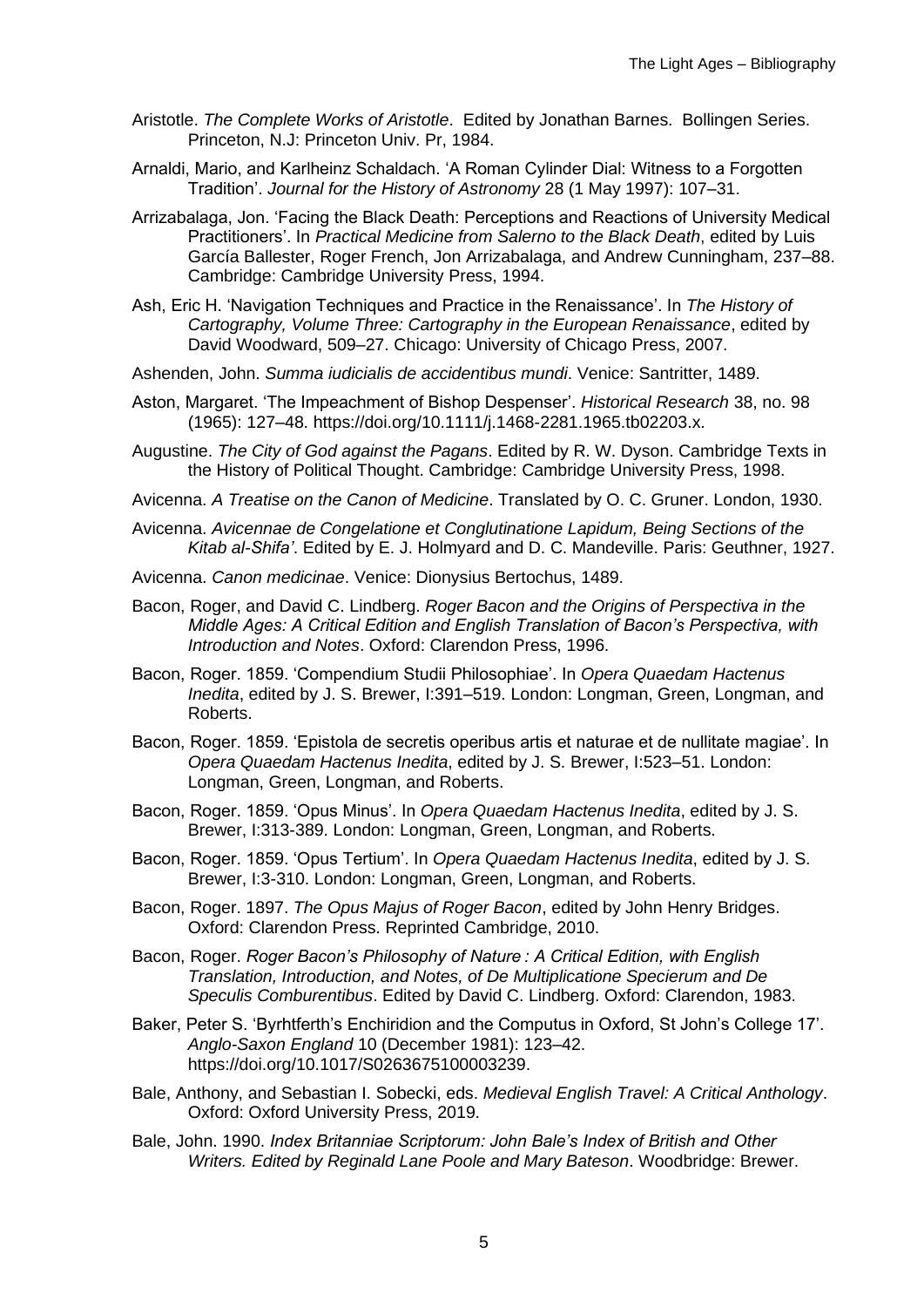Aristotle. *The Complete Works of Aristotle*. Edited by Jonathan Barnes. Bollingen Series. Princeton, N.J: Princeton Univ. Pr, 1984.

Arnaldi, Mario, and Karlheinz Schaldach. 'A Roman Cylinder Dial: Witness to a Forgotten Tradition'. *Journal for the History of Astronomy* 28 (1 May 1997): 107–31.

Arrizabalaga, Jon. 'Facing the Black Death: Perceptions and Reactions of University Medical Practitioners'. In *Practical Medicine from Salerno to the Black Death*, edited by Luis García Ballester, Roger French, Jon Arrizabalaga, and Andrew Cunningham, 237–88. Cambridge: Cambridge University Press, 1994.

Ash, Eric H. 'Navigation Techniques and Practice in the Renaissance'. In *The History of Cartography, Volume Three: Cartography in the European Renaissance*, edited by David Woodward, 509–27. Chicago: University of Chicago Press, 2007.

Ashenden, John. *Summa iudicialis de accidentibus mundi*. Venice: Santritter, 1489.

Aston, Margaret. 'The Impeachment of Bishop Despenser'. *Historical Research* 38, no. 98 (1965): 127–48. https://doi.org/10.1111/j.1468-2281.1965.tb02203.x.

Augustine. *The City of God against the Pagans*. Edited by R. W. Dyson. Cambridge Texts in the History of Political Thought. Cambridge: Cambridge University Press, 1998.

Avicenna. *A Treatise on the Canon of Medicine*. Translated by O. C. Gruner. London, 1930.

Avicenna. *Avicennae de Congelatione et Conglutinatione Lapidum, Being Sections of the Kitab al-Shifa'*. Edited by E. J. Holmyard and D. C. Mandeville. Paris: Geuthner, 1927.

Avicenna. *Canon medicinae*. Venice: Dionysius Bertochus, 1489.

Bacon, Roger, and David C. Lindberg. *Roger Bacon and the Origins of Perspectiva in the Middle Ages: A Critical Edition and English Translation of Bacon's Perspectiva, with Introduction and Notes*. Oxford: Clarendon Press, 1996.

Bacon, Roger. 1859. 'Compendium Studii Philosophiae'. In *Opera Quaedam Hactenus Inedita*, edited by J. S. Brewer, I:391–519. London: Longman, Green, Longman, and Roberts.

Bacon, Roger. 1859. 'Epistola de secretis operibus artis et naturae et de nullitate magiae'. In *Opera Quaedam Hactenus Inedita*, edited by J. S. Brewer, I:523–51. London: Longman, Green, Longman, and Roberts.

Bacon, Roger. 1859. 'Opus Minus'. In *Opera Quaedam Hactenus Inedita*, edited by J. S. Brewer, I:313-389. London: Longman, Green, Longman, and Roberts.

Bacon, Roger. 1859. 'Opus Tertium'. In *Opera Quaedam Hactenus Inedita*, edited by J. S. Brewer, I:3-310. London: Longman, Green, Longman, and Roberts.

Bacon, Roger. 1897. *The Opus Majus of Roger Bacon*, edited by John Henry Bridges. Oxford: Clarendon Press. Reprinted Cambridge, 2010.

Bacon, Roger. *Roger Bacon's Philosophy of Nature : A Critical Edition, with English Translation, Introduction, and Notes, of De Multiplicatione Specierum and De Speculis Comburentibus*. Edited by David C. Lindberg. Oxford: Clarendon, 1983.

Baker, Peter S. 'Byrhtferth's Enchiridion and the Computus in Oxford, St John's College 17'. *Anglo-Saxon England* 10 (December 1981): 123–42. https://doi.org/10.1017/S0263675100003239.

Bale, Anthony, and Sebastian I. Sobecki, eds. *Medieval English Travel: A Critical Anthology*. Oxford: Oxford University Press, 2019.

Bale, John. 1990. *Index Britanniae Scriptorum: John Bale's Index of British and Other Writers. Edited by Reginald Lane Poole and Mary Bateson*. Woodbridge: Brewer.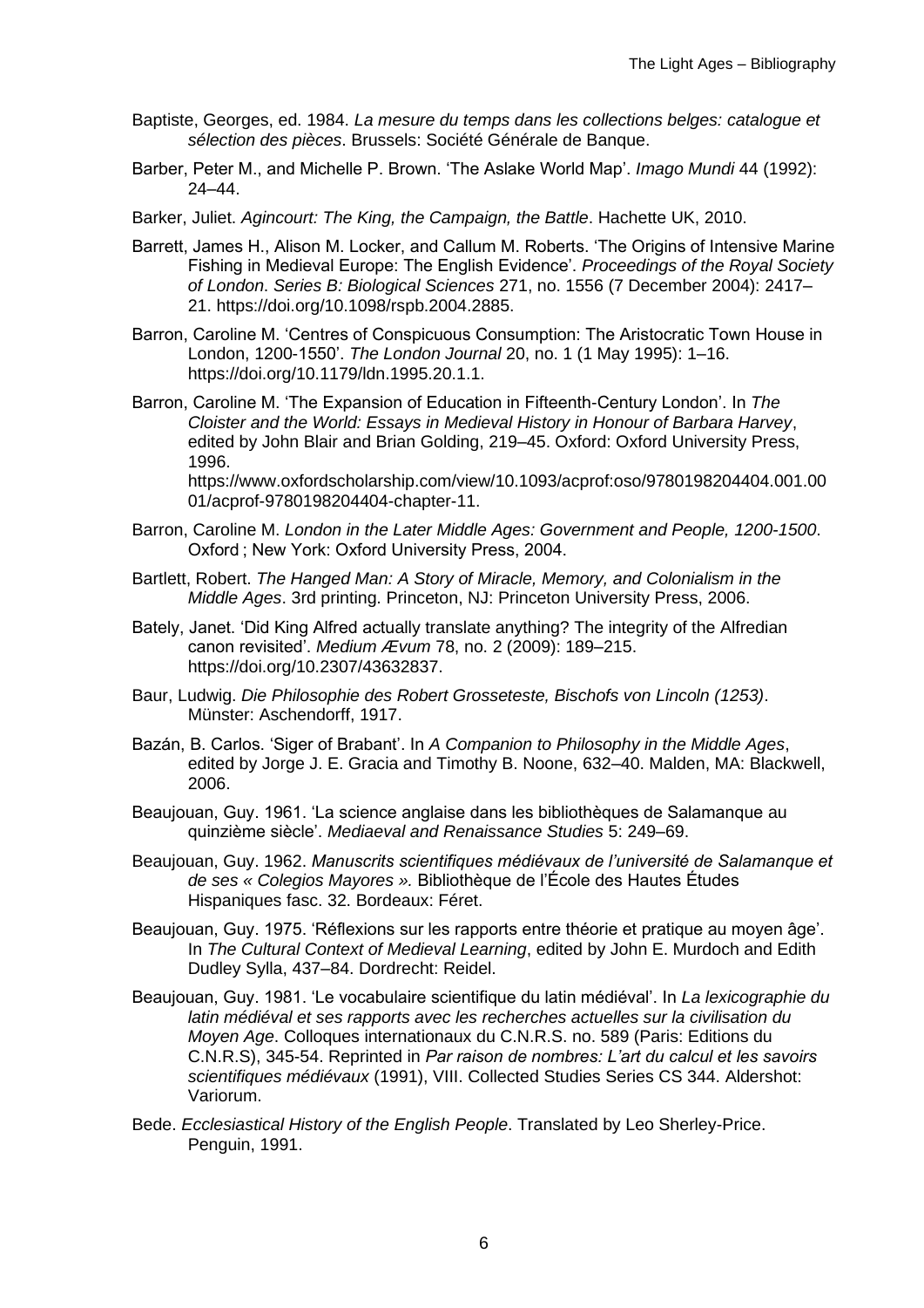Baptiste, Georges, ed. 1984. *La mesure du temps dans les collections belges: catalogue et sélection des pièces*. Brussels: Société Générale de Banque.

Barber, Peter M., and Michelle P. Brown. 'The Aslake World Map'. *Imago Mundi* 44 (1992): 24–44.

Barker, Juliet. *Agincourt: The King, the Campaign, the Battle*. Hachette UK, 2010.

Barrett, James H., Alison M. Locker, and Callum M. Roberts. 'The Origins of Intensive Marine Fishing in Medieval Europe: The English Evidence'. *Proceedings of the Royal Society of London. Series B: Biological Sciences* 271, no. 1556 (7 December 2004): 2417–21. https://doi.org/10.1098/rspb.2004.2885.

Barron, Caroline M. 'Centres of Conspicuous Consumption: The Aristocratic Town House in London, 1200-1550'. *The London Journal* 20, no. 1 (1 May 1995): 1–16. https://doi.org/10.1179/ldn.1995.20.1.1.

Barron, Caroline M. 'The Expansion of Education in Fifteenth-Century London'. In *The Cloister and the World: Essays in Medieval History in Honour of Barbara Harvey*, edited by John Blair and Brian Golding, 219–45. Oxford: Oxford University Press, 1996. https://www.oxfordscholarship.com/view/10.1093/acprof:oso/9780198204404.001.0001/acprof-9780198204404-chapter-11.

Barron, Caroline M. *London in the Later Middle Ages: Government and People, 1200-1500*. Oxford ; New York: Oxford University Press, 2004.

Bartlett, Robert. *The Hanged Man: A Story of Miracle, Memory, and Colonialism in the Middle Ages*. 3rd printing. Princeton, NJ: Princeton University Press, 2006.

Bately, Janet. 'Did King Alfred actually translate anything? The integrity of the Alfredian canon revisited'. *Medium Ævum* 78, no. 2 (2009): 189–215. https://doi.org/10.2307/43632837.

Baur, Ludwig. *Die Philosophie des Robert Grosseteste, Bischofs von Lincoln (1253)*. Münster: Aschendorff, 1917.

Bazán, B. Carlos. 'Siger of Brabant'. In *A Companion to Philosophy in the Middle Ages*, edited by Jorge J. E. Gracia and Timothy B. Noone, 632–40. Malden, MA: Blackwell, 2006.

Beaujouan, Guy. 1961. 'La science anglaise dans les bibliothèques de Salamanque au quinzième siècle'. *Mediaeval and Renaissance Studies* 5: 249–69.

Beaujouan, Guy. 1962. *Manuscrits scientifiques médiévaux de l'université de Salamanque et de ses « Colegios Mayores ».* Bibliothèque de l'École des Hautes Études Hispaniques fasc. 32. Bordeaux: Féret.

Beaujouan, Guy. 1975. 'Réflexions sur les rapports entre théorie et pratique au moyen âge'. In *The Cultural Context of Medieval Learning*, edited by John E. Murdoch and Edith Dudley Sylla, 437–84. Dordrecht: Reidel.

Beaujouan, Guy. 1981. 'Le vocabulaire scientifique du latin médiéval'. In *La lexicographie du latin médiéval et ses rapports avec les recherches actuelles sur la civilisation du Moyen Age*. Colloques internationaux du C.N.R.S. no. 589 (Paris: Editions du C.N.R.S), 345-54. Reprinted in *Par raison de nombres: L'art du calcul et les savoirs scientifiques médiévaux* (1991), VIII. Collected Studies Series CS 344. Aldershot: Variorum.

Bede. *Ecclesiastical History of the English People*. Translated by Leo Sherley-Price. Penguin, 1991.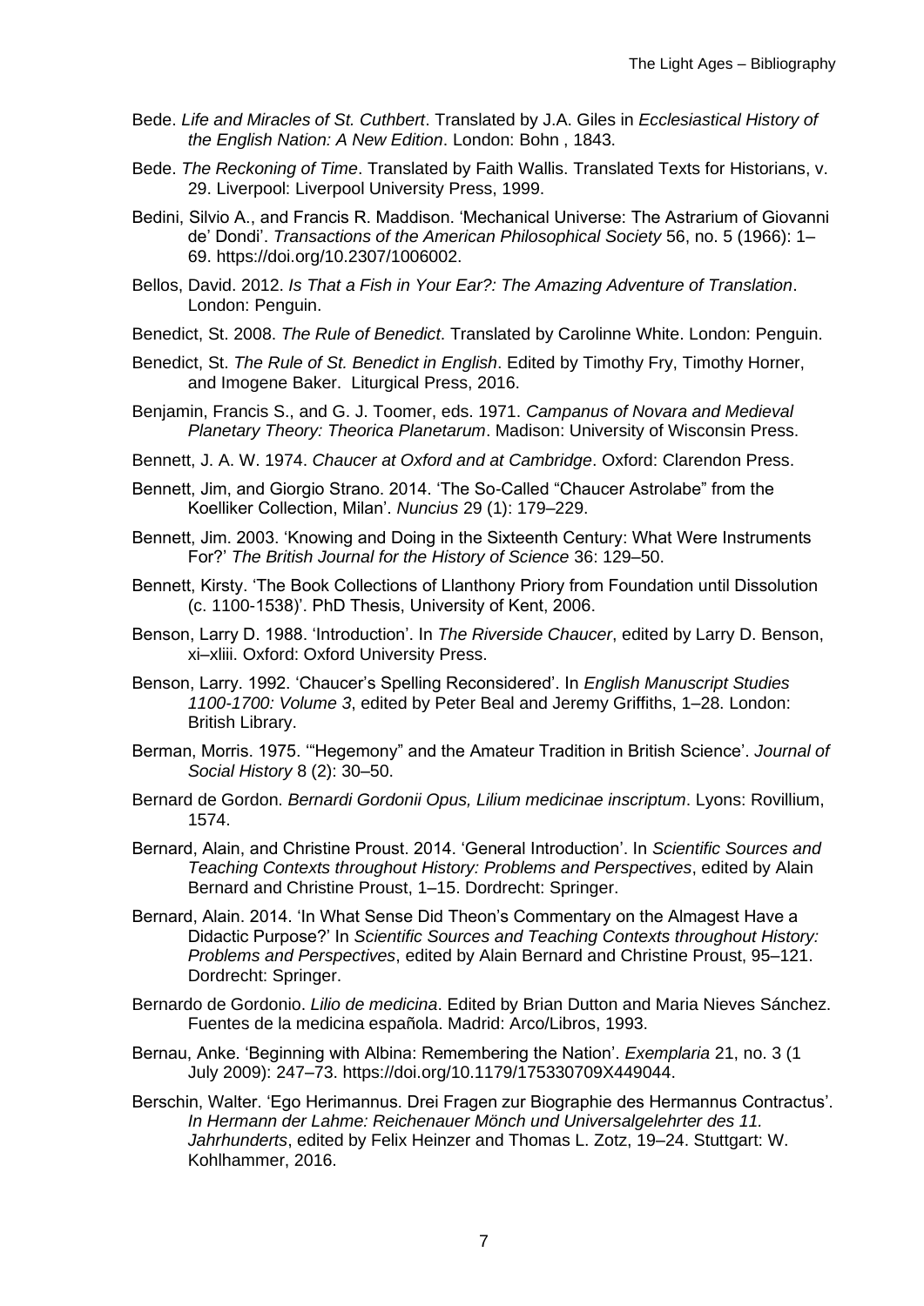Bede. *Life and Miracles of St. Cuthbert*. Translated by J.A. Giles in *Ecclesiastical History of the English Nation: A New Edition*. London: Bohn , 1843.

Bede. *The Reckoning of Time*. Translated by Faith Wallis. Translated Texts for Historians, v. 29. Liverpool: Liverpool University Press, 1999.

Bedini, Silvio A., and Francis R. Maddison. 'Mechanical Universe: The Astrarium of Giovanni de' Dondi'. *Transactions of the American Philosophical Society* 56, no. 5 (1966): 1–69. https://doi.org/10.2307/1006002.

Bellos, David. 2012. *Is That a Fish in Your Ear?: The Amazing Adventure of Translation*. London: Penguin.

Benedict, St. 2008. *The Rule of Benedict*. Translated by Carolinne White. London: Penguin.

Benedict, St. *The Rule of St. Benedict in English*. Edited by Timothy Fry, Timothy Horner, and Imogene Baker. Liturgical Press, 2016.

Benjamin, Francis S., and G. J. Toomer, eds. 1971. *Campanus of Novara and Medieval Planetary Theory: Theorica Planetarum*. Madison: University of Wisconsin Press.

Bennett, J. A. W. 1974. *Chaucer at Oxford and at Cambridge*. Oxford: Clarendon Press.

Bennett, Jim, and Giorgio Strano. 2014. 'The So-Called "Chaucer Astrolabe" from the Koelliker Collection, Milan'. *Nuncius* 29 (1): 179–229.

Bennett, Jim. 2003. 'Knowing and Doing in the Sixteenth Century: What Were Instruments For?' *The British Journal for the History of Science* 36: 129–50.

Bennett, Kirsty. 'The Book Collections of Llanthony Priory from Foundation until Dissolution (c. 1100-1538)'. PhD Thesis, University of Kent, 2006.

Benson, Larry D. 1988. 'Introduction'. In *The Riverside Chaucer*, edited by Larry D. Benson, xi–xliii. Oxford: Oxford University Press.

Benson, Larry. 1992. 'Chaucer's Spelling Reconsidered'. In *English Manuscript Studies 1100-1700: Volume 3*, edited by Peter Beal and Jeremy Griffiths, 1–28. London: British Library.

Berman, Morris. 1975. '"Hegemony" and the Amateur Tradition in British Science'. *Journal of Social History* 8 (2): 30–50.

Bernard de Gordon. *Bernardi Gordonii Opus, Lilium medicinae inscriptum*. Lyons: Rovillium, 1574.

Bernard, Alain, and Christine Proust. 2014. 'General Introduction'. In *Scientific Sources and Teaching Contexts throughout History: Problems and Perspectives*, edited by Alain Bernard and Christine Proust, 1–15. Dordrecht: Springer.

Bernard, Alain. 2014. 'In What Sense Did Theon's Commentary on the Almagest Have a Didactic Purpose?' In *Scientific Sources and Teaching Contexts throughout History: Problems and Perspectives*, edited by Alain Bernard and Christine Proust, 95–121. Dordrecht: Springer.

Bernardo de Gordonio. *Lilio de medicina*. Edited by Brian Dutton and Maria Nieves Sánchez. Fuentes de la medicina española. Madrid: Arco/Libros, 1993.

Bernau, Anke. 'Beginning with Albina: Remembering the Nation'. *Exemplaria* 21, no. 3 (1 July 2009): 247–73. https://doi.org/10.1179/175330709X449044.

Berschin, Walter. 'Ego Herimannus. Drei Fragen zur Biographie des Hermannus Contractus'. *In Hermann der Lahme: Reichenauer Mönch und Universalgelehrter des 11. Jahrhunderts*, edited by Felix Heinzer and Thomas L. Zotz, 19–24. Stuttgart: W. Kohlhammer, 2016.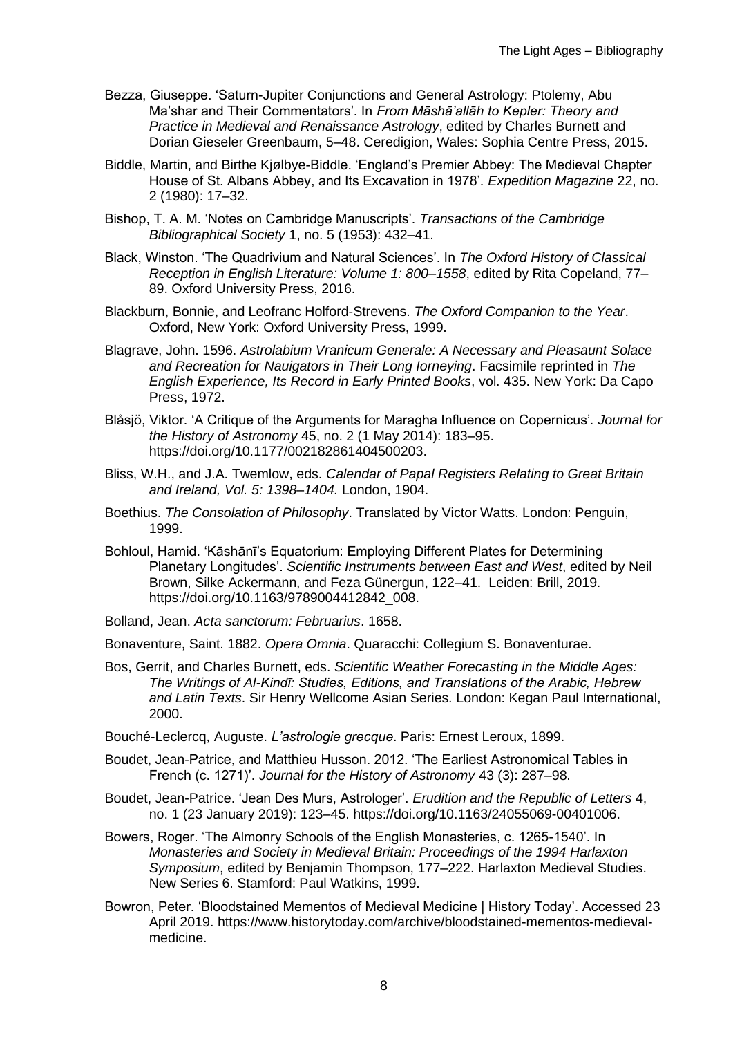Bezza, Giuseppe. 'Saturn-Jupiter Conjunctions and General Astrology: Ptolemy, Abu Ma'shar and Their Commentators'. In *From Māshā'allāh to Kepler: Theory and Practice in Medieval and Renaissance Astrology*, edited by Charles Burnett and Dorian Gieseler Greenbaum, 5–48. Ceredigion, Wales: Sophia Centre Press, 2015.

Biddle, Martin, and Birthe Kjølbye-Biddle. 'England's Premier Abbey: The Medieval Chapter House of St. Albans Abbey, and Its Excavation in 1978'. *Expedition Magazine* 22, no. 2 (1980): 17–32.

Bishop, T. A. M. 'Notes on Cambridge Manuscripts'. *Transactions of the Cambridge Bibliographical Society* 1, no. 5 (1953): 432–41.

Black, Winston. 'The Quadrivium and Natural Sciences'. In *The Oxford History of Classical Reception in English Literature: Volume 1: 800–1558*, edited by Rita Copeland, 77–89. Oxford University Press, 2016.

Blackburn, Bonnie, and Leofranc Holford-Strevens. *The Oxford Companion to the Year*. Oxford, New York: Oxford University Press, 1999.

Blagrave, John. 1596. *Astrolabium Vranicum Generale: A Necessary and Pleasaunt Solace and Recreation for Nauigators in Their Long Iorneying*. Facsimile reprinted in *The English Experience, Its Record in Early Printed Books*, vol. 435. New York: Da Capo Press, 1972.

Blåsjö, Viktor. 'A Critique of the Arguments for Maragha Influence on Copernicus'. *Journal for the History of Astronomy* 45, no. 2 (1 May 2014): 183–95. https://doi.org/10.1177/002182861404500203.

Bliss, W.H., and J.A. Twemlow, eds. *Calendar of Papal Registers Relating to Great Britain and Ireland, Vol. 5: 1398–1404.* London, 1904.

Boethius. *The Consolation of Philosophy*. Translated by Victor Watts. London: Penguin, 1999.

Bohloul, Hamid. 'Kāshānī's Equatorium: Employing Different Plates for Determining Planetary Longitudes'. *Scientific Instruments between East and West*, edited by Neil Brown, Silke Ackermann, and Feza Günergun, 122–41. Leiden: Brill, 2019. https://doi.org/10.1163/9789004412842_008.

Bolland, Jean. *Acta sanctorum: Februarius*. 1658.

Bonaventure, Saint. 1882. *Opera Omnia*. Quaracchi: Collegium S. Bonaventurae.

Bos, Gerrit, and Charles Burnett, eds. *Scientific Weather Forecasting in the Middle Ages: The Writings of Al-Kindī: Studies, Editions, and Translations of the Arabic, Hebrew and Latin Texts*. Sir Henry Wellcome Asian Series. London: Kegan Paul International, 2000.

Bouché-Leclercq, Auguste. *L'astrologie grecque*. Paris: Ernest Leroux, 1899.

Boudet, Jean-Patrice, and Matthieu Husson. 2012. 'The Earliest Astronomical Tables in French (c. 1271)'. *Journal for the History of Astronomy* 43 (3): 287–98.

Boudet, Jean-Patrice. 'Jean Des Murs, Astrologer'. *Erudition and the Republic of Letters* 4, no. 1 (23 January 2019): 123–45. https://doi.org/10.1163/24055069-00401006.

Bowers, Roger. 'The Almonry Schools of the English Monasteries, c. 1265-1540'. In *Monasteries and Society in Medieval Britain: Proceedings of the 1994 Harlaxton Symposium*, edited by Benjamin Thompson, 177–222. Harlaxton Medieval Studies. New Series 6. Stamford: Paul Watkins, 1999.

Bowron, Peter. 'Bloodstained Mementos of Medieval Medicine | History Today'. Accessed 23 April 2019. https://www.historytoday.com/archive/bloodstained-mementos-medieval-medicine.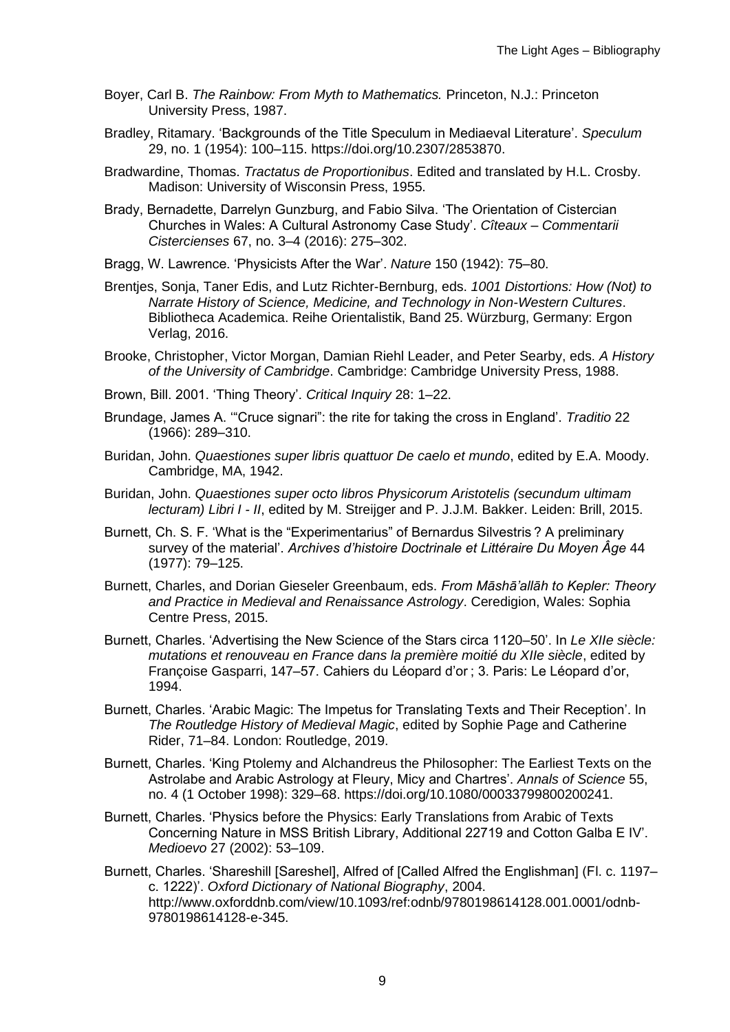Boyer, Carl B. *The Rainbow: From Myth to Mathematics.* Princeton, N.J.: Princeton University Press, 1987.

Bradley, Ritamary. 'Backgrounds of the Title Speculum in Mediaeval Literature'. *Speculum* 29, no. 1 (1954): 100–115. https://doi.org/10.2307/2853870.

Bradwardine, Thomas. *Tractatus de Proportionibus*. Edited and translated by H.L. Crosby. Madison: University of Wisconsin Press, 1955.

Brady, Bernadette, Darrelyn Gunzburg, and Fabio Silva. 'The Orientation of Cistercian Churches in Wales: A Cultural Astronomy Case Study'. *Cîteaux – Commentarii Cistercienses* 67, no. 3–4 (2016): 275–302.

Bragg, W. Lawrence. 'Physicists After the War'. *Nature* 150 (1942): 75–80.

Brentjes, Sonja, Taner Edis, and Lutz Richter-Bernburg, eds. *1001 Distortions: How (Not) to Narrate History of Science, Medicine, and Technology in Non-Western Cultures*. Bibliotheca Academica. Reihe Orientalistik, Band 25. Würzburg, Germany: Ergon Verlag, 2016.

Brooke, Christopher, Victor Morgan, Damian Riehl Leader, and Peter Searby, eds. *A History of the University of Cambridge*. Cambridge: Cambridge University Press, 1988.

Brown, Bill. 2001. 'Thing Theory'. *Critical Inquiry* 28: 1–22.

Brundage, James A. '"Cruce signari": the rite for taking the cross in England'. *Traditio* 22 (1966): 289–310.

Buridan, John. *Quaestiones super libris quattuor De caelo et mundo*, edited by E.A. Moody. Cambridge, MA, 1942.

Buridan, John. *Quaestiones super octo libros Physicorum Aristotelis (secundum ultimam lecturam) Libri I - II*, edited by M. Streijger and P. J.J.M. Bakker. Leiden: Brill, 2015.

Burnett, Ch. S. F. 'What is the "Experimentarius" of Bernardus Silvestris ? A preliminary survey of the material'. *Archives d'histoire Doctrinale et Littéraire Du Moyen Âge* 44 (1977): 79–125.

Burnett, Charles, and Dorian Gieseler Greenbaum, eds. *From Māshā'allāh to Kepler: Theory and Practice in Medieval and Renaissance Astrology*. Ceredigion, Wales: Sophia Centre Press, 2015.

Burnett, Charles. 'Advertising the New Science of the Stars circa 1120–50'. In *Le XIIe siècle: mutations et renouveau en France dans la première moitié du XIIe siècle*, edited by Françoise Gasparri, 147–57. Cahiers du Léopard d'or ; 3. Paris: Le Léopard d'or, 1994.

Burnett, Charles. 'Arabic Magic: The Impetus for Translating Texts and Their Reception'. In *The Routledge History of Medieval Magic*, edited by Sophie Page and Catherine Rider, 71–84. London: Routledge, 2019.

Burnett, Charles. 'King Ptolemy and Alchandreus the Philosopher: The Earliest Texts on the Astrolabe and Arabic Astrology at Fleury, Micy and Chartres'. *Annals of Science* 55, no. 4 (1 October 1998): 329–68. https://doi.org/10.1080/00033799800200241.

Burnett, Charles. 'Physics before the Physics: Early Translations from Arabic of Texts Concerning Nature in MSS British Library, Additional 22719 and Cotton Galba E IV'. *Medioevo* 27 (2002): 53–109.

Burnett, Charles. 'Shareshill [Sareshel], Alfred of [Called Alfred the Englishman] (Fl. c. 1197–c. 1222)'. *Oxford Dictionary of National Biography*, 2004. http://www.oxforddnb.com/view/10.1093/ref:odnb/9780198614128.001.0001/odnb-9780198614128-e-345.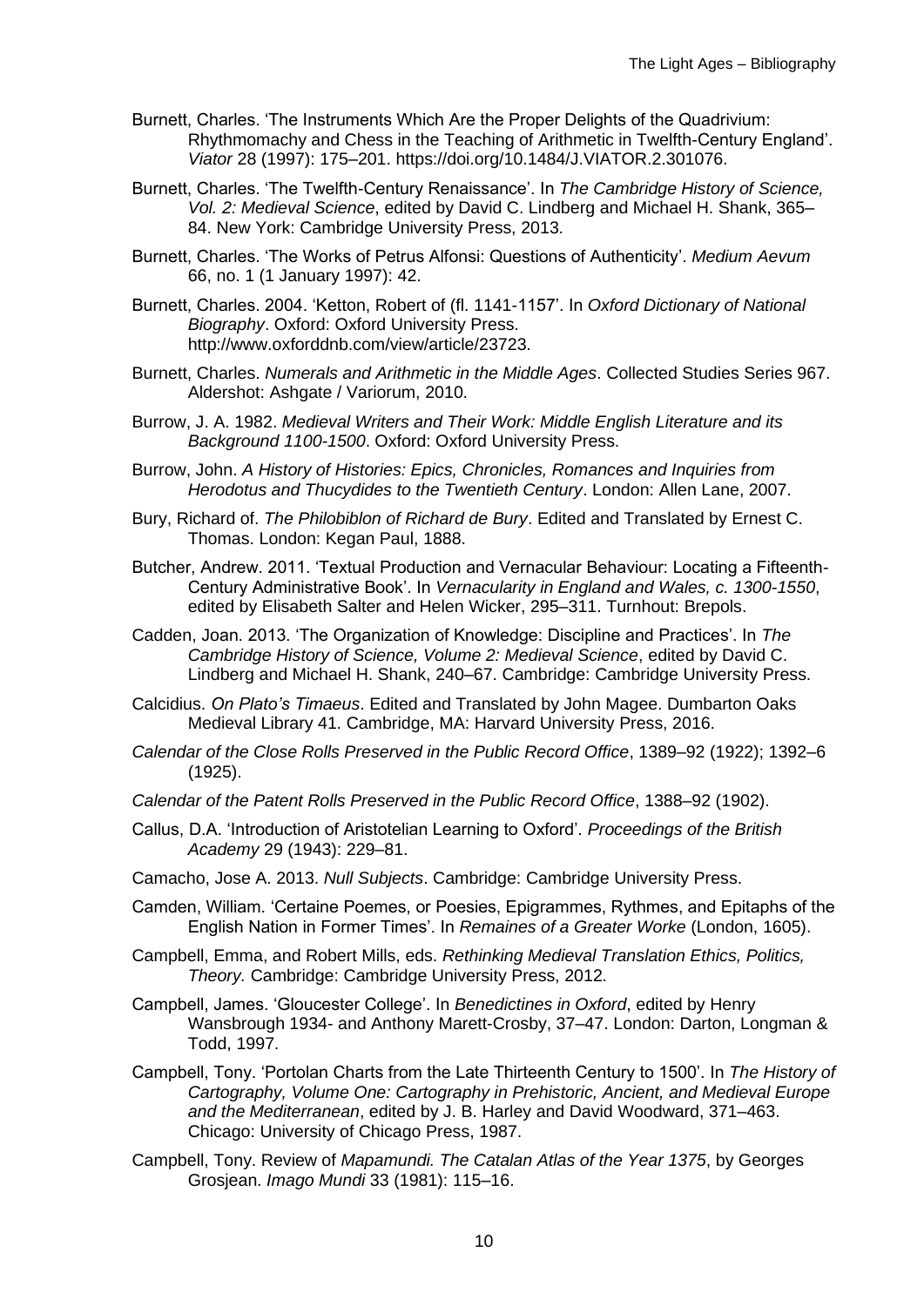Burnett, Charles. 'The Instruments Which Are the Proper Delights of the Quadrivium: Rhythmomachy and Chess in the Teaching of Arithmetic in Twelfth-Century England'. *Viator* 28 (1997): 175–201. https://doi.org/10.1484/J.VIATOR.2.301076.

Burnett, Charles. 'The Twelfth-Century Renaissance'. In *The Cambridge History of Science, Vol. 2: Medieval Science*, edited by David C. Lindberg and Michael H. Shank, 365–84. New York: Cambridge University Press, 2013.

Burnett, Charles. 'The Works of Petrus Alfonsi: Questions of Authenticity'. *Medium Aevum* 66, no. 1 (1 January 1997): 42.

Burnett, Charles. 2004. 'Ketton, Robert of (fl. 1141-1157'. In *Oxford Dictionary of National Biography*. Oxford: Oxford University Press. http://www.oxforddnb.com/view/article/23723.

Burnett, Charles. *Numerals and Arithmetic in the Middle Ages*. Collected Studies Series 967. Aldershot: Ashgate / Variorum, 2010.

Burrow, J. A. 1982. *Medieval Writers and Their Work: Middle English Literature and its Background 1100-1500*. Oxford: Oxford University Press.

Burrow, John. *A History of Histories: Epics, Chronicles, Romances and Inquiries from Herodotus and Thucydides to the Twentieth Century*. London: Allen Lane, 2007.

Bury, Richard of. *The Philobiblon of Richard de Bury*. Edited and Translated by Ernest C. Thomas. London: Kegan Paul, 1888.

Butcher, Andrew. 2011. 'Textual Production and Vernacular Behaviour: Locating a Fifteenth-Century Administrative Book'. In *Vernacularity in England and Wales, c. 1300-1550*, edited by Elisabeth Salter and Helen Wicker, 295–311. Turnhout: Brepols.

Cadden, Joan. 2013. 'The Organization of Knowledge: Discipline and Practices'. In *The Cambridge History of Science, Volume 2: Medieval Science*, edited by David C. Lindberg and Michael H. Shank, 240–67. Cambridge: Cambridge University Press.

Calcidius. *On Plato's Timaeus*. Edited and Translated by John Magee. Dumbarton Oaks Medieval Library 41. Cambridge, MA: Harvard University Press, 2016.

*Calendar of the Close Rolls Preserved in the Public Record Office*, 1389–92 (1922); 1392–6 (1925).

*Calendar of the Patent Rolls Preserved in the Public Record Office*, 1388–92 (1902).

Callus, D.A. 'Introduction of Aristotelian Learning to Oxford'. *Proceedings of the British Academy* 29 (1943): 229–81.

Camacho, Jose A. 2013. *Null Subjects*. Cambridge: Cambridge University Press.

Camden, William. 'Certaine Poemes, or Poesies, Epigrammes, Rythmes, and Epitaphs of the English Nation in Former Times'. In *Remaines of a Greater Worke* (London, 1605).

Campbell, Emma, and Robert Mills, eds. *Rethinking Medieval Translation Ethics, Politics, Theory.* Cambridge: Cambridge University Press, 2012.

Campbell, James. 'Gloucester College'. In *Benedictines in Oxford*, edited by Henry Wansbrough 1934- and Anthony Marett-Crosby, 37–47. London: Darton, Longman & Todd, 1997.

Campbell, Tony. 'Portolan Charts from the Late Thirteenth Century to 1500'. In *The History of Cartography, Volume One: Cartography in Prehistoric, Ancient, and Medieval Europe and the Mediterranean*, edited by J. B. Harley and David Woodward, 371–463. Chicago: University of Chicago Press, 1987.

Campbell, Tony. Review of *Mapamundi. The Catalan Atlas of the Year 1375*, by Georges Grosjean. *Imago Mundi* 33 (1981): 115–16.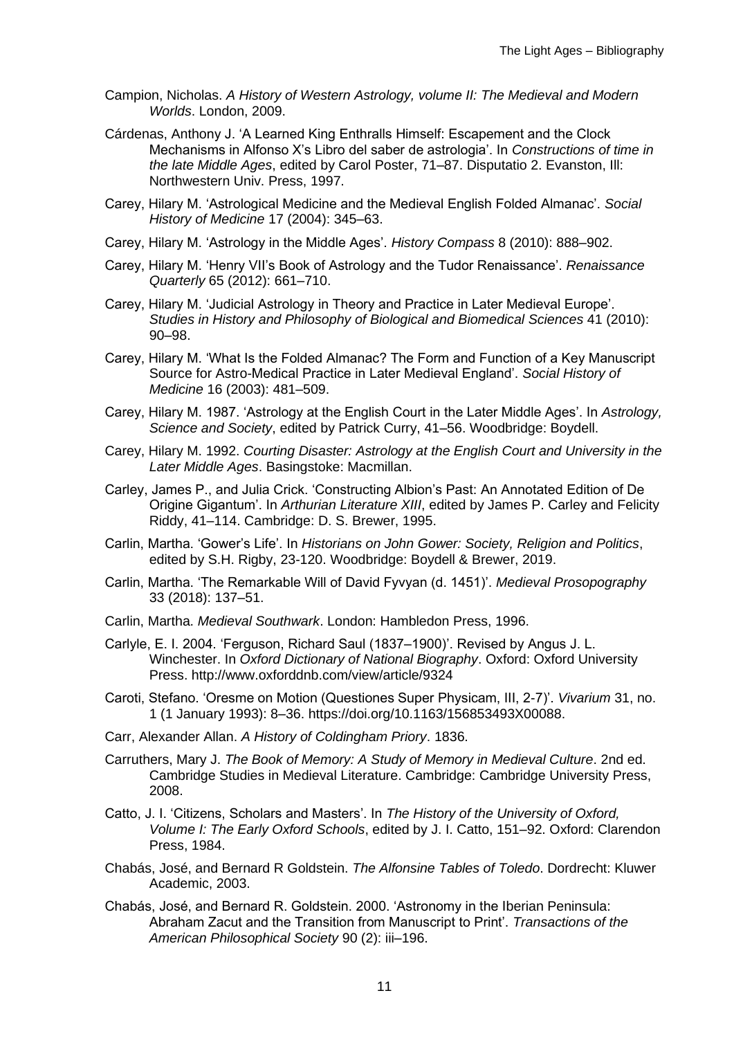Campion, Nicholas. *A History of Western Astrology, volume II: The Medieval and Modern Worlds*. London, 2009.

Cárdenas, Anthony J. 'A Learned King Enthralls Himself: Escapement and the Clock Mechanisms in Alfonso X's Libro del saber de astrologia'. In *Constructions of time in the late Middle Ages*, edited by Carol Poster, 71–87. Disputatio 2. Evanston, Ill: Northwestern Univ. Press, 1997.

Carey, Hilary M. 'Astrological Medicine and the Medieval English Folded Almanac'. *Social History of Medicine* 17 (2004): 345–63.

Carey, Hilary M. 'Astrology in the Middle Ages'. *History Compass* 8 (2010): 888–902.

Carey, Hilary M. 'Henry VII's Book of Astrology and the Tudor Renaissance'. *Renaissance Quarterly* 65 (2012): 661–710.

Carey, Hilary M. 'Judicial Astrology in Theory and Practice in Later Medieval Europe'. *Studies in History and Philosophy of Biological and Biomedical Sciences* 41 (2010): 90–98.

Carey, Hilary M. 'What Is the Folded Almanac? The Form and Function of a Key Manuscript Source for Astro-Medical Practice in Later Medieval England'. *Social History of Medicine* 16 (2003): 481–509.

Carey, Hilary M. 1987. 'Astrology at the English Court in the Later Middle Ages'. In *Astrology, Science and Society*, edited by Patrick Curry, 41–56. Woodbridge: Boydell.

Carey, Hilary M. 1992. *Courting Disaster: Astrology at the English Court and University in the Later Middle Ages*. Basingstoke: Macmillan.

Carley, James P., and Julia Crick. 'Constructing Albion's Past: An Annotated Edition of De Origine Gigantum'. In *Arthurian Literature XIII*, edited by James P. Carley and Felicity Riddy, 41–114. Cambridge: D. S. Brewer, 1995.

Carlin, Martha. 'Gower's Life'. In *Historians on John Gower: Society, Religion and Politics*, edited by S.H. Rigby, 23-120. Woodbridge: Boydell & Brewer, 2019.

Carlin, Martha. 'The Remarkable Will of David Fyvyan (d. 1451)'. *Medieval Prosopography* 33 (2018): 137–51.

Carlin, Martha. *Medieval Southwark*. London: Hambledon Press, 1996.

Carlyle, E. I. 2004. 'Ferguson, Richard Saul (1837–1900)'. Revised by Angus J. L. Winchester. In *Oxford Dictionary of National Biography*. Oxford: Oxford University Press. http://www.oxforddnb.com/view/article/9324

Caroti, Stefano. 'Oresme on Motion (Questiones Super Physicam, III, 2-7)'. *Vivarium* 31, no. 1 (1 January 1993): 8–36. https://doi.org/10.1163/156853493X00088.

Carr, Alexander Allan. *A History of Coldingham Priory*. 1836.

Carruthers, Mary J. *The Book of Memory: A Study of Memory in Medieval Culture*. 2nd ed. Cambridge Studies in Medieval Literature. Cambridge: Cambridge University Press, 2008.

Catto, J. I. 'Citizens, Scholars and Masters'. In *The History of the University of Oxford, Volume I: The Early Oxford Schools*, edited by J. I. Catto, 151–92. Oxford: Clarendon Press, 1984.

Chabás, José, and Bernard R Goldstein. *The Alfonsine Tables of Toledo*. Dordrecht: Kluwer Academic, 2003.

Chabás, José, and Bernard R. Goldstein. 2000. 'Astronomy in the Iberian Peninsula: Abraham Zacut and the Transition from Manuscript to Print'. *Transactions of the American Philosophical Society* 90 (2): iii–196.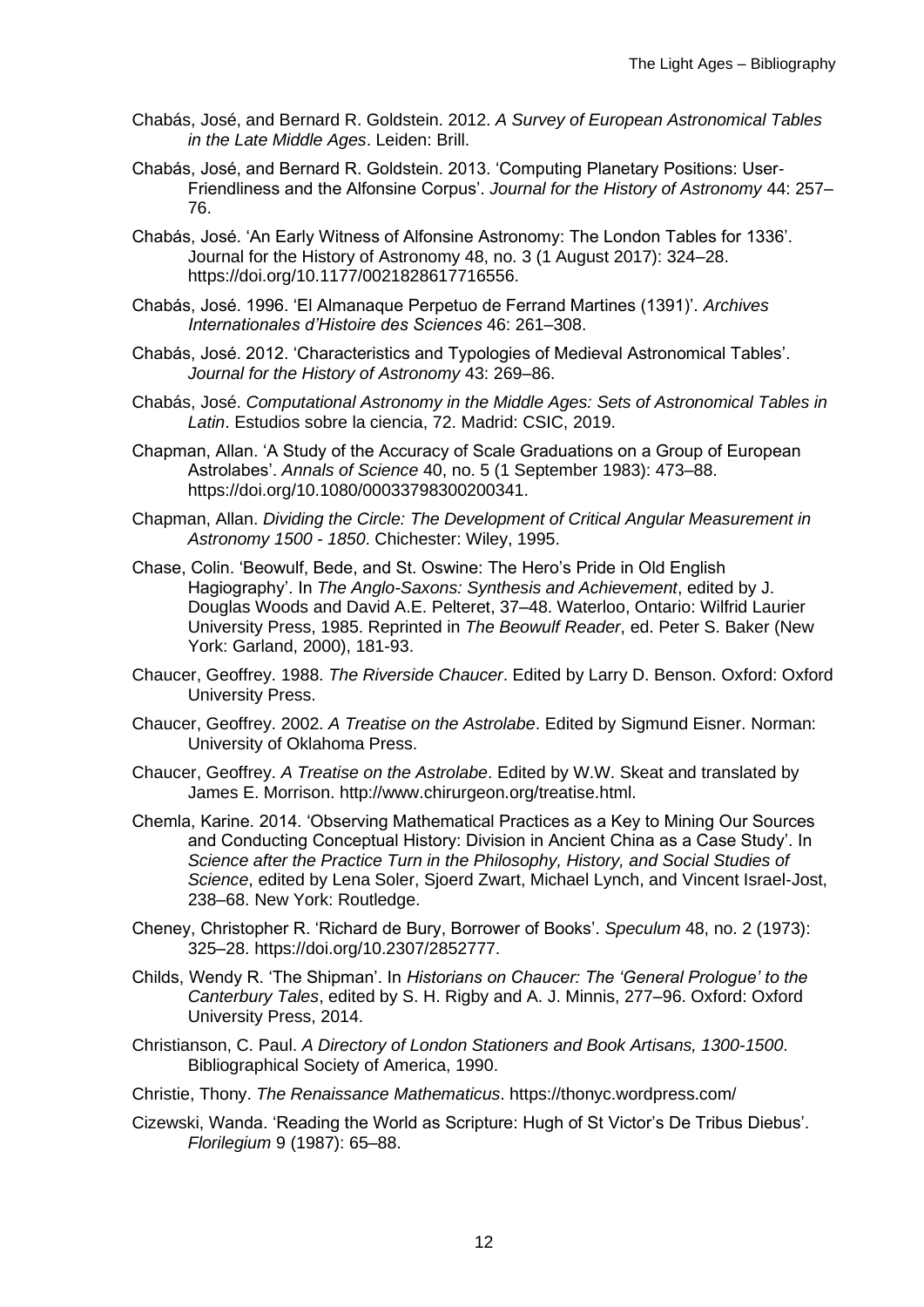Chabás, José, and Bernard R. Goldstein. 2012. *A Survey of European Astronomical Tables in the Late Middle Ages*. Leiden: Brill.

Chabás, José, and Bernard R. Goldstein. 2013. 'Computing Planetary Positions: User-Friendliness and the Alfonsine Corpus'. *Journal for the History of Astronomy* 44: 257–76.

Chabás, José. 'An Early Witness of Alfonsine Astronomy: The London Tables for 1336'. Journal for the History of Astronomy 48, no. 3 (1 August 2017): 324–28. https://doi.org/10.1177/0021828617716556.

Chabás, José. 1996. 'El Almanaque Perpetuo de Ferrand Martines (1391)'. *Archives Internationales d'Histoire des Sciences* 46: 261–308.

Chabás, José. 2012. 'Characteristics and Typologies of Medieval Astronomical Tables'. *Journal for the History of Astronomy* 43: 269–86.

Chabás, José. *Computational Astronomy in the Middle Ages: Sets of Astronomical Tables in Latin*. Estudios sobre la ciencia, 72. Madrid: CSIC, 2019.

Chapman, Allan. 'A Study of the Accuracy of Scale Graduations on a Group of European Astrolabes'. *Annals of Science* 40, no. 5 (1 September 1983): 473–88. https://doi.org/10.1080/00033798300200341.

Chapman, Allan. *Dividing the Circle: The Development of Critical Angular Measurement in Astronomy 1500 - 1850*. Chichester: Wiley, 1995.

Chase, Colin. 'Beowulf, Bede, and St. Oswine: The Hero's Pride in Old English Hagiography'. In *The Anglo-Saxons: Synthesis and Achievement*, edited by J. Douglas Woods and David A.E. Pelteret, 37–48. Waterloo, Ontario: Wilfrid Laurier University Press, 1985. Reprinted in *The Beowulf Reader*, ed. Peter S. Baker (New York: Garland, 2000), 181-93.

Chaucer, Geoffrey. 1988. *The Riverside Chaucer*. Edited by Larry D. Benson. Oxford: Oxford University Press.

Chaucer, Geoffrey. 2002. *A Treatise on the Astrolabe*. Edited by Sigmund Eisner. Norman: University of Oklahoma Press.

Chaucer, Geoffrey. *A Treatise on the Astrolabe*. Edited by W.W. Skeat and translated by James E. Morrison. http://www.chirurgeon.org/treatise.html.

Chemla, Karine. 2014. 'Observing Mathematical Practices as a Key to Mining Our Sources and Conducting Conceptual History: Division in Ancient China as a Case Study'. In *Science after the Practice Turn in the Philosophy, History, and Social Studies of Science*, edited by Lena Soler, Sjoerd Zwart, Michael Lynch, and Vincent Israel-Jost, 238–68. New York: Routledge.

Cheney, Christopher R. 'Richard de Bury, Borrower of Books'. *Speculum* 48, no. 2 (1973): 325–28. https://doi.org/10.2307/2852777.

Childs, Wendy R. 'The Shipman'. In *Historians on Chaucer: The 'General Prologue' to the Canterbury Tales*, edited by S. H. Rigby and A. J. Minnis, 277–96. Oxford: Oxford University Press, 2014.

Christianson, C. Paul. *A Directory of London Stationers and Book Artisans, 1300-1500*. Bibliographical Society of America, 1990.

Christie, Thony. *The Renaissance Mathematicus*. https://thonyc.wordpress.com/

Cizewski, Wanda. 'Reading the World as Scripture: Hugh of St Victor's De Tribus Diebus'. *Florilegium* 9 (1987): 65–88.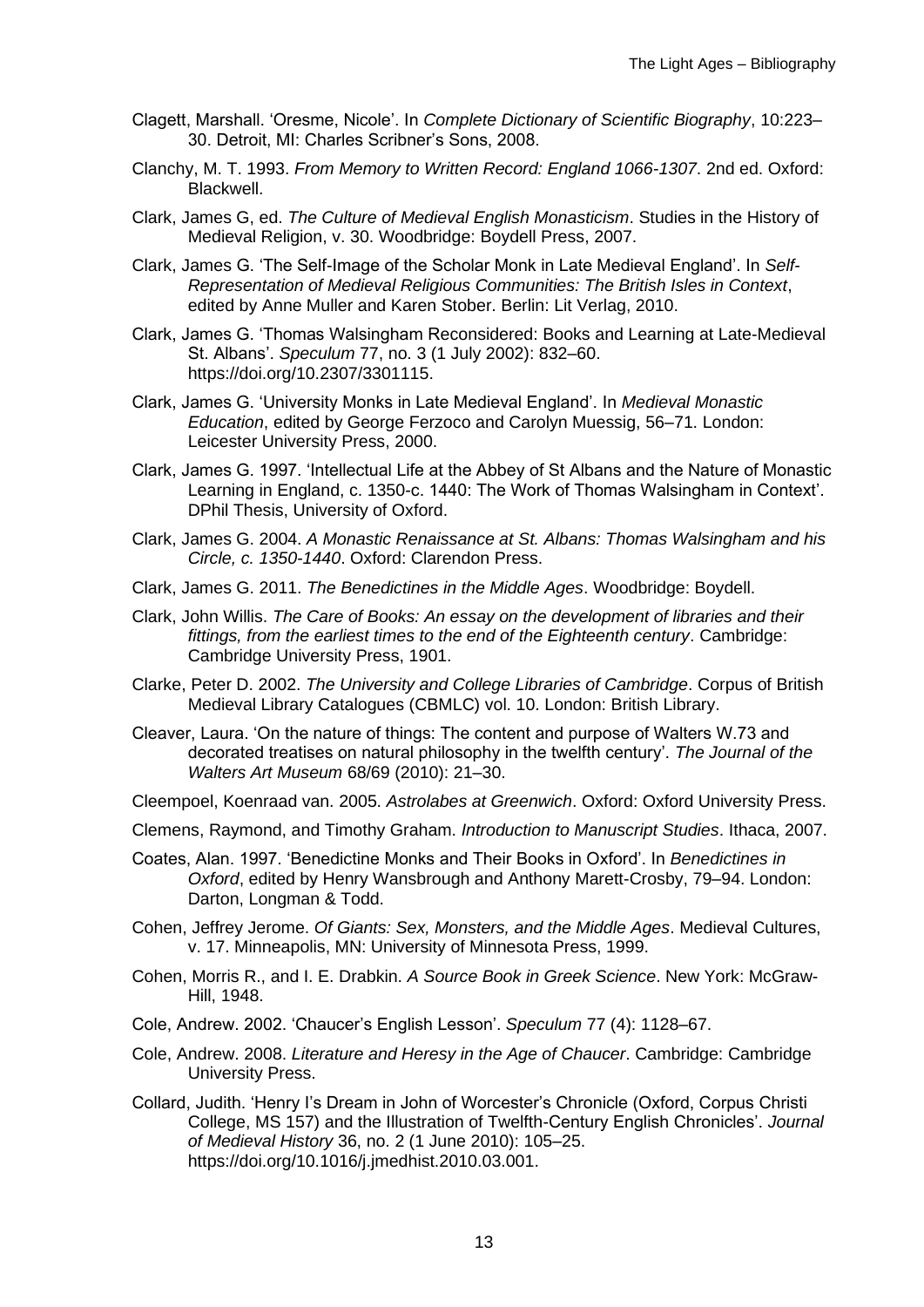Clagett, Marshall. 'Oresme, Nicole'. In *Complete Dictionary of Scientific Biography*, 10:223–30. Detroit, MI: Charles Scribner's Sons, 2008.

Clanchy, M. T. 1993. *From Memory to Written Record: England 1066-1307*. 2nd ed. Oxford: Blackwell.

Clark, James G, ed. *The Culture of Medieval English Monasticism*. Studies in the History of Medieval Religion, v. 30. Woodbridge: Boydell Press, 2007.

Clark, James G. 'The Self-Image of the Scholar Monk in Late Medieval England'. In *Self-Representation of Medieval Religious Communities: The British Isles in Context*, edited by Anne Muller and Karen Stober. Berlin: Lit Verlag, 2010.

Clark, James G. 'Thomas Walsingham Reconsidered: Books and Learning at Late-Medieval St. Albans'. *Speculum* 77, no. 3 (1 July 2002): 832–60. https://doi.org/10.2307/3301115.

Clark, James G. 'University Monks in Late Medieval England'. In *Medieval Monastic Education*, edited by George Ferzoco and Carolyn Muessig, 56–71. London: Leicester University Press, 2000.

Clark, James G. 1997. 'Intellectual Life at the Abbey of St Albans and the Nature of Monastic Learning in England, c. 1350-c. 1440: The Work of Thomas Walsingham in Context'. DPhil Thesis, University of Oxford.

Clark, James G. 2004. *A Monastic Renaissance at St. Albans: Thomas Walsingham and his Circle, c. 1350-1440*. Oxford: Clarendon Press.

Clark, James G. 2011. *The Benedictines in the Middle Ages*. Woodbridge: Boydell.

Clark, John Willis. *The Care of Books: An essay on the development of libraries and their fittings, from the earliest times to the end of the Eighteenth century*. Cambridge: Cambridge University Press, 1901.

Clarke, Peter D. 2002. *The University and College Libraries of Cambridge*. Corpus of British Medieval Library Catalogues (CBMLC) vol. 10. London: British Library.

Cleaver, Laura. 'On the nature of things: The content and purpose of Walters W.73 and decorated treatises on natural philosophy in the twelfth century'. *The Journal of the Walters Art Museum* 68/69 (2010): 21–30.

Cleempoel, Koenraad van. 2005. *Astrolabes at Greenwich*. Oxford: Oxford University Press.

Clemens, Raymond, and Timothy Graham. *Introduction to Manuscript Studies*. Ithaca, 2007.

Coates, Alan. 1997. 'Benedictine Monks and Their Books in Oxford'. In *Benedictines in Oxford*, edited by Henry Wansbrough and Anthony Marett-Crosby, 79–94. London: Darton, Longman & Todd.

Cohen, Jeffrey Jerome. *Of Giants: Sex, Monsters, and the Middle Ages*. Medieval Cultures, v. 17. Minneapolis, MN: University of Minnesota Press, 1999.

Cohen, Morris R., and I. E. Drabkin. *A Source Book in Greek Science*. New York: McGraw-Hill, 1948.

Cole, Andrew. 2002. 'Chaucer's English Lesson'. *Speculum* 77 (4): 1128–67.

Cole, Andrew. 2008. *Literature and Heresy in the Age of Chaucer*. Cambridge: Cambridge University Press.

Collard, Judith. 'Henry I's Dream in John of Worcester's Chronicle (Oxford, Corpus Christi College, MS 157) and the Illustration of Twelfth-Century English Chronicles'. *Journal of Medieval History* 36, no. 2 (1 June 2010): 105–25. https://doi.org/10.1016/j.jmedhist.2010.03.001.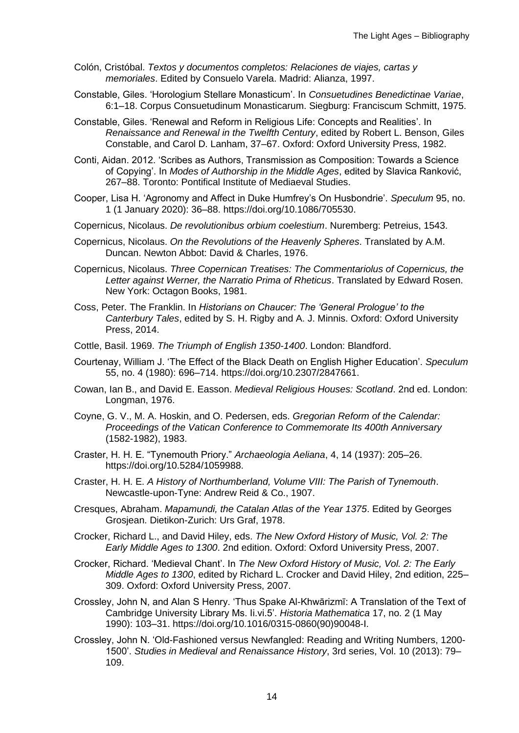Colón, Cristóbal. *Textos y documentos completos: Relaciones de viajes, cartas y memoriales*. Edited by Consuelo Varela. Madrid: Alianza, 1997.

Constable, Giles. 'Horologium Stellare Monasticum'. In *Consuetudines Benedictinae Variae*, 6:1–18. Corpus Consuetudinum Monasticarum. Siegburg: Franciscum Schmitt, 1975.

Constable, Giles. 'Renewal and Reform in Religious Life: Concepts and Realities'. In *Renaissance and Renewal in the Twelfth Century*, edited by Robert L. Benson, Giles Constable, and Carol D. Lanham, 37–67. Oxford: Oxford University Press, 1982.

Conti, Aidan. 2012. 'Scribes as Authors, Transmission as Composition: Towards a Science of Copying'. In *Modes of Authorship in the Middle Ages*, edited by Slavica Ranković, 267–88. Toronto: Pontifical Institute of Mediaeval Studies.

Cooper, Lisa H. 'Agronomy and Affect in Duke Humfrey's On Husbondrie'. *Speculum* 95, no. 1 (1 January 2020): 36–88. https://doi.org/10.1086/705530.

Copernicus, Nicolaus. *De revolutionibus orbium coelestium*. Nuremberg: Petreius, 1543.

Copernicus, Nicolaus. *On the Revolutions of the Heavenly Spheres*. Translated by A.M. Duncan. Newton Abbot: David & Charles, 1976.

Copernicus, Nicolaus. *Three Copernican Treatises: The Commentariolus of Copernicus, the Letter against Werner, the Narratio Prima of Rheticus*. Translated by Edward Rosen. New York: Octagon Books, 1981.

Coss, Peter. The Franklin. In *Historians on Chaucer: The 'General Prologue' to the Canterbury Tales*, edited by S. H. Rigby and A. J. Minnis. Oxford: Oxford University Press, 2014.

Cottle, Basil. 1969. *The Triumph of English 1350-1400*. London: Blandford.

Courtenay, William J. 'The Effect of the Black Death on English Higher Education'. *Speculum* 55, no. 4 (1980): 696–714. https://doi.org/10.2307/2847661.

Cowan, Ian B., and David E. Easson. *Medieval Religious Houses: Scotland*. 2nd ed. London: Longman, 1976.

Coyne, G. V., M. A. Hoskin, and O. Pedersen, eds. *Gregorian Reform of the Calendar: Proceedings of the Vatican Conference to Commemorate Its 400th Anniversary* (1582-1982), 1983.

Craster, H. H. E. "Tynemouth Priory." *Archaeologia Aeliana*, 4, 14 (1937): 205–26. https://doi.org/10.5284/1059988.

Craster, H. H. E. *A History of Northumberland, Volume VIII: The Parish of Tynemouth*. Newcastle-upon-Tyne: Andrew Reid & Co., 1907.

Cresques, Abraham. *Mapamundi, the Catalan Atlas of the Year 1375*. Edited by Georges Grosjean. Dietikon-Zurich: Urs Graf, 1978.

Crocker, Richard L., and David Hiley, eds. *The New Oxford History of Music, Vol. 2: The Early Middle Ages to 1300*. 2nd edition. Oxford: Oxford University Press, 2007.

Crocker, Richard. 'Medieval Chant'. In *The New Oxford History of Music, Vol. 2: The Early Middle Ages to 1300*, edited by Richard L. Crocker and David Hiley, 2nd edition, 225–309. Oxford: Oxford University Press, 2007.

Crossley, John N, and Alan S Henry. 'Thus Spake Al-Khwārizmī: A Translation of the Text of Cambridge University Library Ms. Ii.vi.5'. *Historia Mathematica* 17, no. 2 (1 May 1990): 103–31. https://doi.org/10.1016/0315-0860(90)90048-I.

Crossley, John N. 'Old-Fashioned versus Newfangled: Reading and Writing Numbers, 1200-1500'. *Studies in Medieval and Renaissance History*, 3rd series, Vol. 10 (2013): 79–109.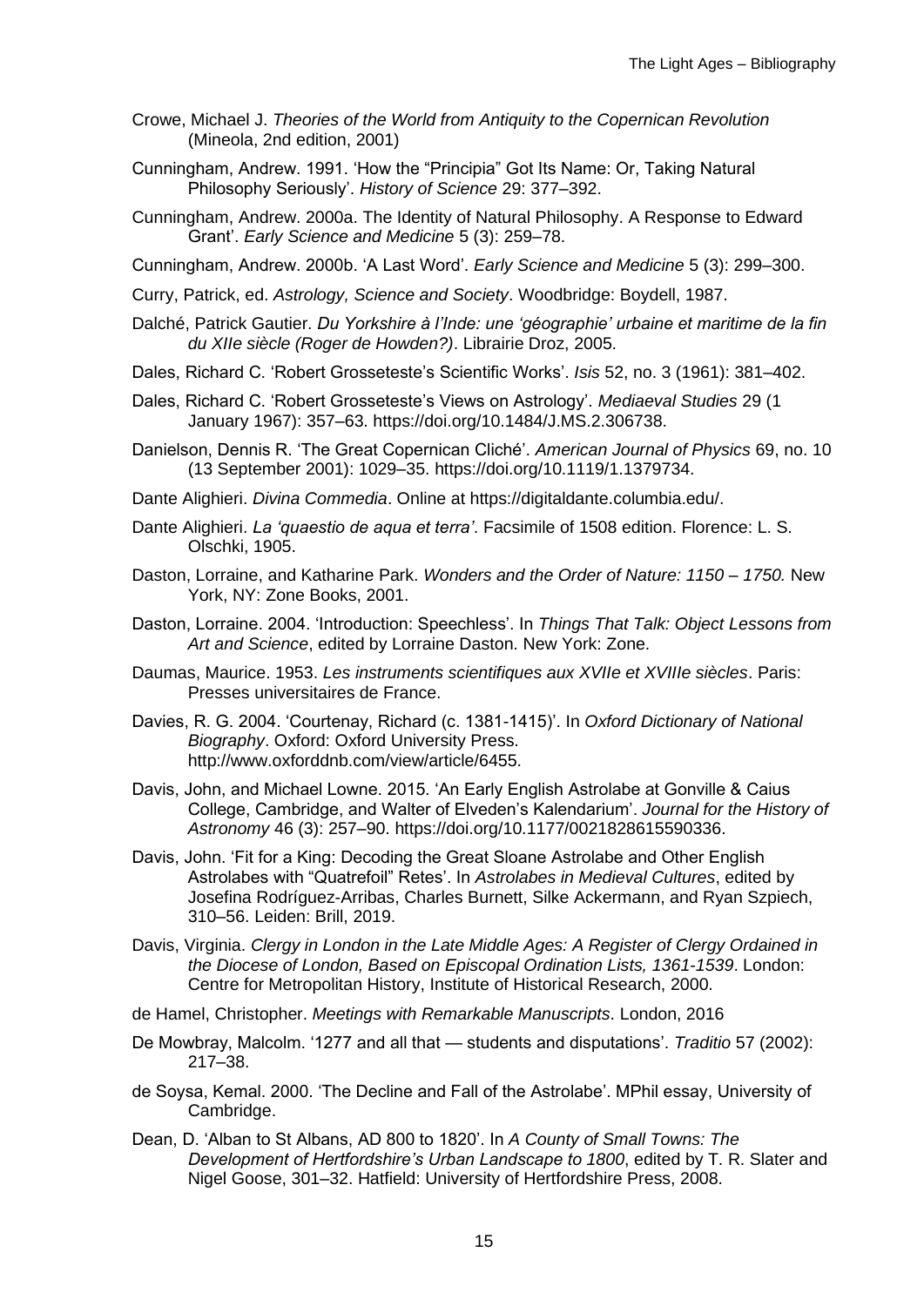Crowe, Michael J. *Theories of the World from Antiquity to the Copernican Revolution* (Mineola, 2nd edition, 2001)

Cunningham, Andrew. 1991. 'How the "Principia" Got Its Name: Or, Taking Natural Philosophy Seriously'. *History of Science* 29: 377–392.

Cunningham, Andrew. 2000a. The Identity of Natural Philosophy. A Response to Edward Grant'. *Early Science and Medicine* 5 (3): 259–78.

Cunningham, Andrew. 2000b. 'A Last Word'. *Early Science and Medicine* 5 (3): 299–300.

Curry, Patrick, ed. *Astrology, Science and Society*. Woodbridge: Boydell, 1987.

Dalché, Patrick Gautier. *Du Yorkshire à l'Inde: une 'géographie' urbaine et maritime de la fin du XIIe siècle (Roger de Howden?)*. Librairie Droz, 2005.

Dales, Richard C. 'Robert Grosseteste's Scientific Works'. *Isis* 52, no. 3 (1961): 381–402.

Dales, Richard C. 'Robert Grosseteste's Views on Astrology'. *Mediaeval Studies* 29 (1 January 1967): 357–63. https://doi.org/10.1484/J.MS.2.306738.

Danielson, Dennis R. 'The Great Copernican Cliché'. *American Journal of Physics* 69, no. 10 (13 September 2001): 1029–35. https://doi.org/10.1119/1.1379734.

Dante Alighieri. *Divina Commedia*. Online at https://digitaldante.columbia.edu/.

Dante Alighieri. *La 'quaestio de aqua et terra'*. Facsimile of 1508 edition. Florence: L. S. Olschki, 1905.

Daston, Lorraine, and Katharine Park. *Wonders and the Order of Nature: 1150 – 1750.* New York, NY: Zone Books, 2001.

Daston, Lorraine. 2004. 'Introduction: Speechless'. In *Things That Talk: Object Lessons from Art and Science*, edited by Lorraine Daston. New York: Zone.

Daumas, Maurice. 1953. *Les instruments scientifiques aux XVIIe et XVIIIe siècles*. Paris: Presses universitaires de France.

Davies, R. G. 2004. 'Courtenay, Richard (c. 1381-1415)'. In *Oxford Dictionary of National Biography*. Oxford: Oxford University Press. http://www.oxforddnb.com/view/article/6455.

Davis, John, and Michael Lowne. 2015. 'An Early English Astrolabe at Gonville & Caius College, Cambridge, and Walter of Elveden's Kalendarium'. *Journal for the History of Astronomy* 46 (3): 257–90. https://doi.org/10.1177/0021828615590336.

Davis, John. 'Fit for a King: Decoding the Great Sloane Astrolabe and Other English Astrolabes with "Quatrefoil" Retes'. In *Astrolabes in Medieval Cultures*, edited by Josefina Rodríguez-Arribas, Charles Burnett, Silke Ackermann, and Ryan Szpiech, 310–56. Leiden: Brill, 2019.

Davis, Virginia. *Clergy in London in the Late Middle Ages: A Register of Clergy Ordained in the Diocese of London, Based on Episcopal Ordination Lists, 1361-1539*. London: Centre for Metropolitan History, Institute of Historical Research, 2000.

de Hamel, Christopher. *Meetings with Remarkable Manuscripts*. London, 2016

De Mowbray, Malcolm. '1277 and all that — students and disputations'. *Traditio* 57 (2002): 217–38.

de Soysa, Kemal. 2000. 'The Decline and Fall of the Astrolabe'. MPhil essay, University of Cambridge.

Dean, D. 'Alban to St Albans, AD 800 to 1820'. In *A County of Small Towns: The Development of Hertfordshire's Urban Landscape to 1800*, edited by T. R. Slater and Nigel Goose, 301–32. Hatfield: University of Hertfordshire Press, 2008.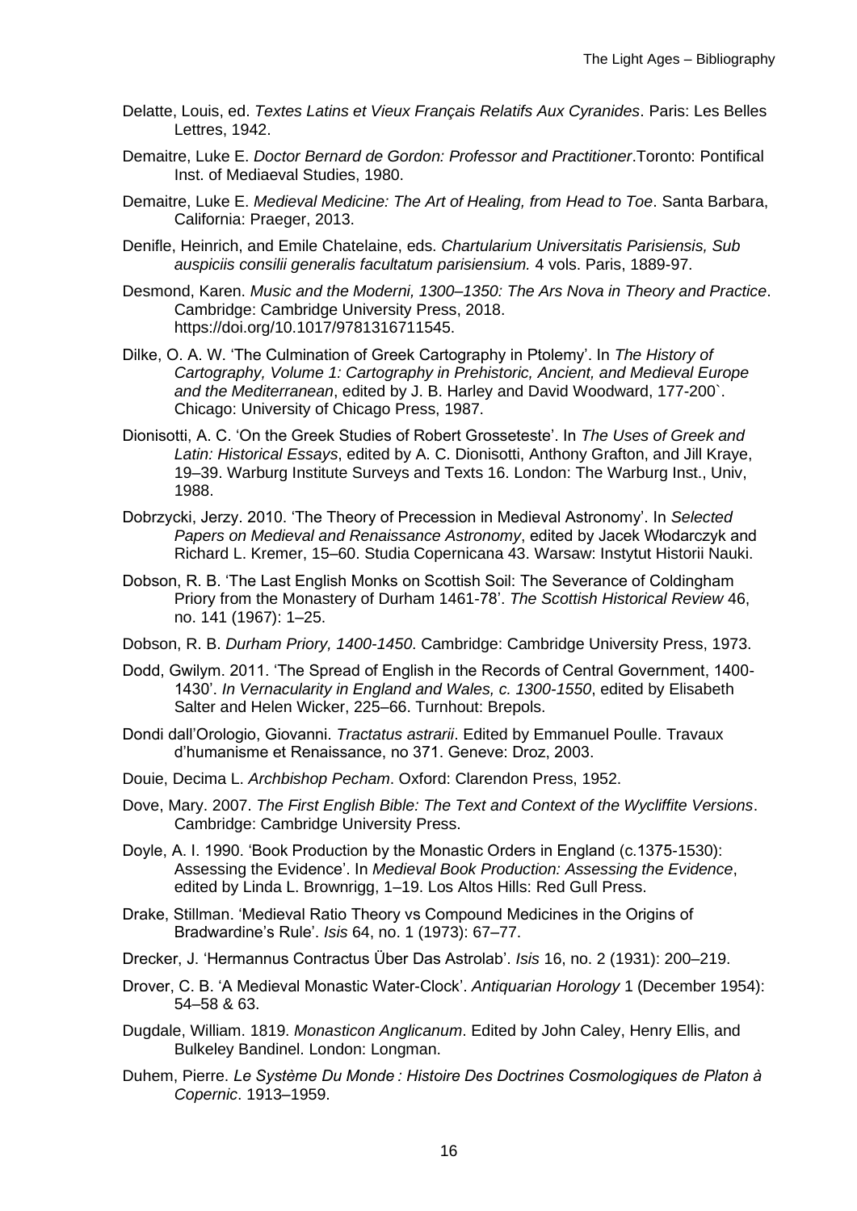Delatte, Louis, ed. *Textes Latins et Vieux Français Relatifs Aux Cyranides*. Paris: Les Belles Lettres, 1942.

Demaitre, Luke E. *Doctor Bernard de Gordon: Professor and Practitioner*.Toronto: Pontifical Inst. of Mediaeval Studies, 1980.

Demaitre, Luke E. *Medieval Medicine: The Art of Healing, from Head to Toe*. Santa Barbara, California: Praeger, 2013.

Denifle, Heinrich, and Emile Chatelaine, eds. *Chartularium Universitatis Parisiensis, Sub auspiciis consilii generalis facultatum parisiensium.* 4 vols. Paris, 1889-97.

Desmond, Karen. *Music and the Moderni, 1300–1350: The Ars Nova in Theory and Practice*. Cambridge: Cambridge University Press, 2018. https://doi.org/10.1017/9781316711545.

Dilke, O. A. W. 'The Culmination of Greek Cartography in Ptolemy'. In *The History of Cartography, Volume 1: Cartography in Prehistoric, Ancient, and Medieval Europe and the Mediterranean*, edited by J. B. Harley and David Woodward, 177-200`. Chicago: University of Chicago Press, 1987.

Dionisotti, A. C. 'On the Greek Studies of Robert Grosseteste'. In *The Uses of Greek and Latin: Historical Essays*, edited by A. C. Dionisotti, Anthony Grafton, and Jill Kraye, 19–39. Warburg Institute Surveys and Texts 16. London: The Warburg Inst., Univ, 1988.

Dobrzycki, Jerzy. 2010. 'The Theory of Precession in Medieval Astronomy'. In *Selected Papers on Medieval and Renaissance Astronomy*, edited by Jacek Włodarczyk and Richard L. Kremer, 15–60. Studia Copernicana 43. Warsaw: Instytut Historii Nauki.

Dobson, R. B. 'The Last English Monks on Scottish Soil: The Severance of Coldingham Priory from the Monastery of Durham 1461-78'. *The Scottish Historical Review* 46, no. 141 (1967): 1–25.

Dobson, R. B. *Durham Priory, 1400-1450*. Cambridge: Cambridge University Press, 1973.

Dodd, Gwilym. 2011. 'The Spread of English in the Records of Central Government, 1400-1430'. *In Vernacularity in England and Wales, c. 1300-1550*, edited by Elisabeth Salter and Helen Wicker, 225–66. Turnhout: Brepols.

Dondi dall'Orologio, Giovanni. *Tractatus astrarii*. Edited by Emmanuel Poulle. Travaux d'humanisme et Renaissance, no 371. Geneve: Droz, 2003.

Douie, Decima L. *Archbishop Pecham*. Oxford: Clarendon Press, 1952.

Dove, Mary. 2007. *The First English Bible: The Text and Context of the Wycliffite Versions*. Cambridge: Cambridge University Press.

Doyle, A. I. 1990. 'Book Production by the Monastic Orders in England (c.1375-1530): Assessing the Evidence'. In *Medieval Book Production: Assessing the Evidence*, edited by Linda L. Brownrigg, 1–19. Los Altos Hills: Red Gull Press.

Drake, Stillman. 'Medieval Ratio Theory vs Compound Medicines in the Origins of Bradwardine's Rule'. *Isis* 64, no. 1 (1973): 67–77.

Drecker, J. 'Hermannus Contractus Über Das Astrolab'. *Isis* 16, no. 2 (1931): 200–219.

Drover, C. B. 'A Medieval Monastic Water-Clock'. *Antiquarian Horology* 1 (December 1954): 54–58 & 63.

Dugdale, William. 1819. *Monasticon Anglicanum*. Edited by John Caley, Henry Ellis, and Bulkeley Bandinel. London: Longman.

Duhem, Pierre. *Le Système Du Monde : Histoire Des Doctrines Cosmologiques de Platon à Copernic*. 1913–1959.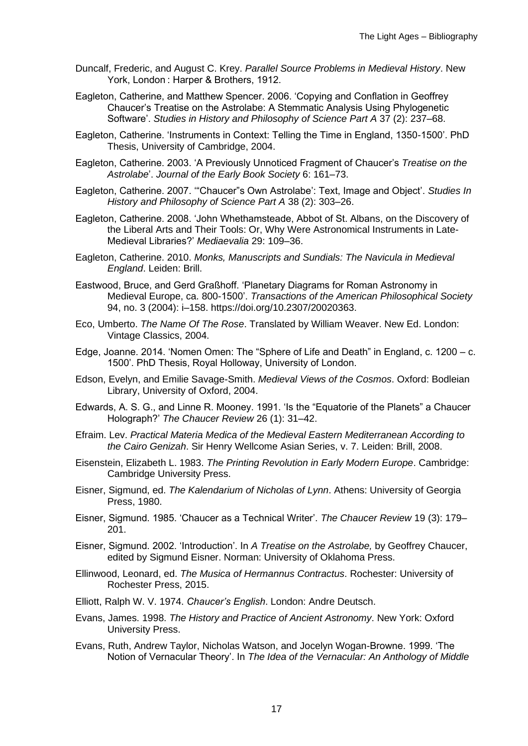Duncalf, Frederic, and August C. Krey. *Parallel Source Problems in Medieval History*. New York, London : Harper & Brothers, 1912.

Eagleton, Catherine, and Matthew Spencer. 2006. 'Copying and Conflation in Geoffrey Chaucer's Treatise on the Astrolabe: A Stemmatic Analysis Using Phylogenetic Software'. *Studies in History and Philosophy of Science Part A* 37 (2): 237–68.

Eagleton, Catherine. 'Instruments in Context: Telling the Time in England, 1350-1500'. PhD Thesis, University of Cambridge, 2004.

Eagleton, Catherine. 2003. 'A Previously Unnoticed Fragment of Chaucer's *Treatise on the Astrolabe*'. *Journal of the Early Book Society* 6: 161–73.

Eagleton, Catherine. 2007. '"Chaucer"s Own Astrolabe': Text, Image and Object'. *Studies In History and Philosophy of Science Part A* 38 (2): 303–26.

Eagleton, Catherine. 2008. 'John Whethamsteade, Abbot of St. Albans, on the Discovery of the Liberal Arts and Their Tools: Or, Why Were Astronomical Instruments in Late-Medieval Libraries?' *Mediaevalia* 29: 109–36.

Eagleton, Catherine. 2010. *Monks, Manuscripts and Sundials: The Navicula in Medieval England*. Leiden: Brill.

Eastwood, Bruce, and Gerd Graßhoff. 'Planetary Diagrams for Roman Astronomy in Medieval Europe, ca. 800-1500'. *Transactions of the American Philosophical Society* 94, no. 3 (2004): i–158. https://doi.org/10.2307/20020363.

Eco, Umberto. *The Name Of The Rose*. Translated by William Weaver. New Ed. London: Vintage Classics, 2004.

Edge, Joanne. 2014. 'Nomen Omen: The "Sphere of Life and Death" in England, c. 1200 – c. 1500'. PhD Thesis, Royal Holloway, University of London.

Edson, Evelyn, and Emilie Savage-Smith. *Medieval Views of the Cosmos*. Oxford: Bodleian Library, University of Oxford, 2004.

Edwards, A. S. G., and Linne R. Mooney. 1991. 'Is the "Equatorie of the Planets" a Chaucer Holograph?' *The Chaucer Review* 26 (1): 31–42.

Efraim. Lev. *Practical Materia Medica of the Medieval Eastern Mediterranean According to the Cairo Genizah*. Sir Henry Wellcome Asian Series, v. 7. Leiden: Brill, 2008.

Eisenstein, Elizabeth L. 1983. *The Printing Revolution in Early Modern Europe*. Cambridge: Cambridge University Press.

Eisner, Sigmund, ed. *The Kalendarium of Nicholas of Lynn*. Athens: University of Georgia Press, 1980.

Eisner, Sigmund. 1985. 'Chaucer as a Technical Writer'. *The Chaucer Review* 19 (3): 179–201.

Eisner, Sigmund. 2002. 'Introduction'. In *A Treatise on the Astrolabe,* by Geoffrey Chaucer, edited by Sigmund Eisner. Norman: University of Oklahoma Press.

Ellinwood, Leonard, ed. *The Musica of Hermannus Contractus*. Rochester: University of Rochester Press, 2015.

Elliott, Ralph W. V. 1974. *Chaucer's English*. London: Andre Deutsch.

Evans, James. 1998. *The History and Practice of Ancient Astronomy*. New York: Oxford University Press.

Evans, Ruth, Andrew Taylor, Nicholas Watson, and Jocelyn Wogan-Browne. 1999. 'The Notion of Vernacular Theory'. In *The Idea of the Vernacular: An Anthology of Middle*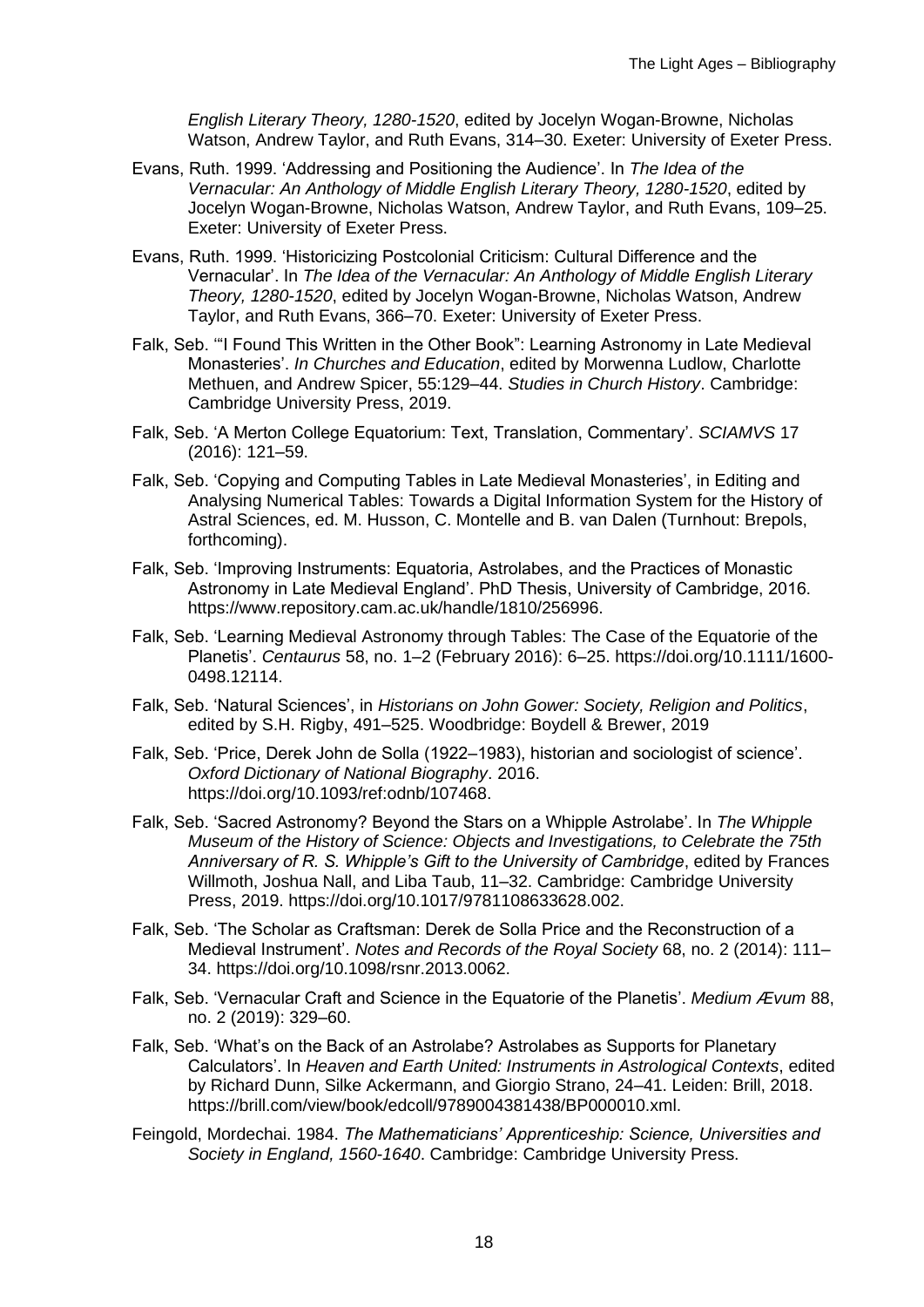*English Literary Theory, 1280-1520*, edited by Jocelyn Wogan-Browne, Nicholas Watson, Andrew Taylor, and Ruth Evans, 314–30. Exeter: University of Exeter Press.

Evans, Ruth. 1999. 'Addressing and Positioning the Audience'. In *The Idea of the Vernacular: An Anthology of Middle English Literary Theory, 1280-1520*, edited by Jocelyn Wogan-Browne, Nicholas Watson, Andrew Taylor, and Ruth Evans, 109–25. Exeter: University of Exeter Press.

Evans, Ruth. 1999. 'Historicizing Postcolonial Criticism: Cultural Difference and the Vernacular'. In *The Idea of the Vernacular: An Anthology of Middle English Literary Theory, 1280-1520*, edited by Jocelyn Wogan-Browne, Nicholas Watson, Andrew Taylor, and Ruth Evans, 366–70. Exeter: University of Exeter Press.

Falk, Seb. '"I Found This Written in the Other Book": Learning Astronomy in Late Medieval Monasteries'. *In Churches and Education*, edited by Morwenna Ludlow, Charlotte Methuen, and Andrew Spicer, 55:129–44. *Studies in Church History*. Cambridge: Cambridge University Press, 2019.

Falk, Seb. 'A Merton College Equatorium: Text, Translation, Commentary'. *SCIAMVS* 17 (2016): 121–59.

Falk, Seb. 'Copying and Computing Tables in Late Medieval Monasteries', in Editing and Analysing Numerical Tables: Towards a Digital Information System for the History of Astral Sciences, ed. M. Husson, C. Montelle and B. van Dalen (Turnhout: Brepols, forthcoming).

Falk, Seb. 'Improving Instruments: Equatoria, Astrolabes, and the Practices of Monastic Astronomy in Late Medieval England'. PhD Thesis, University of Cambridge, 2016. https://www.repository.cam.ac.uk/handle/1810/256996.

Falk, Seb. 'Learning Medieval Astronomy through Tables: The Case of the Equatorie of the Planetis'. *Centaurus* 58, no. 1–2 (February 2016): 6–25. https://doi.org/10.1111/1600-0498.12114.

Falk, Seb. 'Natural Sciences', in *Historians on John Gower: Society, Religion and Politics*, edited by S.H. Rigby, 491–525. Woodbridge: Boydell & Brewer, 2019

Falk, Seb. 'Price, Derek John de Solla (1922–1983), historian and sociologist of science'. *Oxford Dictionary of National Biography*. 2016. https://doi.org/10.1093/ref:odnb/107468.

Falk, Seb. 'Sacred Astronomy? Beyond the Stars on a Whipple Astrolabe'. In *The Whipple Museum of the History of Science: Objects and Investigations, to Celebrate the 75th Anniversary of R. S. Whipple's Gift to the University of Cambridge*, edited by Frances Willmoth, Joshua Nall, and Liba Taub, 11–32. Cambridge: Cambridge University Press, 2019. https://doi.org/10.1017/9781108633628.002.

Falk, Seb. 'The Scholar as Craftsman: Derek de Solla Price and the Reconstruction of a Medieval Instrument'. *Notes and Records of the Royal Society* 68, no. 2 (2014): 111–34. https://doi.org/10.1098/rsnr.2013.0062.

Falk, Seb. 'Vernacular Craft and Science in the Equatorie of the Planetis'. *Medium Ævum* 88, no. 2 (2019): 329–60.

Falk, Seb. 'What's on the Back of an Astrolabe? Astrolabes as Supports for Planetary Calculators'. In *Heaven and Earth United: Instruments in Astrological Contexts*, edited by Richard Dunn, Silke Ackermann, and Giorgio Strano, 24–41. Leiden: Brill, 2018. https://brill.com/view/book/edcoll/9789004381438/BP000010.xml.

Feingold, Mordechai. 1984. *The Mathematicians' Apprenticeship: Science, Universities and Society in England, 1560-1640*. Cambridge: Cambridge University Press.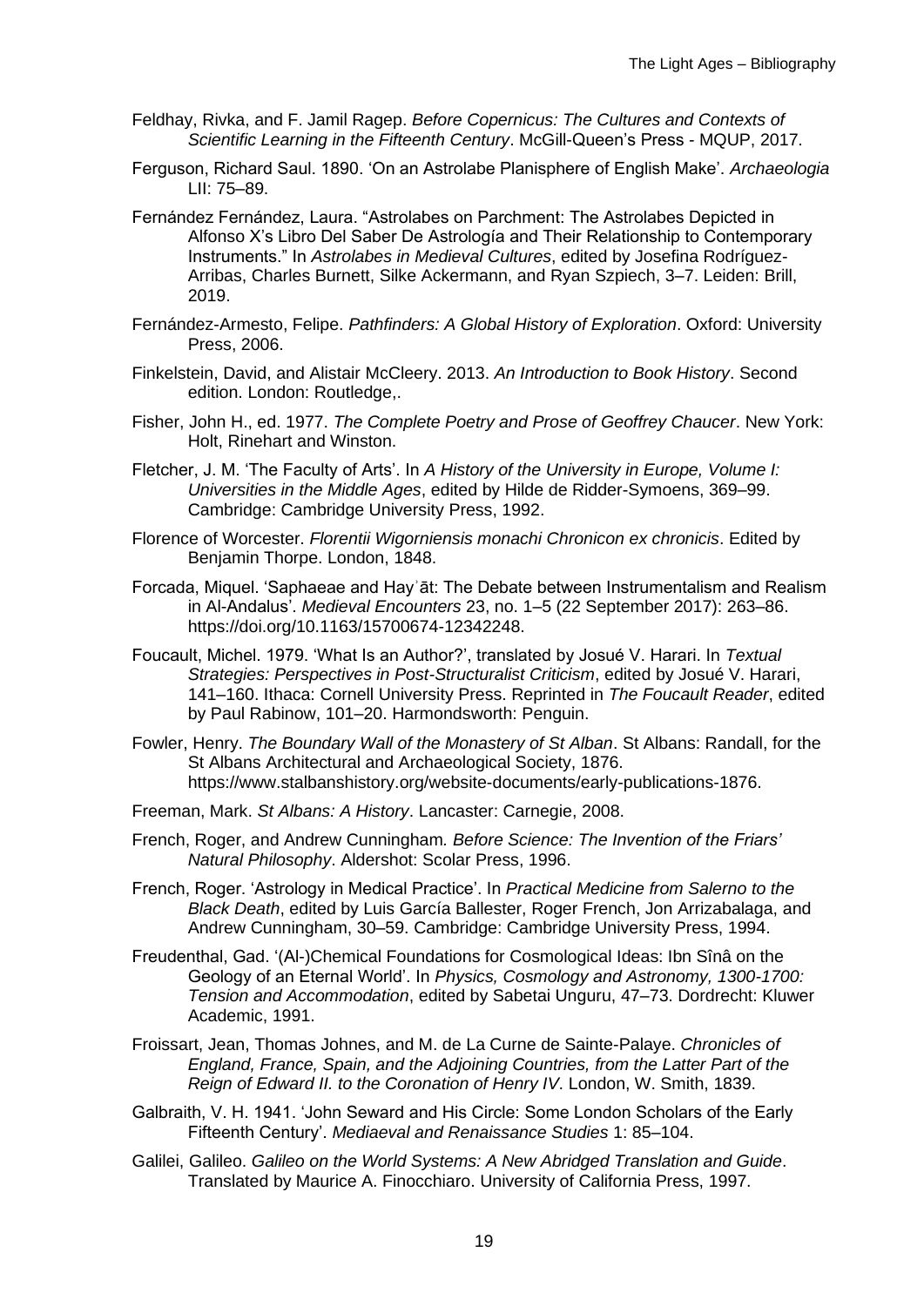Feldhay, Rivka, and F. Jamil Ragep. *Before Copernicus: The Cultures and Contexts of Scientific Learning in the Fifteenth Century*. McGill-Queen's Press - MQUP, 2017.

Ferguson, Richard Saul. 1890. 'On an Astrolabe Planisphere of English Make'. *Archaeologia* LII: 75–89.

Fernández Fernández, Laura. "Astrolabes on Parchment: The Astrolabes Depicted in Alfonso X's Libro Del Saber De Astrología and Their Relationship to Contemporary Instruments." In *Astrolabes in Medieval Cultures*, edited by Josefina Rodríguez-Arribas, Charles Burnett, Silke Ackermann, and Ryan Szpiech, 3–7. Leiden: Brill, 2019.

Fernández-Armesto, Felipe. *Pathfinders: A Global History of Exploration*. Oxford: University Press, 2006.

Finkelstein, David, and Alistair McCleery. 2013. *An Introduction to Book History*. Second edition. London: Routledge,.

Fisher, John H., ed. 1977. *The Complete Poetry and Prose of Geoffrey Chaucer*. New York: Holt, Rinehart and Winston.

Fletcher, J. M. 'The Faculty of Arts'. In *A History of the University in Europe, Volume I: Universities in the Middle Ages*, edited by Hilde de Ridder-Symoens, 369–99. Cambridge: Cambridge University Press, 1992.

Florence of Worcester. *Florentii Wigorniensis monachi Chronicon ex chronicis*. Edited by Benjamin Thorpe. London, 1848.

Forcada, Miquel. 'Saphaeae and Hayʾāt: The Debate between Instrumentalism and Realism in Al-Andalus'. *Medieval Encounters* 23, no. 1–5 (22 September 2017): 263–86. https://doi.org/10.1163/15700674-12342248.

Foucault, Michel. 1979. 'What Is an Author?', translated by Josué V. Harari. In *Textual Strategies: Perspectives in Post-Structuralist Criticism*, edited by Josué V. Harari, 141–160. Ithaca: Cornell University Press. Reprinted in *The Foucault Reader*, edited by Paul Rabinow, 101–20. Harmondsworth: Penguin.

Fowler, Henry. *The Boundary Wall of the Monastery of St Alban*. St Albans: Randall, for the St Albans Architectural and Archaeological Society, 1876. https://www.stalbanshistory.org/website-documents/early-publications-1876.

Freeman, Mark. *St Albans: A History*. Lancaster: Carnegie, 2008.

French, Roger, and Andrew Cunningham*. Before Science: The Invention of the Friars' Natural Philosophy*. Aldershot: Scolar Press, 1996.

French, Roger. 'Astrology in Medical Practice'. In *Practical Medicine from Salerno to the Black Death*, edited by Luis García Ballester, Roger French, Jon Arrizabalaga, and Andrew Cunningham, 30–59. Cambridge: Cambridge University Press, 1994.

Freudenthal, Gad. '(Al-)Chemical Foundations for Cosmological Ideas: Ibn Sînâ on the Geology of an Eternal World'. In *Physics, Cosmology and Astronomy, 1300-1700: Tension and Accommodation*, edited by Sabetai Unguru, 47–73. Dordrecht: Kluwer Academic, 1991.

Froissart, Jean, Thomas Johnes, and M. de La Curne de Sainte-Palaye. *Chronicles of England, France, Spain, and the Adjoining Countries, from the Latter Part of the Reign of Edward II. to the Coronation of Henry IV*. London, W. Smith, 1839.

Galbraith, V. H. 1941. 'John Seward and His Circle: Some London Scholars of the Early Fifteenth Century'. *Mediaeval and Renaissance Studies* 1: 85–104.

Galilei, Galileo. *Galileo on the World Systems: A New Abridged Translation and Guide*. Translated by Maurice A. Finocchiaro. University of California Press, 1997.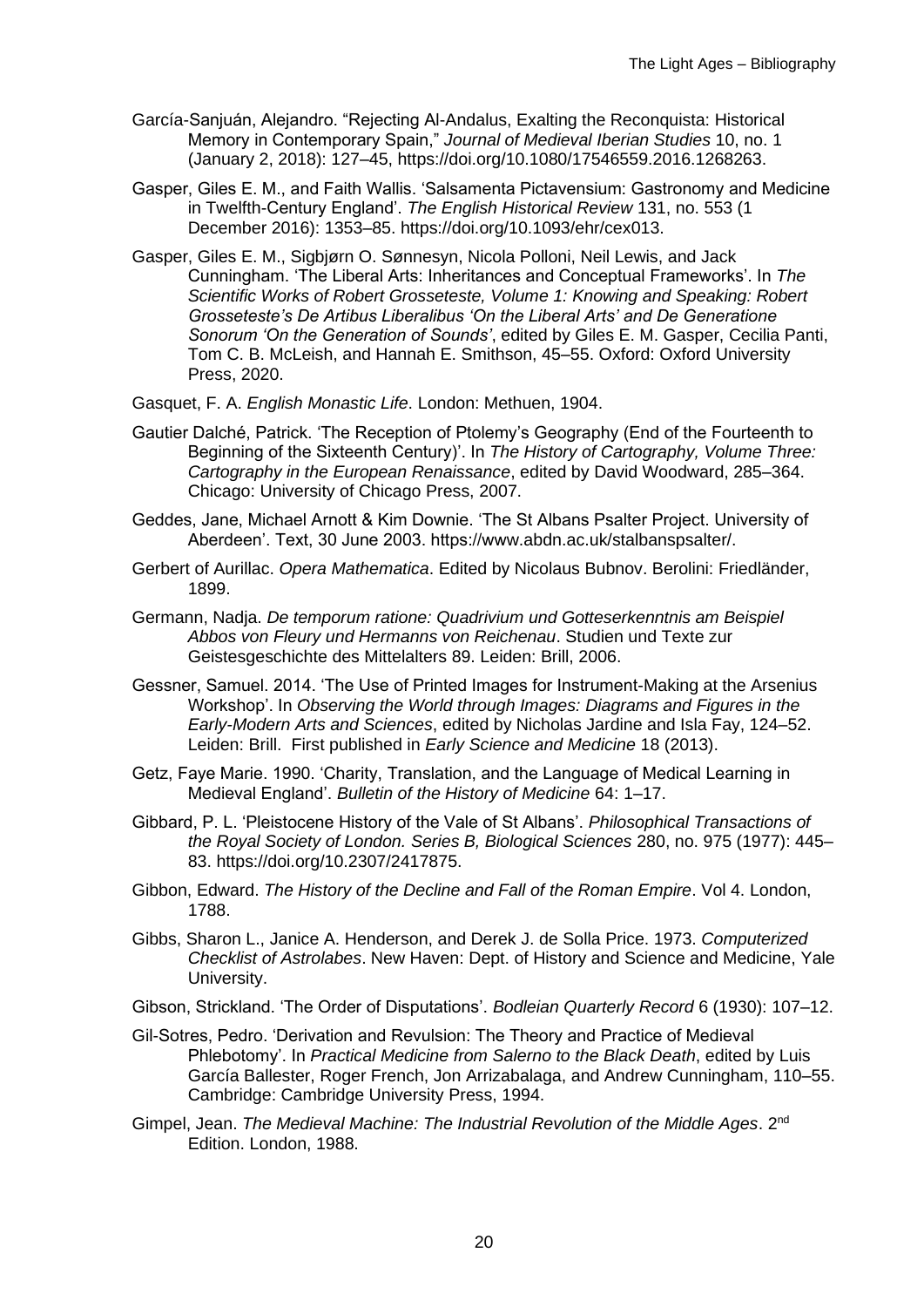García-Sanjuán, Alejandro. “Rejecting Al-Andalus, Exalting the Reconquista: Historical Memory in Contemporary Spain,” *Journal of Medieval Iberian Studies* 10, no. 1 (January 2, 2018): 127–45, https://doi.org/10.1080/17546559.2016.1268263.

Gasper, Giles E. M., and Faith Wallis. ‘Salsamenta Pictavensium: Gastronomy and Medicine in Twelfth-Century England’. *The English Historical Review* 131, no. 553 (1 December 2016): 1353–85. https://doi.org/10.1093/ehr/cex013.

Gasper, Giles E. M., Sigbjørn O. Sønnesyn, Nicola Polloni, Neil Lewis, and Jack Cunningham. ‘The Liberal Arts: Inheritances and Conceptual Frameworks’. In *The Scientific Works of Robert Grosseteste, Volume 1: Knowing and Speaking: Robert Grosseteste’s De Artibus Liberalibus ‘On the Liberal Arts’ and De Generatione Sonorum ‘On the Generation of Sounds’*, edited by Giles E. M. Gasper, Cecilia Panti, Tom C. B. McLeish, and Hannah E. Smithson, 45–55. Oxford: Oxford University Press, 2020.

Gasquet, F. A. *English Monastic Life*. London: Methuen, 1904.

Gautier Dalché, Patrick. ‘The Reception of Ptolemy’s Geography (End of the Fourteenth to Beginning of the Sixteenth Century)’. In *The History of Cartography, Volume Three: Cartography in the European Renaissance*, edited by David Woodward, 285–364. Chicago: University of Chicago Press, 2007.

Geddes, Jane, Michael Arnott & Kim Downie. ‘The St Albans Psalter Project. University of Aberdeen’. Text, 30 June 2003. https://www.abdn.ac.uk/stalbanspsalter/.

Gerbert of Aurillac. *Opera Mathematica*. Edited by Nicolaus Bubnov. Berolini: Friedländer, 1899.

Germann, Nadja. *De temporum ratione: Quadrivium und Gotteserkenntnis am Beispiel Abbos von Fleury und Hermanns von Reichenau*. Studien und Texte zur Geistesgeschichte des Mittelalters 89. Leiden: Brill, 2006.

Gessner, Samuel. 2014. ‘The Use of Printed Images for Instrument-Making at the Arsenius Workshop’. In *Observing the World through Images: Diagrams and Figures in the Early-Modern Arts and Sciences*, edited by Nicholas Jardine and Isla Fay, 124–52. Leiden: Brill. First published in *Early Science and Medicine* 18 (2013).

Getz, Faye Marie. 1990. ‘Charity, Translation, and the Language of Medical Learning in Medieval England’. *Bulletin of the History of Medicine* 64: 1–17.

Gibbard, P. L. ‘Pleistocene History of the Vale of St Albans’. *Philosophical Transactions of the Royal Society of London. Series B, Biological Sciences* 280, no. 975 (1977): 445–83. https://doi.org/10.2307/2417875.

Gibbon, Edward. *The History of the Decline and Fall of the Roman Empire*. Vol 4. London, 1788.

Gibbs, Sharon L., Janice A. Henderson, and Derek J. de Solla Price. 1973. *Computerized Checklist of Astrolabes*. New Haven: Dept. of History and Science and Medicine, Yale University.

Gibson, Strickland. ‘The Order of Disputations’. *Bodleian Quarterly Record* 6 (1930): 107–12.

Gil-Sotres, Pedro. ‘Derivation and Revulsion: The Theory and Practice of Medieval Phlebotomy’. In *Practical Medicine from Salerno to the Black Death*, edited by Luis García Ballester, Roger French, Jon Arrizabalaga, and Andrew Cunningham, 110–55. Cambridge: Cambridge University Press, 1994.

Gimpel, Jean. *The Medieval Machine: The Industrial Revolution of the Middle Ages*. 2nd Edition. London, 1988.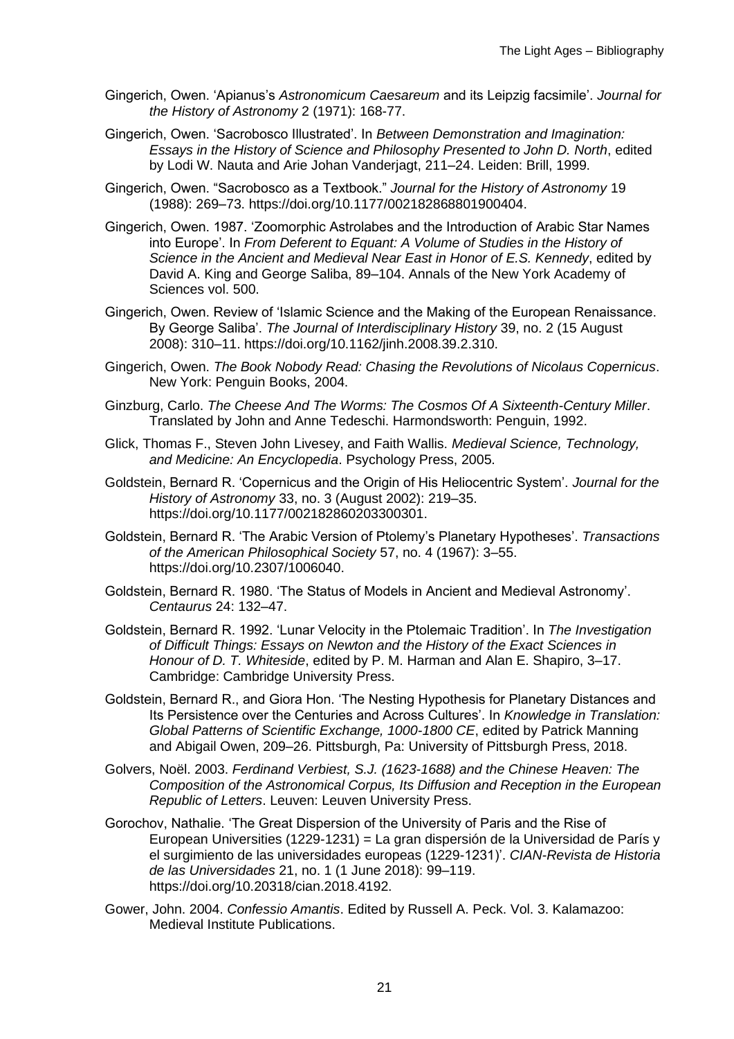Gingerich, Owen. 'Apianus's *Astronomicum Caesareum* and its Leipzig facsimile'. *Journal for the History of Astronomy* 2 (1971): 168-77.

Gingerich, Owen. 'Sacrobosco Illustrated'. In *Between Demonstration and Imagination: Essays in the History of Science and Philosophy Presented to John D. North*, edited by Lodi W. Nauta and Arie Johan Vanderjagt, 211–24. Leiden: Brill, 1999.

Gingerich, Owen. "Sacrobosco as a Textbook." *Journal for the History of Astronomy* 19 (1988): 269–73. https://doi.org/10.1177/002182868801900404.

Gingerich, Owen. 1987. 'Zoomorphic Astrolabes and the Introduction of Arabic Star Names into Europe'. In *From Deferent to Equant: A Volume of Studies in the History of Science in the Ancient and Medieval Near East in Honor of E.S. Kennedy*, edited by David A. King and George Saliba, 89–104. Annals of the New York Academy of Sciences vol. 500.

Gingerich, Owen. Review of 'Islamic Science and the Making of the European Renaissance. By George Saliba'. *The Journal of Interdisciplinary History* 39, no. 2 (15 August 2008): 310–11. https://doi.org/10.1162/jinh.2008.39.2.310.

Gingerich, Owen. *The Book Nobody Read: Chasing the Revolutions of Nicolaus Copernicus*. New York: Penguin Books, 2004.

Ginzburg, Carlo. *The Cheese And The Worms: The Cosmos Of A Sixteenth-Century Miller*. Translated by John and Anne Tedeschi. Harmondsworth: Penguin, 1992.

Glick, Thomas F., Steven John Livesey, and Faith Wallis. *Medieval Science, Technology, and Medicine: An Encyclopedia*. Psychology Press, 2005.

Goldstein, Bernard R. 'Copernicus and the Origin of His Heliocentric System'. *Journal for the History of Astronomy* 33, no. 3 (August 2002): 219–35. https://doi.org/10.1177/002182860203300301.

Goldstein, Bernard R. 'The Arabic Version of Ptolemy's Planetary Hypotheses'. *Transactions of the American Philosophical Society* 57, no. 4 (1967): 3–55. https://doi.org/10.2307/1006040.

Goldstein, Bernard R. 1980. 'The Status of Models in Ancient and Medieval Astronomy'. *Centaurus* 24: 132–47.

Goldstein, Bernard R. 1992. 'Lunar Velocity in the Ptolemaic Tradition'. In *The Investigation of Difficult Things: Essays on Newton and the History of the Exact Sciences in Honour of D. T. Whiteside*, edited by P. M. Harman and Alan E. Shapiro, 3–17. Cambridge: Cambridge University Press.

Goldstein, Bernard R., and Giora Hon. 'The Nesting Hypothesis for Planetary Distances and Its Persistence over the Centuries and Across Cultures'. In *Knowledge in Translation: Global Patterns of Scientific Exchange, 1000-1800 CE*, edited by Patrick Manning and Abigail Owen, 209–26. Pittsburgh, Pa: University of Pittsburgh Press, 2018.

Golvers, Noël. 2003. *Ferdinand Verbiest, S.J. (1623-1688) and the Chinese Heaven: The Composition of the Astronomical Corpus, Its Diffusion and Reception in the European Republic of Letters*. Leuven: Leuven University Press.

Gorochov, Nathalie. 'The Great Dispersion of the University of Paris and the Rise of European Universities (1229-1231) = La gran dispersión de la Universidad de París y el surgimiento de las universidades europeas (1229-1231)'. *CIAN-Revista de Historia de las Universidades* 21, no. 1 (1 June 2018): 99–119. https://doi.org/10.20318/cian.2018.4192.

Gower, John. 2004. *Confessio Amantis*. Edited by Russell A. Peck. Vol. 3. Kalamazoo: Medieval Institute Publications.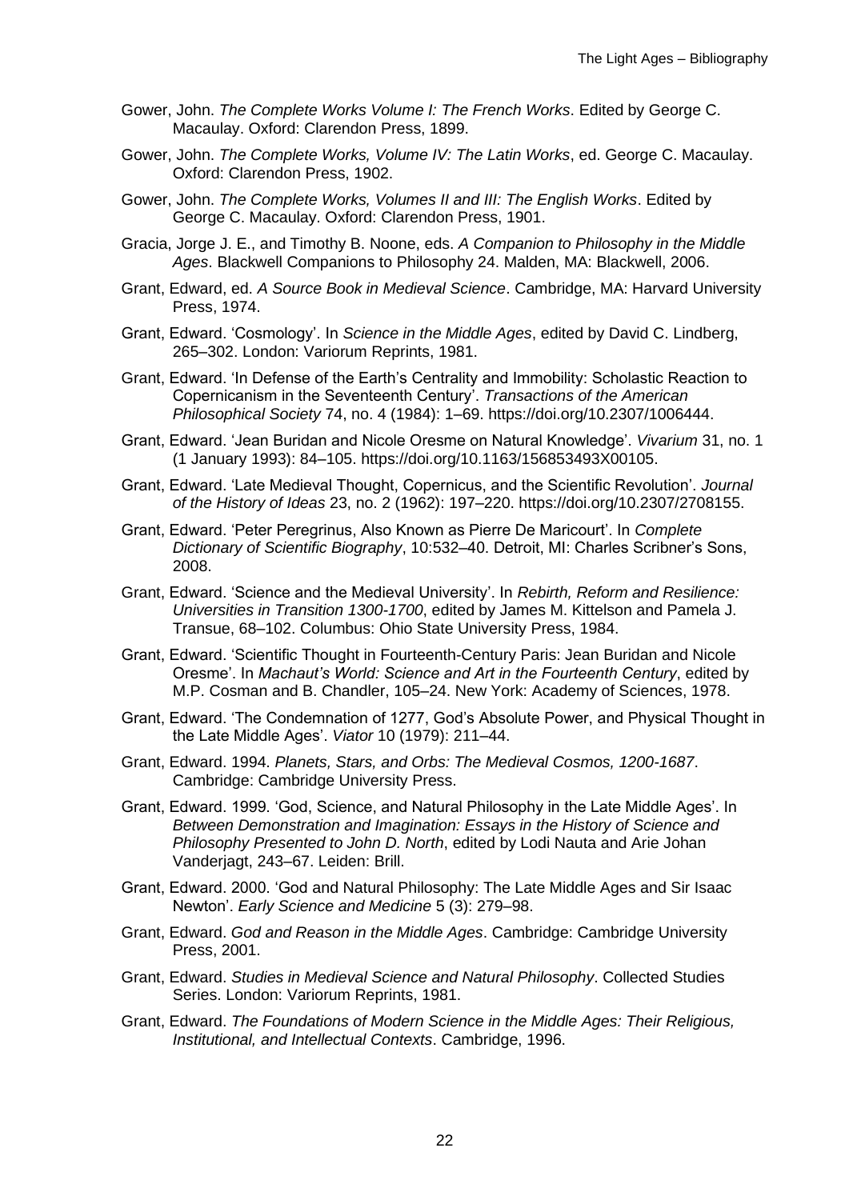Gower, John. *The Complete Works Volume I: The French Works*. Edited by George C. Macaulay. Oxford: Clarendon Press, 1899.

Gower, John. *The Complete Works, Volume IV: The Latin Works*, ed. George C. Macaulay. Oxford: Clarendon Press, 1902.

Gower, John. *The Complete Works, Volumes II and III: The English Works*. Edited by George C. Macaulay. Oxford: Clarendon Press, 1901.

Gracia, Jorge J. E., and Timothy B. Noone, eds. *A Companion to Philosophy in the Middle Ages*. Blackwell Companions to Philosophy 24. Malden, MA: Blackwell, 2006.

Grant, Edward, ed. *A Source Book in Medieval Science*. Cambridge, MA: Harvard University Press, 1974.

Grant, Edward. 'Cosmology'. In *Science in the Middle Ages*, edited by David C. Lindberg, 265–302. London: Variorum Reprints, 1981.

Grant, Edward. 'In Defense of the Earth's Centrality and Immobility: Scholastic Reaction to Copernicanism in the Seventeenth Century'. *Transactions of the American Philosophical Society* 74, no. 4 (1984): 1–69. https://doi.org/10.2307/1006444.

Grant, Edward. 'Jean Buridan and Nicole Oresme on Natural Knowledge'. *Vivarium* 31, no. 1 (1 January 1993): 84–105. https://doi.org/10.1163/156853493X00105.

Grant, Edward. 'Late Medieval Thought, Copernicus, and the Scientific Revolution'. *Journal of the History of Ideas* 23, no. 2 (1962): 197–220. https://doi.org/10.2307/2708155.

Grant, Edward. 'Peter Peregrinus, Also Known as Pierre De Maricourt'. In *Complete Dictionary of Scientific Biography*, 10:532–40. Detroit, MI: Charles Scribner's Sons, 2008.

Grant, Edward. 'Science and the Medieval University'. In *Rebirth, Reform and Resilience: Universities in Transition 1300-1700*, edited by James M. Kittelson and Pamela J. Transue, 68–102. Columbus: Ohio State University Press, 1984.

Grant, Edward. 'Scientific Thought in Fourteenth-Century Paris: Jean Buridan and Nicole Oresme'. In *Machaut's World: Science and Art in the Fourteenth Century*, edited by M.P. Cosman and B. Chandler, 105–24. New York: Academy of Sciences, 1978.

Grant, Edward. 'The Condemnation of 1277, God's Absolute Power, and Physical Thought in the Late Middle Ages'. *Viator* 10 (1979): 211–44.

Grant, Edward. 1994. *Planets, Stars, and Orbs: The Medieval Cosmos, 1200-1687*. Cambridge: Cambridge University Press.

Grant, Edward. 1999. 'God, Science, and Natural Philosophy in the Late Middle Ages'. In *Between Demonstration and Imagination: Essays in the History of Science and Philosophy Presented to John D. North*, edited by Lodi Nauta and Arie Johan Vanderjagt, 243–67. Leiden: Brill.

Grant, Edward. 2000. 'God and Natural Philosophy: The Late Middle Ages and Sir Isaac Newton'. *Early Science and Medicine* 5 (3): 279–98.

Grant, Edward. *God and Reason in the Middle Ages*. Cambridge: Cambridge University Press, 2001.

Grant, Edward. *Studies in Medieval Science and Natural Philosophy*. Collected Studies Series. London: Variorum Reprints, 1981.

Grant, Edward. *The Foundations of Modern Science in the Middle Ages: Their Religious, Institutional, and Intellectual Contexts*. Cambridge, 1996.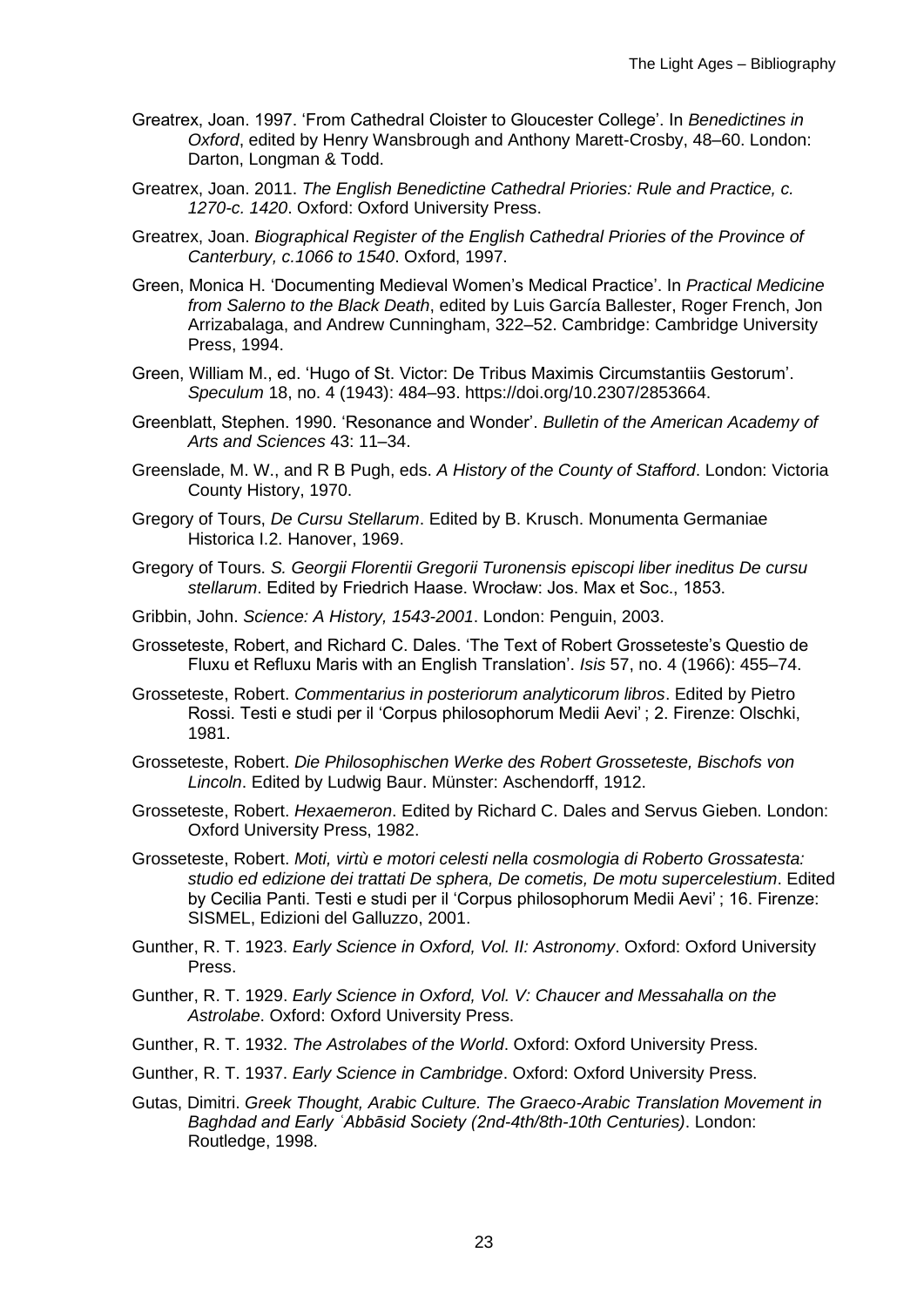Greatrex, Joan. 1997. 'From Cathedral Cloister to Gloucester College'. In *Benedictines in Oxford*, edited by Henry Wansbrough and Anthony Marett-Crosby, 48–60. London: Darton, Longman & Todd.

Greatrex, Joan. 2011. *The English Benedictine Cathedral Priories: Rule and Practice, c. 1270-c. 1420*. Oxford: Oxford University Press.

Greatrex, Joan. *Biographical Register of the English Cathedral Priories of the Province of Canterbury, c.1066 to 1540*. Oxford, 1997.

Green, Monica H. 'Documenting Medieval Women's Medical Practice'. In *Practical Medicine from Salerno to the Black Death*, edited by Luis García Ballester, Roger French, Jon Arrizabalaga, and Andrew Cunningham, 322–52. Cambridge: Cambridge University Press, 1994.

Green, William M., ed. 'Hugo of St. Victor: De Tribus Maximis Circumstantiis Gestorum'. *Speculum* 18, no. 4 (1943): 484–93. https://doi.org/10.2307/2853664.

Greenblatt, Stephen. 1990. 'Resonance and Wonder'. *Bulletin of the American Academy of Arts and Sciences* 43: 11–34.

Greenslade, M. W., and R B Pugh, eds. *A History of the County of Stafford*. London: Victoria County History, 1970.

Gregory of Tours, *De Cursu Stellarum*. Edited by B. Krusch. Monumenta Germaniae Historica I.2. Hanover, 1969.

Gregory of Tours. *S. Georgii Florentii Gregorii Turonensis episcopi liber ineditus De cursu stellarum*. Edited by Friedrich Haase. Wrocław: Jos. Max et Soc., 1853.

Gribbin, John. *Science: A History, 1543-2001*. London: Penguin, 2003.

Grosseteste, Robert, and Richard C. Dales. 'The Text of Robert Grosseteste's Questio de Fluxu et Refluxu Maris with an English Translation'. *Isis* 57, no. 4 (1966): 455–74.

Grosseteste, Robert. *Commentarius in posteriorum analyticorum libros*. Edited by Pietro Rossi. Testi e studi per il 'Corpus philosophorum Medii Aevi' ; 2. Firenze: Olschki, 1981.

Grosseteste, Robert. *Die Philosophischen Werke des Robert Grosseteste, Bischofs von Lincoln*. Edited by Ludwig Baur. Münster: Aschendorff, 1912.

Grosseteste, Robert. *Hexaemeron*. Edited by Richard C. Dales and Servus Gieben. London: Oxford University Press, 1982.

Grosseteste, Robert. *Moti, virtù e motori celesti nella cosmologia di Roberto Grossatesta: studio ed edizione dei trattati De sphera, De cometis, De motu supercelestium*. Edited by Cecilia Panti. Testi e studi per il 'Corpus philosophorum Medii Aevi' ; 16. Firenze: SISMEL, Edizioni del Galluzzo, 2001.

Gunther, R. T. 1923. *Early Science in Oxford, Vol. II: Astronomy*. Oxford: Oxford University Press.

Gunther, R. T. 1929. *Early Science in Oxford, Vol. V: Chaucer and Messahalla on the Astrolabe*. Oxford: Oxford University Press.

Gunther, R. T. 1932. *The Astrolabes of the World*. Oxford: Oxford University Press.

Gunther, R. T. 1937. *Early Science in Cambridge*. Oxford: Oxford University Press.

Gutas, Dimitri. *Greek Thought, Arabic Culture. The Graeco-Arabic Translation Movement in Baghdad and Early ʿAbbāsid Society (2nd-4th/8th-10th Centuries)*. London: Routledge, 1998.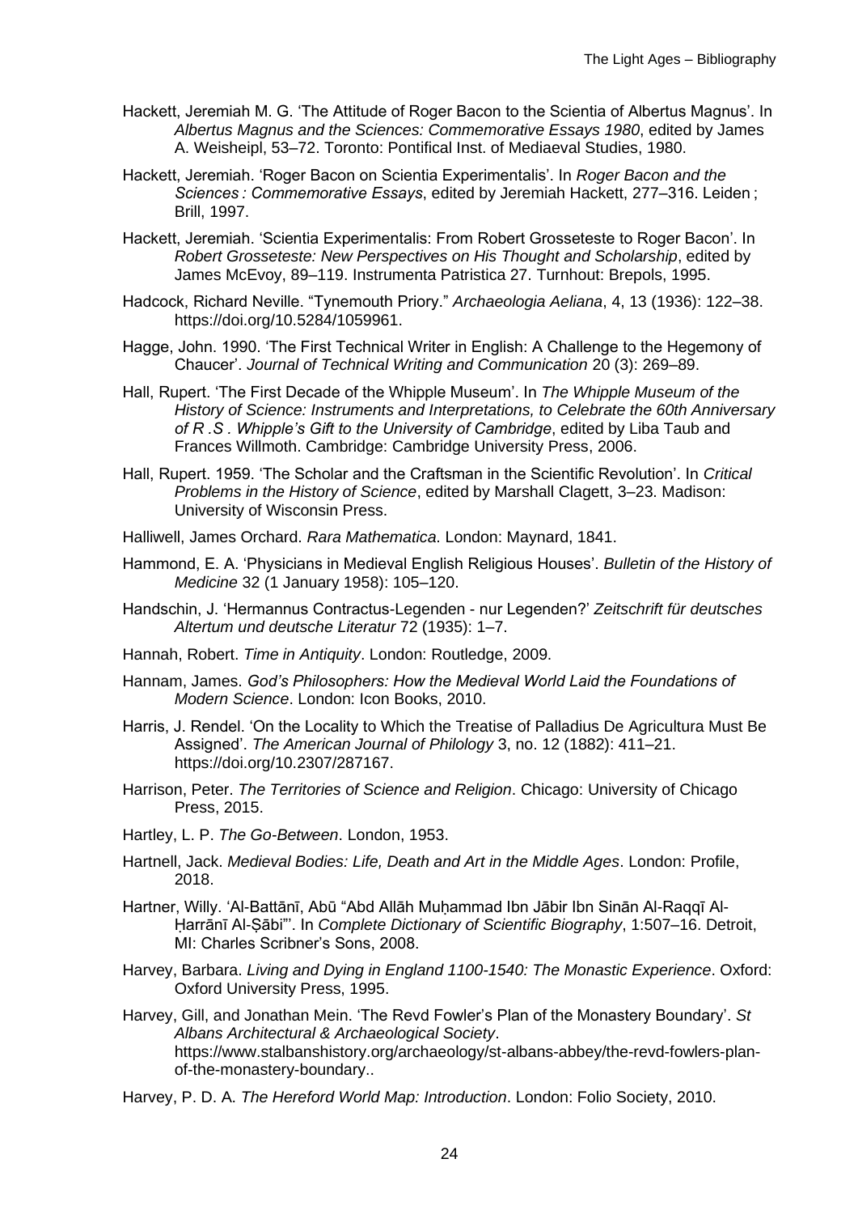Hackett, Jeremiah M. G. 'The Attitude of Roger Bacon to the Scientia of Albertus Magnus'. In *Albertus Magnus and the Sciences: Commemorative Essays 1980*, edited by James A. Weisheipl, 53–72. Toronto: Pontifical Inst. of Mediaeval Studies, 1980.

Hackett, Jeremiah. 'Roger Bacon on Scientia Experimentalis'. In *Roger Bacon and the Sciences : Commemorative Essays*, edited by Jeremiah Hackett, 277–316. Leiden ; Brill, 1997.

Hackett, Jeremiah. 'Scientia Experimentalis: From Robert Grosseteste to Roger Bacon'. In *Robert Grosseteste: New Perspectives on His Thought and Scholarship*, edited by James McEvoy, 89–119. Instrumenta Patristica 27. Turnhout: Brepols, 1995.

Hadcock, Richard Neville. "Tynemouth Priory." *Archaeologia Aeliana*, 4, 13 (1936): 122–38. https://doi.org/10.5284/1059961.

Hagge, John. 1990. 'The First Technical Writer in English: A Challenge to the Hegemony of Chaucer'. *Journal of Technical Writing and Communication* 20 (3): 269–89.

Hall, Rupert. 'The First Decade of the Whipple Museum'. In *The Whipple Museum of the History of Science: Instruments and Interpretations, to Celebrate the 60th Anniversary of R .S . Whipple's Gift to the University of Cambridge*, edited by Liba Taub and Frances Willmoth. Cambridge: Cambridge University Press, 2006.

Hall, Rupert. 1959. 'The Scholar and the Craftsman in the Scientific Revolution'. In *Critical Problems in the History of Science*, edited by Marshall Clagett, 3–23. Madison: University of Wisconsin Press.

Halliwell, James Orchard. *Rara Mathematica*. London: Maynard, 1841.

Hammond, E. A. 'Physicians in Medieval English Religious Houses'. *Bulletin of the History of Medicine* 32 (1 January 1958): 105–120.

Handschin, J. 'Hermannus Contractus-Legenden - nur Legenden?' *Zeitschrift für deutsches Altertum und deutsche Literatur* 72 (1935): 1–7.

Hannah, Robert. *Time in Antiquity*. London: Routledge, 2009.

Hannam, James. *God's Philosophers: How the Medieval World Laid the Foundations of Modern Science*. London: Icon Books, 2010.

Harris, J. Rendel. 'On the Locality to Which the Treatise of Palladius De Agricultura Must Be Assigned'. *The American Journal of Philology* 3, no. 12 (1882): 411–21. https://doi.org/10.2307/287167.

Harrison, Peter. *The Territories of Science and Religion*. Chicago: University of Chicago Press, 2015.

Hartley, L. P. *The Go-Between*. London, 1953.

Hartnell, Jack. *Medieval Bodies: Life, Death and Art in the Middle Ages*. London: Profile, 2018.

Hartner, Willy. 'Al-Battānī, Abū "Abd Allāh Muḥammad Ibn Jābir Ibn Sinān Al-Raqqī Al-Ḥarrānī Al-Ṣābi"'. In *Complete Dictionary of Scientific Biography*, 1:507–16. Detroit, MI: Charles Scribner's Sons, 2008.

Harvey, Barbara. *Living and Dying in England 1100-1540: The Monastic Experience*. Oxford: Oxford University Press, 1995.

Harvey, Gill, and Jonathan Mein. 'The Revd Fowler's Plan of the Monastery Boundary'. *St Albans Architectural & Archaeological Society*. https://www.stalbanshistory.org/archaeology/st-albans-abbey/the-revd-fowlers-plan-of-the-monastery-boundary..

Harvey, P. D. A. *The Hereford World Map: Introduction*. London: Folio Society, 2010.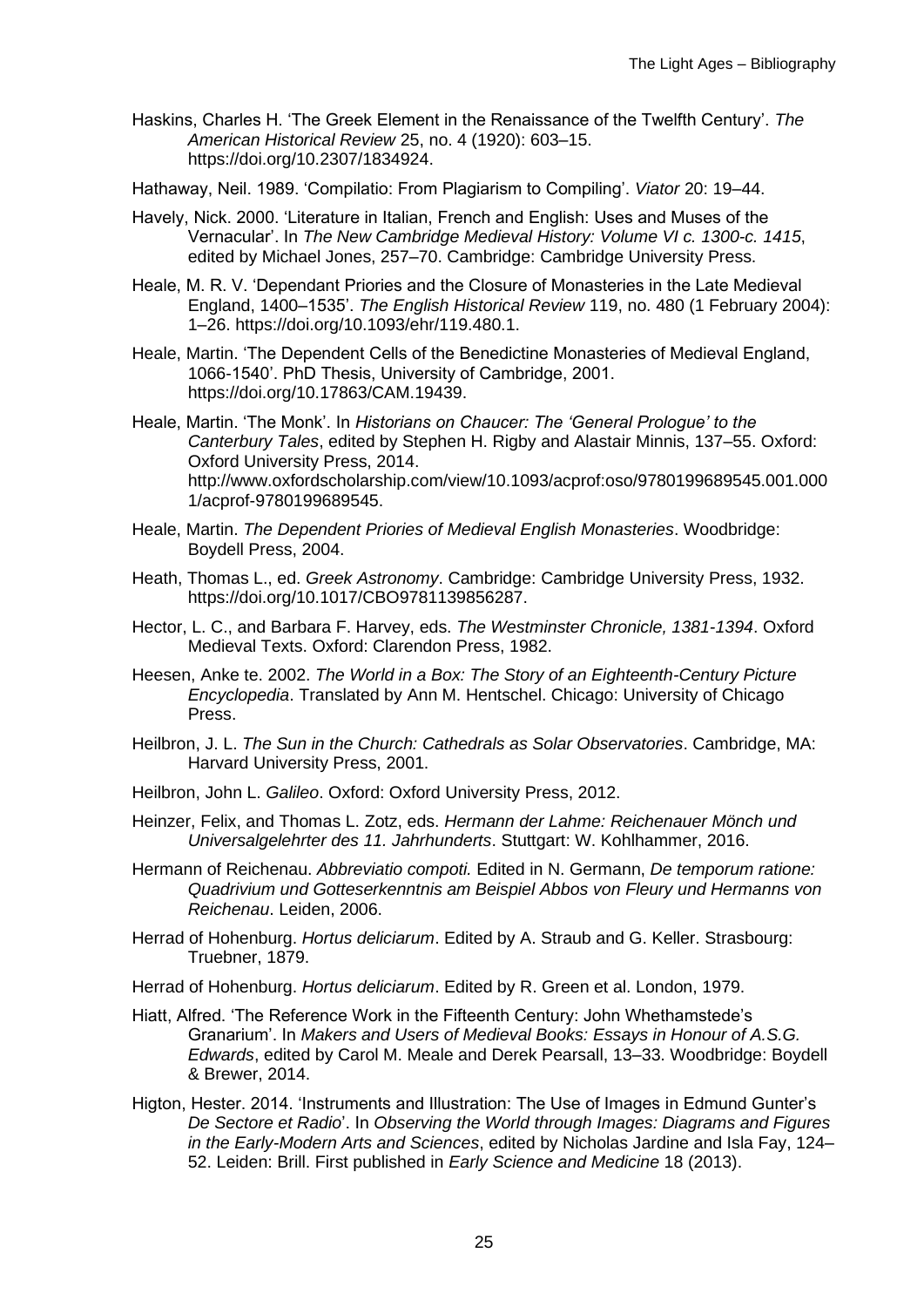Haskins, Charles H. 'The Greek Element in the Renaissance of the Twelfth Century'. *The American Historical Review* 25, no. 4 (1920): 603–15. https://doi.org/10.2307/1834924.

Hathaway, Neil. 1989. 'Compilatio: From Plagiarism to Compiling'. *Viator* 20: 19–44.

Havely, Nick. 2000. 'Literature in Italian, French and English: Uses and Muses of the Vernacular'. In *The New Cambridge Medieval History: Volume VI c. 1300-c. 1415*, edited by Michael Jones, 257–70. Cambridge: Cambridge University Press.

Heale, M. R. V. 'Dependant Priories and the Closure of Monasteries in the Late Medieval England, 1400–1535'. *The English Historical Review* 119, no. 480 (1 February 2004): 1–26. https://doi.org/10.1093/ehr/119.480.1.

Heale, Martin. 'The Dependent Cells of the Benedictine Monasteries of Medieval England, 1066-1540'. PhD Thesis, University of Cambridge, 2001. https://doi.org/10.17863/CAM.19439.

Heale, Martin. 'The Monk'. In *Historians on Chaucer: The 'General Prologue' to the Canterbury Tales*, edited by Stephen H. Rigby and Alastair Minnis, 137–55. Oxford: Oxford University Press, 2014. http://www.oxfordscholarship.com/view/10.1093/acprof:oso/9780199689545.001.0001/acprof-9780199689545.

Heale, Martin. *The Dependent Priories of Medieval English Monasteries*. Woodbridge: Boydell Press, 2004.

Heath, Thomas L., ed. *Greek Astronomy*. Cambridge: Cambridge University Press, 1932. https://doi.org/10.1017/CBO9781139856287.

Hector, L. C., and Barbara F. Harvey, eds. *The Westminster Chronicle, 1381-1394*. Oxford Medieval Texts. Oxford: Clarendon Press, 1982.

Heesen, Anke te. 2002. *The World in a Box: The Story of an Eighteenth-Century Picture Encyclopedia*. Translated by Ann M. Hentschel. Chicago: University of Chicago Press.

Heilbron, J. L. *The Sun in the Church: Cathedrals as Solar Observatories*. Cambridge, MA: Harvard University Press, 2001.

Heilbron, John L. *Galileo*. Oxford: Oxford University Press, 2012.

Heinzer, Felix, and Thomas L. Zotz, eds. *Hermann der Lahme: Reichenauer Mönch und Universalgelehrter des 11. Jahrhunderts*. Stuttgart: W. Kohlhammer, 2016.

Hermann of Reichenau. *Abbreviatio compoti.* Edited in N. Germann, *De temporum ratione: Quadrivium und Gotteserkenntnis am Beispiel Abbos von Fleury und Hermanns von Reichenau*. Leiden, 2006.

Herrad of Hohenburg. *Hortus deliciarum*. Edited by A. Straub and G. Keller. Strasbourg: Truebner, 1879.

Herrad of Hohenburg. *Hortus deliciarum*. Edited by R. Green et al. London, 1979.

Hiatt, Alfred. 'The Reference Work in the Fifteenth Century: John Whethamstede's Granarium'. In *Makers and Users of Medieval Books: Essays in Honour of A.S.G. Edwards*, edited by Carol M. Meale and Derek Pearsall, 13–33. Woodbridge: Boydell & Brewer, 2014.

Higton, Hester. 2014. 'Instruments and Illustration: The Use of Images in Edmund Gunter's *De Sectore et Radio*'. In *Observing the World through Images: Diagrams and Figures in the Early-Modern Arts and Sciences*, edited by Nicholas Jardine and Isla Fay, 124–52. Leiden: Brill. First published in *Early Science and Medicine* 18 (2013).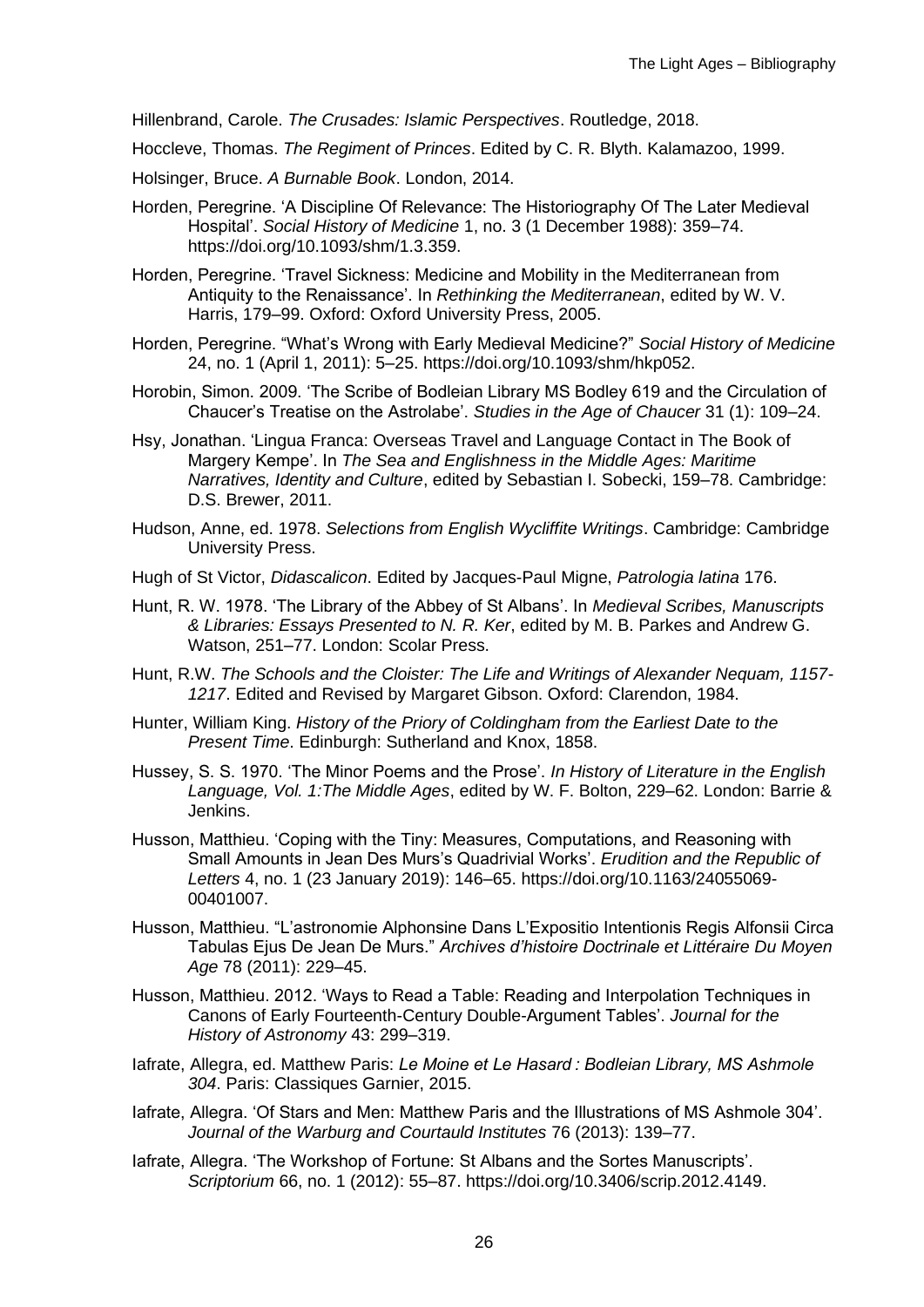Hillenbrand, Carole. *The Crusades: Islamic Perspectives*. Routledge, 2018.

Hoccleve, Thomas. *The Regiment of Princes*. Edited by C. R. Blyth. Kalamazoo, 1999.

Holsinger, Bruce. *A Burnable Book*. London, 2014.

Horden, Peregrine. 'A Discipline Of Relevance: The Historiography Of The Later Medieval Hospital'. *Social History of Medicine* 1, no. 3 (1 December 1988): 359–74. https://doi.org/10.1093/shm/1.3.359.

Horden, Peregrine. 'Travel Sickness: Medicine and Mobility in the Mediterranean from Antiquity to the Renaissance'. In *Rethinking the Mediterranean*, edited by W. V. Harris, 179–99. Oxford: Oxford University Press, 2005.

Horden, Peregrine. "What's Wrong with Early Medieval Medicine?" *Social History of Medicine* 24, no. 1 (April 1, 2011): 5–25. https://doi.org/10.1093/shm/hkp052.

Horobin, Simon. 2009. 'The Scribe of Bodleian Library MS Bodley 619 and the Circulation of Chaucer's Treatise on the Astrolabe'. *Studies in the Age of Chaucer* 31 (1): 109–24.

Hsy, Jonathan. 'Lingua Franca: Overseas Travel and Language Contact in The Book of Margery Kempe'. In *The Sea and Englishness in the Middle Ages: Maritime Narratives, Identity and Culture*, edited by Sebastian I. Sobecki, 159–78. Cambridge: D.S. Brewer, 2011.

Hudson, Anne, ed. 1978. *Selections from English Wycliffite Writings*. Cambridge: Cambridge University Press.

Hugh of St Victor, *Didascalicon*. Edited by Jacques-Paul Migne, *Patrologia latina* 176.

Hunt, R. W. 1978. 'The Library of the Abbey of St Albans'. In *Medieval Scribes, Manuscripts & Libraries: Essays Presented to N. R. Ker*, edited by M. B. Parkes and Andrew G. Watson, 251–77. London: Scolar Press.

Hunt, R.W. *The Schools and the Cloister: The Life and Writings of Alexander Nequam, 1157-1217*. Edited and Revised by Margaret Gibson. Oxford: Clarendon, 1984.

Hunter, William King. *History of the Priory of Coldingham from the Earliest Date to the Present Time*. Edinburgh: Sutherland and Knox, 1858.

Hussey, S. S. 1970. 'The Minor Poems and the Prose'. *In History of Literature in the English Language, Vol. 1:The Middle Ages*, edited by W. F. Bolton, 229–62. London: Barrie & Jenkins.

Husson, Matthieu. 'Coping with the Tiny: Measures, Computations, and Reasoning with Small Amounts in Jean Des Murs's Quadrivial Works'. *Erudition and the Republic of Letters* 4, no. 1 (23 January 2019): 146–65. https://doi.org/10.1163/24055069-00401007.

Husson, Matthieu. "L'astronomie Alphonsine Dans L'Expositio Intentionis Regis Alfonsii Circa Tabulas Ejus De Jean De Murs." *Archives d'histoire Doctrinale et Littéraire Du Moyen Age* 78 (2011): 229–45.

Husson, Matthieu. 2012. 'Ways to Read a Table: Reading and Interpolation Techniques in Canons of Early Fourteenth-Century Double-Argument Tables'. *Journal for the History of Astronomy* 43: 299–319.

Iafrate, Allegra, ed. Matthew Paris: *Le Moine et Le Hasard : Bodleian Library, MS Ashmole 304*. Paris: Classiques Garnier, 2015.

Iafrate, Allegra. 'Of Stars and Men: Matthew Paris and the Illustrations of MS Ashmole 304'. *Journal of the Warburg and Courtauld Institutes* 76 (2013): 139–77.

Iafrate, Allegra. 'The Workshop of Fortune: St Albans and the Sortes Manuscripts'. *Scriptorium* 66, no. 1 (2012): 55–87. https://doi.org/10.3406/scrip.2012.4149.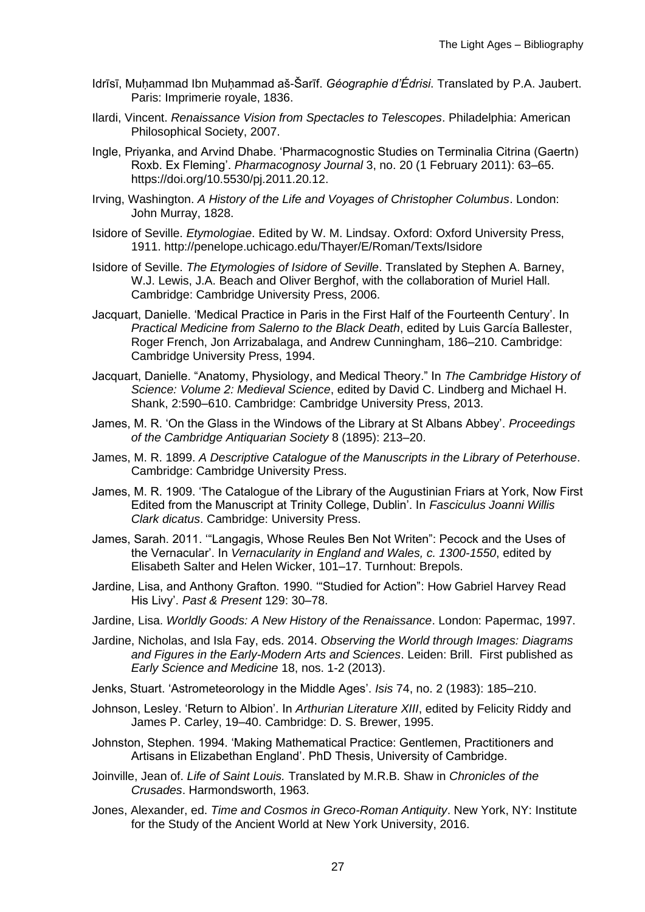Idrīsī, Muḥammad Ibn Muḥammad aš-Šarīf. *Géographie d'Édrisi*. Translated by P.A. Jaubert. Paris: Imprimerie royale, 1836.

Ilardi, Vincent. *Renaissance Vision from Spectacles to Telescopes*. Philadelphia: American Philosophical Society, 2007.

Ingle, Priyanka, and Arvind Dhabe. 'Pharmacognostic Studies on Terminalia Citrina (Gaertn) Roxb. Ex Fleming'. *Pharmacognosy Journal* 3, no. 20 (1 February 2011): 63–65. https://doi.org/10.5530/pj.2011.20.12.

Irving, Washington. *A History of the Life and Voyages of Christopher Columbus*. London: John Murray, 1828.

Isidore of Seville. *Etymologiae*. Edited by W. M. Lindsay. Oxford: Oxford University Press, 1911. http://penelope.uchicago.edu/Thayer/E/Roman/Texts/Isidore

Isidore of Seville. *The Etymologies of Isidore of Seville*. Translated by Stephen A. Barney, W.J. Lewis, J.A. Beach and Oliver Berghof, with the collaboration of Muriel Hall. Cambridge: Cambridge University Press, 2006.

Jacquart, Danielle. 'Medical Practice in Paris in the First Half of the Fourteenth Century'. In *Practical Medicine from Salerno to the Black Death*, edited by Luis García Ballester, Roger French, Jon Arrizabalaga, and Andrew Cunningham, 186–210. Cambridge: Cambridge University Press, 1994.

Jacquart, Danielle. "Anatomy, Physiology, and Medical Theory." In *The Cambridge History of Science: Volume 2: Medieval Science*, edited by David C. Lindberg and Michael H. Shank, 2:590–610. Cambridge: Cambridge University Press, 2013.

James, M. R. 'On the Glass in the Windows of the Library at St Albans Abbey'. *Proceedings of the Cambridge Antiquarian Society* 8 (1895): 213–20.

James, M. R. 1899. *A Descriptive Catalogue of the Manuscripts in the Library of Peterhouse*. Cambridge: Cambridge University Press.

James, M. R. 1909. 'The Catalogue of the Library of the Augustinian Friars at York, Now First Edited from the Manuscript at Trinity College, Dublin'. In *Fasciculus Joanni Willis Clark dicatus*. Cambridge: University Press.

James, Sarah. 2011. '"Langagis, Whose Reules Ben Not Writen": Pecock and the Uses of the Vernacular'. In *Vernacularity in England and Wales, c. 1300-1550*, edited by Elisabeth Salter and Helen Wicker, 101–17. Turnhout: Brepols.

Jardine, Lisa, and Anthony Grafton. 1990. '"Studied for Action": How Gabriel Harvey Read His Livy'. *Past & Present* 129: 30–78.

Jardine, Lisa. *Worldly Goods: A New History of the Renaissance*. London: Papermac, 1997.

Jardine, Nicholas, and Isla Fay, eds. 2014. *Observing the World through Images: Diagrams and Figures in the Early-Modern Arts and Sciences*. Leiden: Brill. First published as *Early Science and Medicine* 18, nos. 1-2 (2013).

Jenks, Stuart. 'Astrometeorology in the Middle Ages'. *Isis* 74, no. 2 (1983): 185–210.

Johnson, Lesley. 'Return to Albion'. In *Arthurian Literature XIII*, edited by Felicity Riddy and James P. Carley, 19–40. Cambridge: D. S. Brewer, 1995.

Johnston, Stephen. 1994. 'Making Mathematical Practice: Gentlemen, Practitioners and Artisans in Elizabethan England'. PhD Thesis, University of Cambridge.

Joinville, Jean of. *Life of Saint Louis.* Translated by M.R.B. Shaw in *Chronicles of the Crusades*. Harmondsworth, 1963.

Jones, Alexander, ed. *Time and Cosmos in Greco-Roman Antiquity*. New York, NY: Institute for the Study of the Ancient World at New York University, 2016.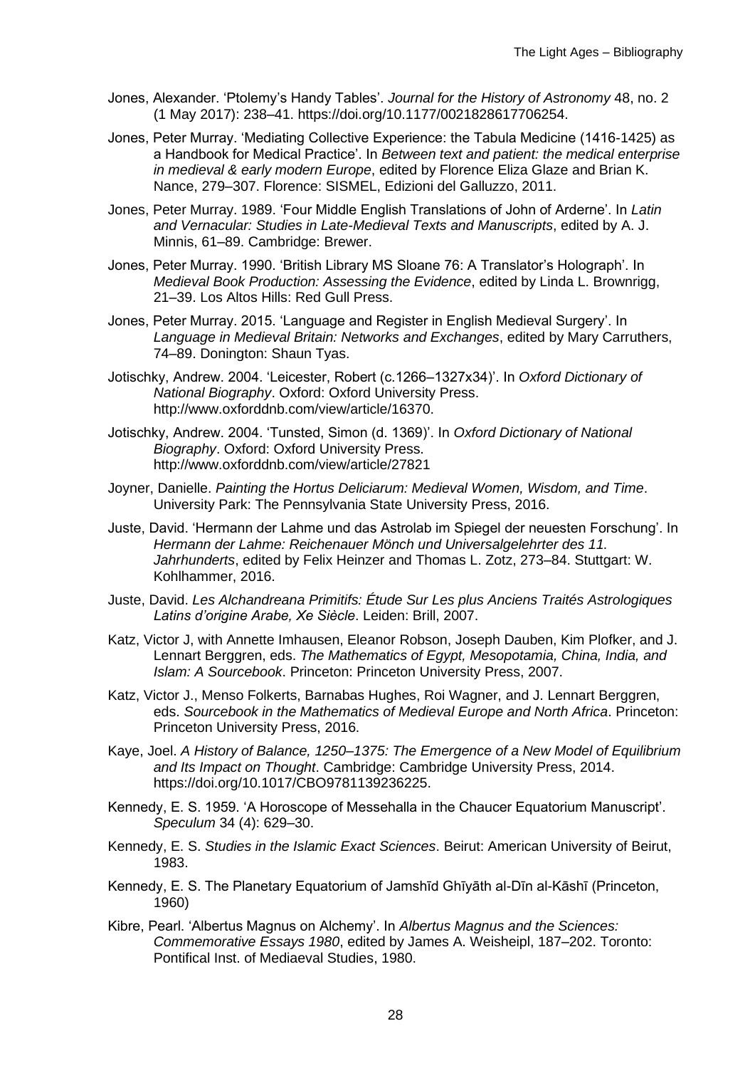Jones, Alexander. ‘Ptolemy’s Handy Tables’. *Journal for the History of Astronomy* 48, no. 2 (1 May 2017): 238–41. https://doi.org/10.1177/0021828617706254.

Jones, Peter Murray. ‘Mediating Collective Experience: the Tabula Medicine (1416-1425) as a Handbook for Medical Practice’. In *Between text and patient: the medical enterprise in medieval & early modern Europe*, edited by Florence Eliza Glaze and Brian K. Nance, 279–307. Florence: SISMEL, Edizioni del Galluzzo, 2011.

Jones, Peter Murray. 1989. ‘Four Middle English Translations of John of Arderne’. In *Latin and Vernacular: Studies in Late-Medieval Texts and Manuscripts*, edited by A. J. Minnis, 61–89. Cambridge: Brewer.

Jones, Peter Murray. 1990. ‘British Library MS Sloane 76: A Translator’s Holograph’. In *Medieval Book Production: Assessing the Evidence*, edited by Linda L. Brownrigg, 21–39. Los Altos Hills: Red Gull Press.

Jones, Peter Murray. 2015. ‘Language and Register in English Medieval Surgery’. In *Language in Medieval Britain: Networks and Exchanges*, edited by Mary Carruthers, 74–89. Donington: Shaun Tyas.

Jotischky, Andrew. 2004. ‘Leicester, Robert (c.1266–1327x34)’. In *Oxford Dictionary of National Biography*. Oxford: Oxford University Press. http://www.oxforddnb.com/view/article/16370.

Jotischky, Andrew. 2004. ‘Tunsted, Simon (d. 1369)’. In *Oxford Dictionary of National Biography*. Oxford: Oxford University Press. http://www.oxforddnb.com/view/article/27821

Joyner, Danielle. *Painting the Hortus Deliciarum: Medieval Women, Wisdom, and Time*. University Park: The Pennsylvania State University Press, 2016.

Juste, David. ‘Hermann der Lahme und das Astrolab im Spiegel der neuesten Forschung’. In *Hermann der Lahme: Reichenauer Mönch und Universalgelehrter des 11. Jahrhunderts*, edited by Felix Heinzer and Thomas L. Zotz, 273–84. Stuttgart: W. Kohlhammer, 2016.

Juste, David. *Les Alchandreana Primitifs: Étude Sur Les plus Anciens Traités Astrologiques Latins d’origine Arabe, Xe Siècle*. Leiden: Brill, 2007.

Katz, Victor J, with Annette Imhausen, Eleanor Robson, Joseph Dauben, Kim Plofker, and J. Lennart Berggren, eds. *The Mathematics of Egypt, Mesopotamia, China, India, and Islam: A Sourcebook*. Princeton: Princeton University Press, 2007.

Katz, Victor J., Menso Folkerts, Barnabas Hughes, Roi Wagner, and J. Lennart Berggren, eds. *Sourcebook in the Mathematics of Medieval Europe and North Africa*. Princeton: Princeton University Press, 2016.

Kaye, Joel. *A History of Balance, 1250–1375: The Emergence of a New Model of Equilibrium and Its Impact on Thought*. Cambridge: Cambridge University Press, 2014. https://doi.org/10.1017/CBO9781139236225.

Kennedy, E. S. 1959. ‘A Horoscope of Messehalla in the Chaucer Equatorium Manuscript’. *Speculum* 34 (4): 629–30.

Kennedy, E. S. *Studies in the Islamic Exact Sciences*. Beirut: American University of Beirut, 1983.

Kennedy, E. S. The Planetary Equatorium of Jamshīd Ghīyāth al-Dīn al-Kāshī (Princeton, 1960)

Kibre, Pearl. ‘Albertus Magnus on Alchemy’. In *Albertus Magnus and the Sciences: Commemorative Essays 1980*, edited by James A. Weisheipl, 187–202. Toronto: Pontifical Inst. of Mediaeval Studies, 1980.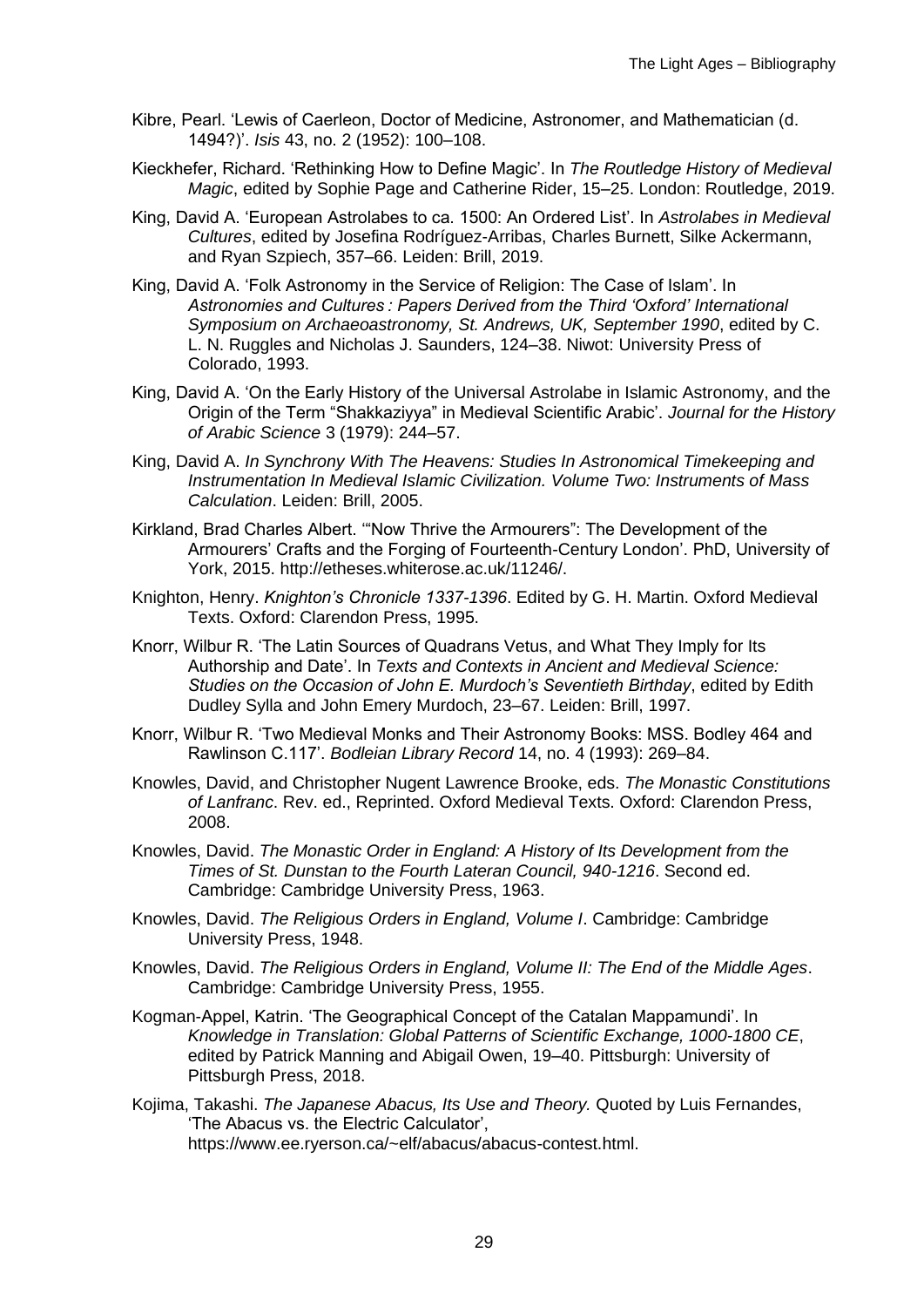Kibre, Pearl. 'Lewis of Caerleon, Doctor of Medicine, Astronomer, and Mathematician (d. 1494?)'. *Isis* 43, no. 2 (1952): 100–108.

Kieckhefer, Richard. 'Rethinking How to Define Magic'. In *The Routledge History of Medieval Magic*, edited by Sophie Page and Catherine Rider, 15–25. London: Routledge, 2019.

King, David A. 'European Astrolabes to ca. 1500: An Ordered List'. In *Astrolabes in Medieval Cultures*, edited by Josefina Rodríguez-Arribas, Charles Burnett, Silke Ackermann, and Ryan Szpiech, 357–66. Leiden: Brill, 2019.

King, David A. 'Folk Astronomy in the Service of Religion: The Case of Islam'. In *Astronomies and Cultures : Papers Derived from the Third 'Oxford' International Symposium on Archaeoastronomy, St. Andrews, UK, September 1990*, edited by C. L. N. Ruggles and Nicholas J. Saunders, 124–38. Niwot: University Press of Colorado, 1993.

King, David A. 'On the Early History of the Universal Astrolabe in Islamic Astronomy, and the Origin of the Term "Shakkaziyya" in Medieval Scientific Arabic'. *Journal for the History of Arabic Science* 3 (1979): 244–57.

King, David A. *In Synchrony With The Heavens: Studies In Astronomical Timekeeping and Instrumentation In Medieval Islamic Civilization. Volume Two: Instruments of Mass Calculation*. Leiden: Brill, 2005.

Kirkland, Brad Charles Albert. '"Now Thrive the Armourers": The Development of the Armourers' Crafts and the Forging of Fourteenth-Century London'. PhD, University of York, 2015. http://etheses.whiterose.ac.uk/11246/.

Knighton, Henry. *Knighton's Chronicle 1337-1396*. Edited by G. H. Martin. Oxford Medieval Texts. Oxford: Clarendon Press, 1995.

Knorr, Wilbur R. 'The Latin Sources of Quadrans Vetus, and What They Imply for Its Authorship and Date'. In *Texts and Contexts in Ancient and Medieval Science: Studies on the Occasion of John E. Murdoch's Seventieth Birthday*, edited by Edith Dudley Sylla and John Emery Murdoch, 23–67. Leiden: Brill, 1997.

Knorr, Wilbur R. 'Two Medieval Monks and Their Astronomy Books: MSS. Bodley 464 and Rawlinson C.117'. *Bodleian Library Record* 14, no. 4 (1993): 269–84.

Knowles, David, and Christopher Nugent Lawrence Brooke, eds. *The Monastic Constitutions of Lanfranc*. Rev. ed., Reprinted. Oxford Medieval Texts. Oxford: Clarendon Press, 2008.

Knowles, David. *The Monastic Order in England: A History of Its Development from the Times of St. Dunstan to the Fourth Lateran Council, 940-1216*. Second ed. Cambridge: Cambridge University Press, 1963.

Knowles, David. *The Religious Orders in England, Volume I*. Cambridge: Cambridge University Press, 1948.

Knowles, David. *The Religious Orders in England, Volume II: The End of the Middle Ages*. Cambridge: Cambridge University Press, 1955.

Kogman-Appel, Katrin. 'The Geographical Concept of the Catalan Mappamundi'. In *Knowledge in Translation: Global Patterns of Scientific Exchange, 1000-1800 CE*, edited by Patrick Manning and Abigail Owen, 19–40. Pittsburgh: University of Pittsburgh Press, 2018.

Kojima, Takashi. *The Japanese Abacus, Its Use and Theory.* Quoted by Luis Fernandes, 'The Abacus vs. the Electric Calculator', https://www.ee.ryerson.ca/~elf/abacus/abacus-contest.html.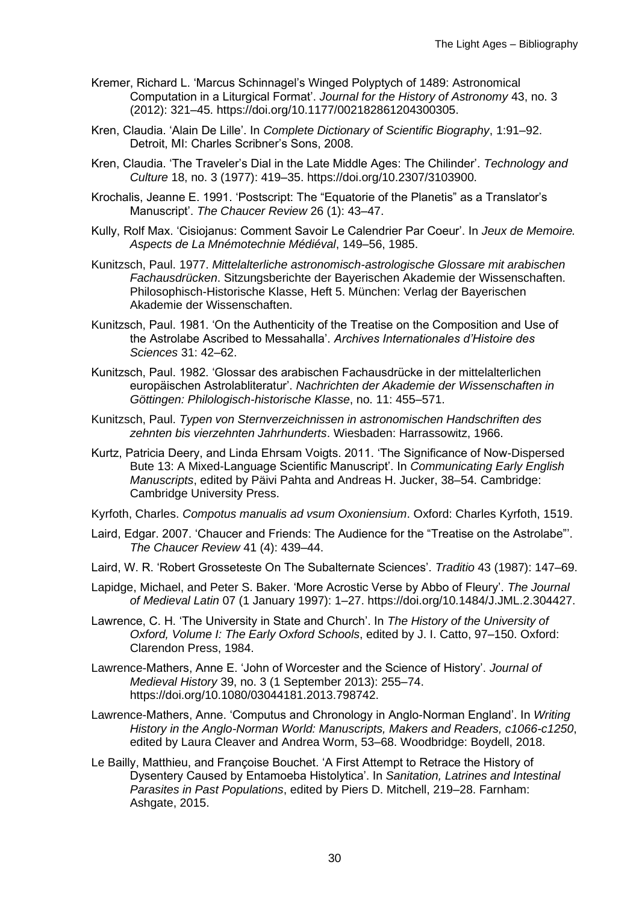Kremer, Richard L. 'Marcus Schinnagel's Winged Polyptych of 1489: Astronomical Computation in a Liturgical Format'. *Journal for the History of Astronomy* 43, no. 3 (2012): 321–45. https://doi.org/10.1177/002182861204300305.

Kren, Claudia. 'Alain De Lille'. In *Complete Dictionary of Scientific Biography*, 1:91–92. Detroit, MI: Charles Scribner's Sons, 2008.

Kren, Claudia. 'The Traveler's Dial in the Late Middle Ages: The Chilinder'. *Technology and Culture* 18, no. 3 (1977): 419–35. https://doi.org/10.2307/3103900.

Krochalis, Jeanne E. 1991. 'Postscript: The "Equatorie of the Planetis" as a Translator's Manuscript'. *The Chaucer Review* 26 (1): 43–47.

Kully, Rolf Max. 'Cisiojanus: Comment Savoir Le Calendrier Par Coeur'. In *Jeux de Memoire. Aspects de La Mnémotechnie Médiéval*, 149–56, 1985.

Kunitzsch, Paul. 1977. *Mittelalterliche astronomisch-astrologische Glossare mit arabischen Fachausdrücken*. Sitzungsberichte der Bayerischen Akademie der Wissenschaften. Philosophisch-Historische Klasse, Heft 5. München: Verlag der Bayerischen Akademie der Wissenschaften.

Kunitzsch, Paul. 1981. 'On the Authenticity of the Treatise on the Composition and Use of the Astrolabe Ascribed to Messahalla'. *Archives Internationales d'Histoire des Sciences* 31: 42–62.

Kunitzsch, Paul. 1982. 'Glossar des arabischen Fachausdrücke in der mittelalterlichen europäischen Astrolabliteratur'. *Nachrichten der Akademie der Wissenschaften in Göttingen: Philologisch-historische Klasse*, no. 11: 455–571.

Kunitzsch, Paul. *Typen von Sternverzeichnissen in astronomischen Handschriften des zehnten bis vierzehnten Jahrhunderts*. Wiesbaden: Harrassowitz, 1966.

Kurtz, Patricia Deery, and Linda Ehrsam Voigts. 2011. 'The Significance of Now-Dispersed Bute 13: A Mixed-Language Scientific Manuscript'. In *Communicating Early English Manuscripts*, edited by Päivi Pahta and Andreas H. Jucker, 38–54. Cambridge: Cambridge University Press.

Kyrfoth, Charles. *Compotus manualis ad vsum Oxoniensium*. Oxford: Charles Kyrfoth, 1519.

Laird, Edgar. 2007. 'Chaucer and Friends: The Audience for the "Treatise on the Astrolabe"'. *The Chaucer Review* 41 (4): 439–44.

Laird, W. R. 'Robert Grosseteste On The Subalternate Sciences'. *Traditio* 43 (1987): 147–69.

Lapidge, Michael, and Peter S. Baker. 'More Acrostic Verse by Abbo of Fleury'. *The Journal of Medieval Latin* 07 (1 January 1997): 1–27. https://doi.org/10.1484/J.JML.2.304427.

Lawrence, C. H. 'The University in State and Church'. In *The History of the University of Oxford, Volume I: The Early Oxford Schools*, edited by J. I. Catto, 97–150. Oxford: Clarendon Press, 1984.

Lawrence-Mathers, Anne E. 'John of Worcester and the Science of History'. *Journal of Medieval History* 39, no. 3 (1 September 2013): 255–74. https://doi.org/10.1080/03044181.2013.798742.

Lawrence-Mathers, Anne. 'Computus and Chronology in Anglo-Norman England'. In *Writing History in the Anglo-Norman World: Manuscripts, Makers and Readers, c1066-c1250*, edited by Laura Cleaver and Andrea Worm, 53–68. Woodbridge: Boydell, 2018.

Le Bailly, Matthieu, and Françoise Bouchet. 'A First Attempt to Retrace the History of Dysentery Caused by Entamoeba Histolytica'. In *Sanitation, Latrines and Intestinal Parasites in Past Populations*, edited by Piers D. Mitchell, 219–28. Farnham: Ashgate, 2015.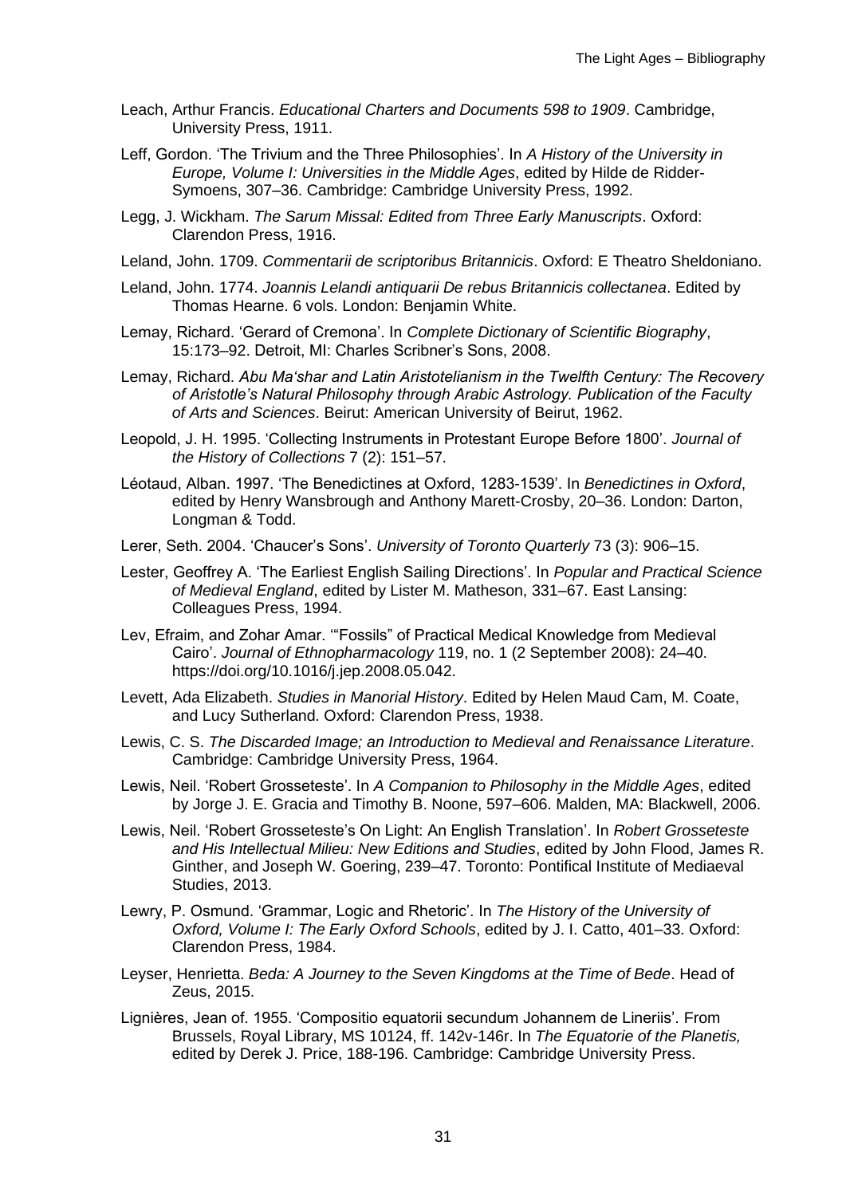Leach, Arthur Francis. *Educational Charters and Documents 598 to 1909*. Cambridge, University Press, 1911.

Leff, Gordon. 'The Trivium and the Three Philosophies'. In *A History of the University in Europe, Volume I: Universities in the Middle Ages*, edited by Hilde de Ridder-Symoens, 307–36. Cambridge: Cambridge University Press, 1992.

Legg, J. Wickham. *The Sarum Missal: Edited from Three Early Manuscripts*. Oxford: Clarendon Press, 1916.

Leland, John. 1709. *Commentarii de scriptoribus Britannicis*. Oxford: E Theatro Sheldoniano.

Leland, John. 1774. *Joannis Lelandi antiquarii De rebus Britannicis collectanea*. Edited by Thomas Hearne. 6 vols. London: Benjamin White.

Lemay, Richard. 'Gerard of Cremona'. In *Complete Dictionary of Scientific Biography*, 15:173–92. Detroit, MI: Charles Scribner's Sons, 2008.

Lemay, Richard. *Abu Ma'shar and Latin Aristotelianism in the Twelfth Century: The Recovery of Aristotle's Natural Philosophy through Arabic Astrology. Publication of the Faculty of Arts and Sciences*. Beirut: American University of Beirut, 1962.

Leopold, J. H. 1995. 'Collecting Instruments in Protestant Europe Before 1800'. *Journal of the History of Collections* 7 (2): 151–57.

Léotaud, Alban. 1997. 'The Benedictines at Oxford, 1283-1539'. In *Benedictines in Oxford*, edited by Henry Wansbrough and Anthony Marett-Crosby, 20–36. London: Darton, Longman & Todd.

Lerer, Seth. 2004. 'Chaucer's Sons'. *University of Toronto Quarterly* 73 (3): 906–15.

Lester, Geoffrey A. 'The Earliest English Sailing Directions'. In *Popular and Practical Science of Medieval England*, edited by Lister M. Matheson, 331–67. East Lansing: Colleagues Press, 1994.

Lev, Efraim, and Zohar Amar. '"Fossils" of Practical Medical Knowledge from Medieval Cairo'. *Journal of Ethnopharmacology* 119, no. 1 (2 September 2008): 24–40. https://doi.org/10.1016/j.jep.2008.05.042.

Levett, Ada Elizabeth. *Studies in Manorial History*. Edited by Helen Maud Cam, M. Coate, and Lucy Sutherland. Oxford: Clarendon Press, 1938.

Lewis, C. S. *The Discarded Image; an Introduction to Medieval and Renaissance Literature*. Cambridge: Cambridge University Press, 1964.

Lewis, Neil. 'Robert Grosseteste'. In *A Companion to Philosophy in the Middle Ages*, edited by Jorge J. E. Gracia and Timothy B. Noone, 597–606. Malden, MA: Blackwell, 2006.

Lewis, Neil. 'Robert Grosseteste's On Light: An English Translation'. In *Robert Grosseteste and His Intellectual Milieu: New Editions and Studies*, edited by John Flood, James R. Ginther, and Joseph W. Goering, 239–47. Toronto: Pontifical Institute of Mediaeval Studies, 2013.

Lewry, P. Osmund. 'Grammar, Logic and Rhetoric'. In *The History of the University of Oxford, Volume I: The Early Oxford Schools*, edited by J. I. Catto, 401–33. Oxford: Clarendon Press, 1984.

Leyser, Henrietta. *Beda: A Journey to the Seven Kingdoms at the Time of Bede*. Head of Zeus, 2015.

Lignières, Jean of. 1955. 'Compositio equatorii secundum Johannem de Lineriis'. From Brussels, Royal Library, MS 10124, ff. 142v-146r. In *The Equatorie of the Planetis,* edited by Derek J. Price, 188-196. Cambridge: Cambridge University Press.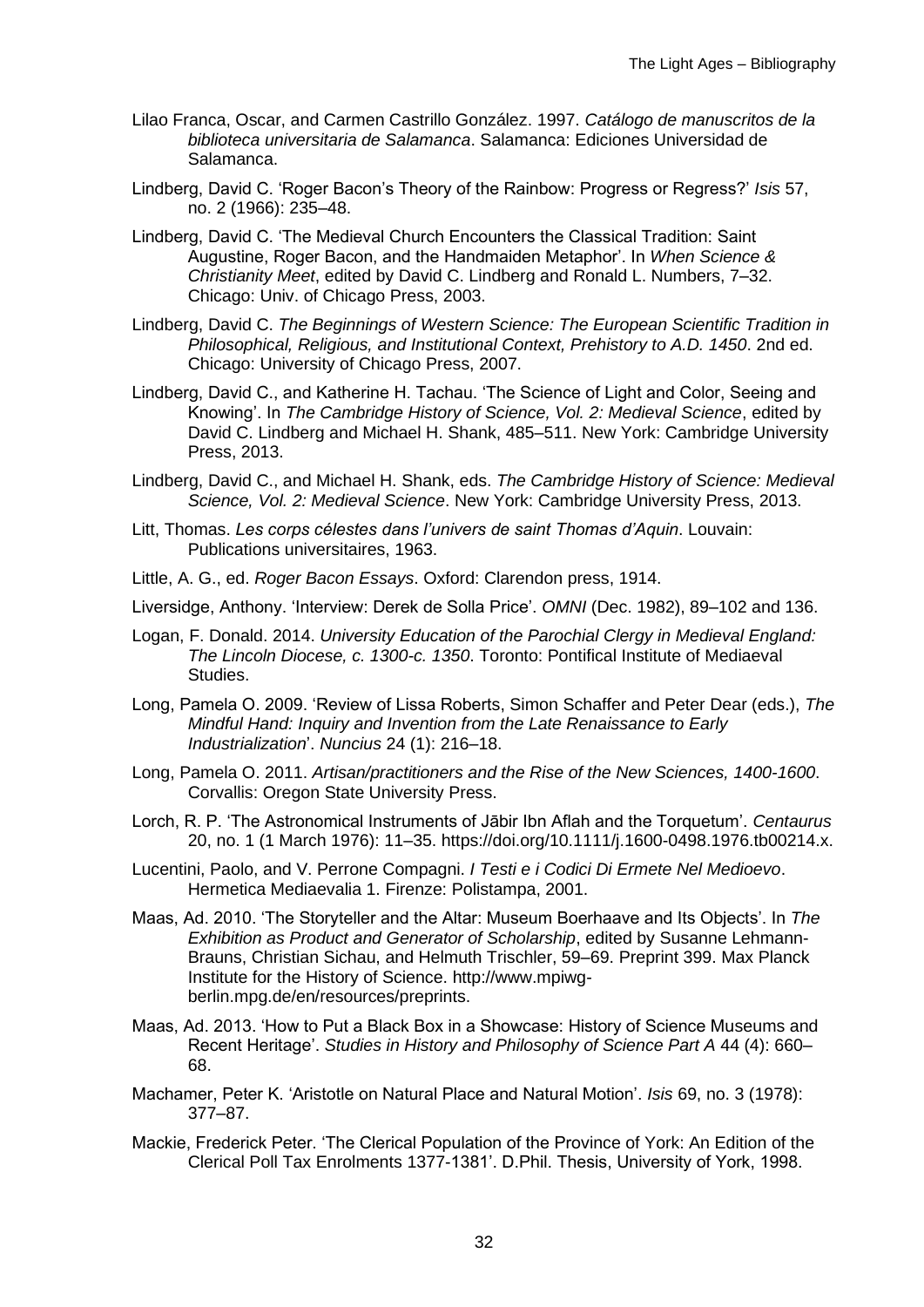Lilao Franca, Oscar, and Carmen Castrillo González. 1997. *Catálogo de manuscritos de la biblioteca universitaria de Salamanca*. Salamanca: Ediciones Universidad de Salamanca.

Lindberg, David C. 'Roger Bacon's Theory of the Rainbow: Progress or Regress?' *Isis* 57, no. 2 (1966): 235–48.

Lindberg, David C. 'The Medieval Church Encounters the Classical Tradition: Saint Augustine, Roger Bacon, and the Handmaiden Metaphor'. In *When Science & Christianity Meet*, edited by David C. Lindberg and Ronald L. Numbers, 7–32. Chicago: Univ. of Chicago Press, 2003.

Lindberg, David C. *The Beginnings of Western Science: The European Scientific Tradition in Philosophical, Religious, and Institutional Context, Prehistory to A.D. 1450*. 2nd ed. Chicago: University of Chicago Press, 2007.

Lindberg, David C., and Katherine H. Tachau. 'The Science of Light and Color, Seeing and Knowing'. In *The Cambridge History of Science, Vol. 2: Medieval Science*, edited by David C. Lindberg and Michael H. Shank, 485–511. New York: Cambridge University Press, 2013.

Lindberg, David C., and Michael H. Shank, eds. *The Cambridge History of Science: Medieval Science, Vol. 2: Medieval Science*. New York: Cambridge University Press, 2013.

Litt, Thomas. *Les corps célestes dans l'univers de saint Thomas d'Aquin*. Louvain: Publications universitaires, 1963.

Little, A. G., ed. *Roger Bacon Essays*. Oxford: Clarendon press, 1914.

Liversidge, Anthony. 'Interview: Derek de Solla Price'. *OMNI* (Dec. 1982), 89–102 and 136.

Logan, F. Donald. 2014. *University Education of the Parochial Clergy in Medieval England: The Lincoln Diocese, c. 1300-c. 1350*. Toronto: Pontifical Institute of Mediaeval Studies.

Long, Pamela O. 2009. 'Review of Lissa Roberts, Simon Schaffer and Peter Dear (eds.), *The Mindful Hand: Inquiry and Invention from the Late Renaissance to Early Industrialization*'. *Nuncius* 24 (1): 216–18.

Long, Pamela O. 2011. *Artisan/practitioners and the Rise of the New Sciences, 1400-1600*. Corvallis: Oregon State University Press.

Lorch, R. P. 'The Astronomical Instruments of Jābir Ibn Aflah and the Torquetum'. *Centaurus* 20, no. 1 (1 March 1976): 11–35. https://doi.org/10.1111/j.1600-0498.1976.tb00214.x.

Lucentini, Paolo, and V. Perrone Compagni. *I Testi e i Codici Di Ermete Nel Medioevo*. Hermetica Mediaevalia 1. Firenze: Polistampa, 2001.

Maas, Ad. 2010. 'The Storyteller and the Altar: Museum Boerhaave and Its Objects'. In *The Exhibition as Product and Generator of Scholarship*, edited by Susanne Lehmann-Brauns, Christian Sichau, and Helmuth Trischler, 59–69. Preprint 399. Max Planck Institute for the History of Science. http://www.mpiwg-berlin.mpg.de/en/resources/preprints.

Maas, Ad. 2013. 'How to Put a Black Box in a Showcase: History of Science Museums and Recent Heritage'. *Studies in History and Philosophy of Science Part A* 44 (4): 660–68.

Machamer, Peter K. 'Aristotle on Natural Place and Natural Motion'. *Isis* 69, no. 3 (1978): 377–87.

Mackie, Frederick Peter. 'The Clerical Population of the Province of York: An Edition of the Clerical Poll Tax Enrolments 1377-1381'. D.Phil. Thesis, University of York, 1998.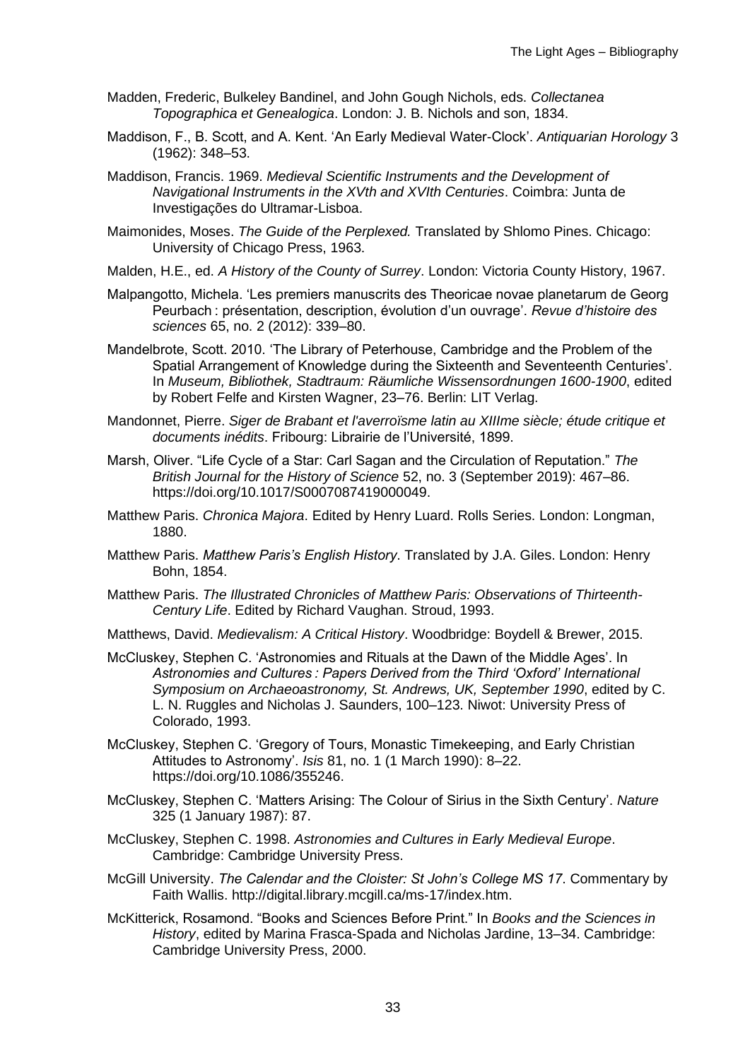Madden, Frederic, Bulkeley Bandinel, and John Gough Nichols, eds. *Collectanea Topographica et Genealogica*. London: J. B. Nichols and son, 1834.

Maddison, F., B. Scott, and A. Kent. 'An Early Medieval Water-Clock'. *Antiquarian Horology* 3 (1962): 348–53.

Maddison, Francis. 1969. *Medieval Scientific Instruments and the Development of Navigational Instruments in the XVth and XVIth Centuries*. Coimbra: Junta de Investigações do Ultramar-Lisboa.

Maimonides, Moses. *The Guide of the Perplexed.* Translated by Shlomo Pines. Chicago: University of Chicago Press, 1963.

Malden, H.E., ed. *A History of the County of Surrey*. London: Victoria County History, 1967.

Malpangotto, Michela. 'Les premiers manuscrits des Theoricae novae planetarum de Georg Peurbach : présentation, description, évolution d'un ouvrage'. *Revue d'histoire des sciences* 65, no. 2 (2012): 339–80.

Mandelbrote, Scott. 2010. 'The Library of Peterhouse, Cambridge and the Problem of the Spatial Arrangement of Knowledge during the Sixteenth and Seventeenth Centuries'. In *Museum, Bibliothek, Stadtraum: Räumliche Wissensordnungen 1600-1900*, edited by Robert Felfe and Kirsten Wagner, 23–76. Berlin: LIT Verlag.

Mandonnet, Pierre. *Siger de Brabant et l'averroïsme latin au XIIIme siècle; étude critique et documents inédits*. Fribourg: Librairie de l'Université, 1899.

Marsh, Oliver. "Life Cycle of a Star: Carl Sagan and the Circulation of Reputation." *The British Journal for the History of Science* 52, no. 3 (September 2019): 467–86. https://doi.org/10.1017/S0007087419000049.

Matthew Paris. *Chronica Majora*. Edited by Henry Luard. Rolls Series. London: Longman, 1880.

Matthew Paris. *Matthew Paris's English History*. Translated by J.A. Giles. London: Henry Bohn, 1854.

Matthew Paris. *The Illustrated Chronicles of Matthew Paris: Observations of Thirteenth-Century Life*. Edited by Richard Vaughan. Stroud, 1993.

Matthews, David. *Medievalism: A Critical History*. Woodbridge: Boydell & Brewer, 2015.

McCluskey, Stephen C. 'Astronomies and Rituals at the Dawn of the Middle Ages'. In *Astronomies and Cultures : Papers Derived from the Third 'Oxford' International Symposium on Archaeoastronomy, St. Andrews, UK, September 1990*, edited by C. L. N. Ruggles and Nicholas J. Saunders, 100–123. Niwot: University Press of Colorado, 1993.

McCluskey, Stephen C. 'Gregory of Tours, Monastic Timekeeping, and Early Christian Attitudes to Astronomy'. *Isis* 81, no. 1 (1 March 1990): 8–22. https://doi.org/10.1086/355246.

McCluskey, Stephen C. 'Matters Arising: The Colour of Sirius in the Sixth Century'. *Nature* 325 (1 January 1987): 87.

McCluskey, Stephen C. 1998. *Astronomies and Cultures in Early Medieval Europe*. Cambridge: Cambridge University Press.

McGill University. *The Calendar and the Cloister: St John's College MS 17*. Commentary by Faith Wallis. http://digital.library.mcgill.ca/ms-17/index.htm.

McKitterick, Rosamond. "Books and Sciences Before Print." In *Books and the Sciences in History*, edited by Marina Frasca-Spada and Nicholas Jardine, 13–34. Cambridge: Cambridge University Press, 2000.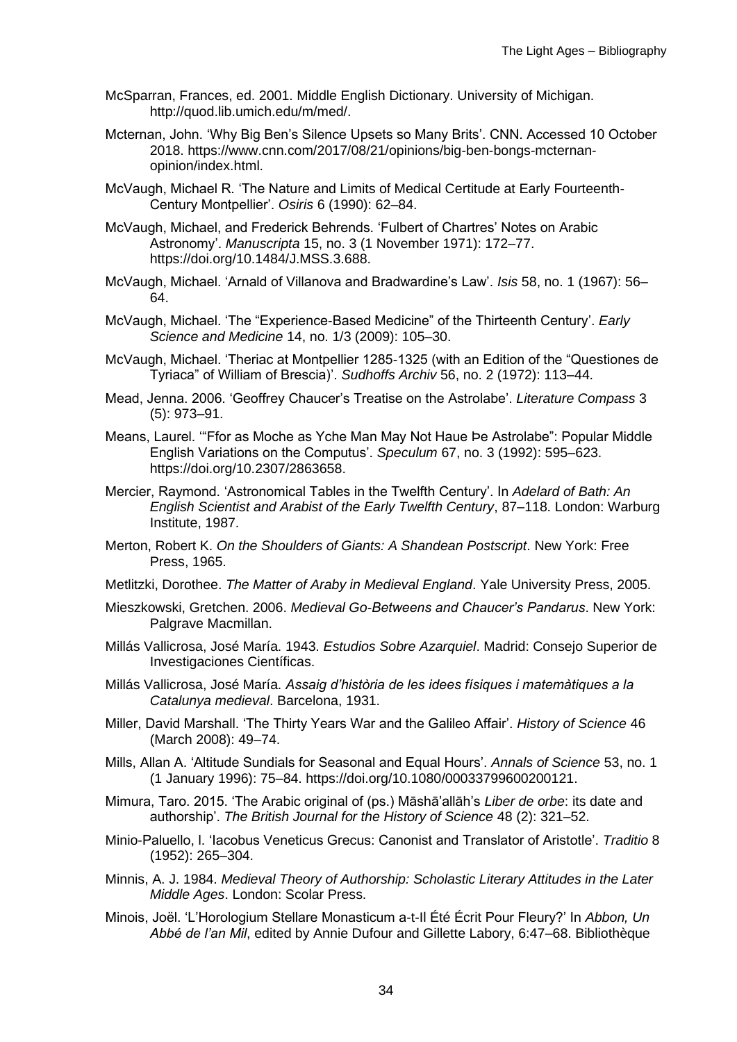McSparran, Frances, ed. 2001. Middle English Dictionary. University of Michigan. http://quod.lib.umich.edu/m/med/.

Mcternan, John. 'Why Big Ben's Silence Upsets so Many Brits'. CNN. Accessed 10 October 2018. https://www.cnn.com/2017/08/21/opinions/big-ben-bongs-mcternan-opinion/index.html.

McVaugh, Michael R. 'The Nature and Limits of Medical Certitude at Early Fourteenth-Century Montpellier'. *Osiris* 6 (1990): 62–84.

McVaugh, Michael, and Frederick Behrends. 'Fulbert of Chartres' Notes on Arabic Astronomy'. *Manuscripta* 15, no. 3 (1 November 1971): 172–77. https://doi.org/10.1484/J.MSS.3.688.

McVaugh, Michael. 'Arnald of Villanova and Bradwardine's Law'. *Isis* 58, no. 1 (1967): 56–64.

McVaugh, Michael. 'The "Experience-Based Medicine" of the Thirteenth Century'. *Early Science and Medicine* 14, no. 1/3 (2009): 105–30.

McVaugh, Michael. 'Theriac at Montpellier 1285-1325 (with an Edition of the "Questiones de Tyriaca" of William of Brescia)'. *Sudhoffs Archiv* 56, no. 2 (1972): 113–44.

Mead, Jenna. 2006. 'Geoffrey Chaucer's Treatise on the Astrolabe'. *Literature Compass* 3 (5): 973–91.

Means, Laurel. '"Ffor as Moche as Yche Man May Not Haue Þe Astrolabe": Popular Middle English Variations on the Computus'. *Speculum* 67, no. 3 (1992): 595–623. https://doi.org/10.2307/2863658.

Mercier, Raymond. 'Astronomical Tables in the Twelfth Century'. In *Adelard of Bath: An English Scientist and Arabist of the Early Twelfth Century*, 87–118. London: Warburg Institute, 1987.

Merton, Robert K. *On the Shoulders of Giants: A Shandean Postscript*. New York: Free Press, 1965.

Metlitzki, Dorothee. *The Matter of Araby in Medieval England*. Yale University Press, 2005.

Mieszkowski, Gretchen. 2006. *Medieval Go-Betweens and Chaucer's Pandarus*. New York: Palgrave Macmillan.

Millás Vallicrosa, José María. 1943. *Estudios Sobre Azarquiel*. Madrid: Consejo Superior de Investigaciones Científicas.

Millás Vallicrosa, José María. *Assaig d'història de les idees físiques i matemàtiques a la Catalunya medieval*. Barcelona, 1931.

Miller, David Marshall. 'The Thirty Years War and the Galileo Affair'. *History of Science* 46 (March 2008): 49–74.

Mills, Allan A. 'Altitude Sundials for Seasonal and Equal Hours'. *Annals of Science* 53, no. 1 (1 January 1996): 75–84. https://doi.org/10.1080/00033799600200121.

Mimura, Taro. 2015. 'The Arabic original of (ps.) Māshā'allāh's *Liber de orbe*: its date and authorship'. *The British Journal for the History of Science* 48 (2): 321–52.

Minio-Paluello, l. 'Iacobus Veneticus Grecus: Canonist and Translator of Aristotle'. *Traditio* 8 (1952): 265–304.

Minnis, A. J. 1984. *Medieval Theory of Authorship: Scholastic Literary Attitudes in the Later Middle Ages*. London: Scolar Press.

Minois, Joël. 'L'Horologium Stellare Monasticum a-t-Il Été Écrit Pour Fleury?' In *Abbon, Un Abbé de l'an Mil*, edited by Annie Dufour and Gillette Labory, 6:47–68. Bibliothèque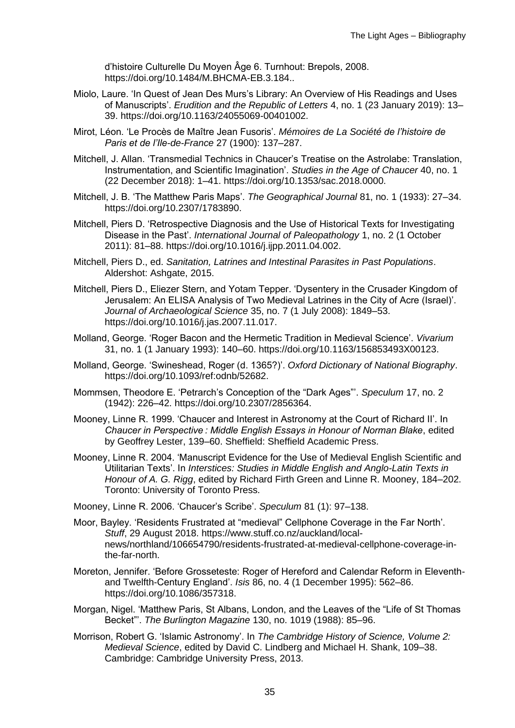d'histoire Culturelle Du Moyen Âge 6. Turnhout: Brepols, 2008. https://doi.org/10.1484/M.BHCMA-EB.3.184..

Miolo, Laure. 'In Quest of Jean Des Murs's Library: An Overview of His Readings and Uses of Manuscripts'. *Erudition and the Republic of Letters* 4, no. 1 (23 January 2019): 13–39. https://doi.org/10.1163/24055069-00401002.

Mirot, Léon. 'Le Procès de Maître Jean Fusoris'. *Mémoires de La Société de l'histoire de Paris et de l'Ile-de-France* 27 (1900): 137–287.

Mitchell, J. Allan. 'Transmedial Technics in Chaucer's Treatise on the Astrolabe: Translation, Instrumentation, and Scientific Imagination'. *Studies in the Age of Chaucer* 40, no. 1 (22 December 2018): 1–41. https://doi.org/10.1353/sac.2018.0000.

Mitchell, J. B. 'The Matthew Paris Maps'. *The Geographical Journal* 81, no. 1 (1933): 27–34. https://doi.org/10.2307/1783890.

Mitchell, Piers D. 'Retrospective Diagnosis and the Use of Historical Texts for Investigating Disease in the Past'. *International Journal of Paleopathology* 1, no. 2 (1 October 2011): 81–88. https://doi.org/10.1016/j.ijpp.2011.04.002.

Mitchell, Piers D., ed. *Sanitation, Latrines and Intestinal Parasites in Past Populations*. Aldershot: Ashgate, 2015.

Mitchell, Piers D., Eliezer Stern, and Yotam Tepper. 'Dysentery in the Crusader Kingdom of Jerusalem: An ELISA Analysis of Two Medieval Latrines in the City of Acre (Israel)'. *Journal of Archaeological Science* 35, no. 7 (1 July 2008): 1849–53. https://doi.org/10.1016/j.jas.2007.11.017.

Molland, George. 'Roger Bacon and the Hermetic Tradition in Medieval Science'. *Vivarium* 31, no. 1 (1 January 1993): 140–60. https://doi.org/10.1163/156853493X00123.

Molland, George. 'Swineshead, Roger (d. 1365?)'. *Oxford Dictionary of National Biography*. https://doi.org/10.1093/ref:odnb/52682.

Mommsen, Theodore E. 'Petrarch's Conception of the "Dark Ages"'. *Speculum* 17, no. 2 (1942): 226–42. https://doi.org/10.2307/2856364.

Mooney, Linne R. 1999. 'Chaucer and Interest in Astronomy at the Court of Richard II'. In *Chaucer in Perspective : Middle English Essays in Honour of Norman Blake*, edited by Geoffrey Lester, 139–60. Sheffield: Sheffield Academic Press.

Mooney, Linne R. 2004. 'Manuscript Evidence for the Use of Medieval English Scientific and Utilitarian Texts'. In *Interstices: Studies in Middle English and Anglo-Latin Texts in Honour of A. G. Rigg*, edited by Richard Firth Green and Linne R. Mooney, 184–202. Toronto: University of Toronto Press.

Mooney, Linne R. 2006. 'Chaucer's Scribe'. *Speculum* 81 (1): 97–138.

Moor, Bayley. 'Residents Frustrated at "medieval" Cellphone Coverage in the Far North'. *Stuff*, 29 August 2018. https://www.stuff.co.nz/auckland/local-news/northland/106654790/residents-frustrated-at-medieval-cellphone-coverage-in-the-far-north.

Moreton, Jennifer. 'Before Grosseteste: Roger of Hereford and Calendar Reform in Eleventh- and Twelfth-Century England'. *Isis* 86, no. 4 (1 December 1995): 562–86. https://doi.org/10.1086/357318.

Morgan, Nigel. 'Matthew Paris, St Albans, London, and the Leaves of the "Life of St Thomas Becket"'. *The Burlington Magazine* 130, no. 1019 (1988): 85–96.

Morrison, Robert G. 'Islamic Astronomy'. In *The Cambridge History of Science, Volume 2: Medieval Science*, edited by David C. Lindberg and Michael H. Shank, 109–38. Cambridge: Cambridge University Press, 2013.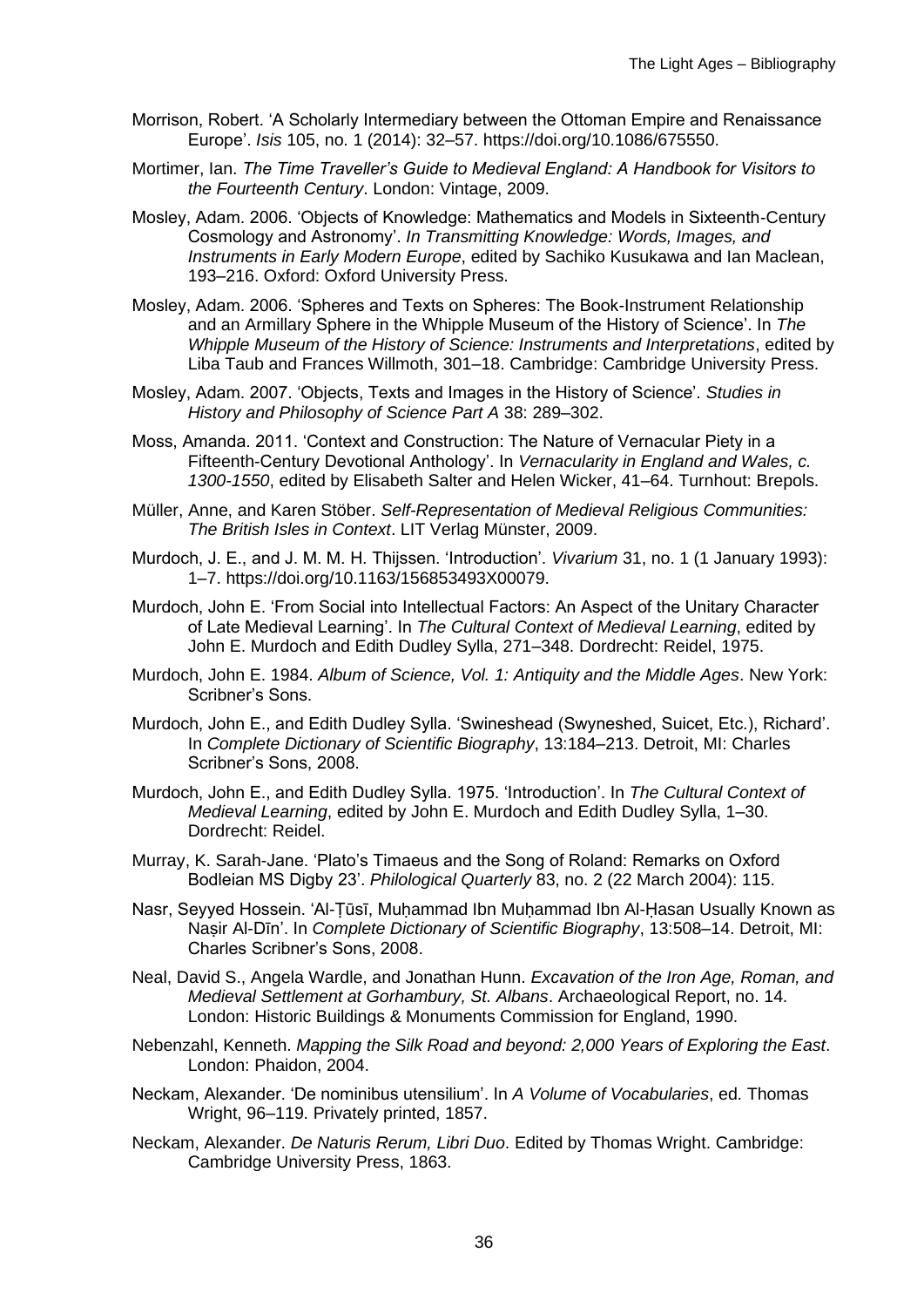Morrison, Robert. 'A Scholarly Intermediary between the Ottoman Empire and Renaissance Europe'. *Isis* 105, no. 1 (2014): 32–57. https://doi.org/10.1086/675550.

Mortimer, Ian. *The Time Traveller's Guide to Medieval England: A Handbook for Visitors to the Fourteenth Century*. London: Vintage, 2009.

Mosley, Adam. 2006. 'Objects of Knowledge: Mathematics and Models in Sixteenth-Century Cosmology and Astronomy'. *In Transmitting Knowledge: Words, Images, and Instruments in Early Modern Europe*, edited by Sachiko Kusukawa and Ian Maclean, 193–216. Oxford: Oxford University Press.

Mosley, Adam. 2006. 'Spheres and Texts on Spheres: The Book-Instrument Relationship and an Armillary Sphere in the Whipple Museum of the History of Science'. In *The Whipple Museum of the History of Science: Instruments and Interpretations*, edited by Liba Taub and Frances Willmoth, 301–18. Cambridge: Cambridge University Press.

Mosley, Adam. 2007. 'Objects, Texts and Images in the History of Science'. *Studies in History and Philosophy of Science Part A* 38: 289–302.

Moss, Amanda. 2011. 'Context and Construction: The Nature of Vernacular Piety in a Fifteenth-Century Devotional Anthology'. In *Vernacularity in England and Wales, c. 1300-1550*, edited by Elisabeth Salter and Helen Wicker, 41–64. Turnhout: Brepols.

Müller, Anne, and Karen Stöber. *Self-Representation of Medieval Religious Communities: The British Isles in Context*. LIT Verlag Münster, 2009.

Murdoch, J. E., and J. M. M. H. Thijssen. 'Introduction'. *Vivarium* 31, no. 1 (1 January 1993): 1–7. https://doi.org/10.1163/156853493X00079.

Murdoch, John E. 'From Social into Intellectual Factors: An Aspect of the Unitary Character of Late Medieval Learning'. In *The Cultural Context of Medieval Learning*, edited by John E. Murdoch and Edith Dudley Sylla, 271–348. Dordrecht: Reidel, 1975.

Murdoch, John E. 1984. *Album of Science, Vol. 1: Antiquity and the Middle Ages*. New York: Scribner's Sons.

Murdoch, John E., and Edith Dudley Sylla. 'Swineshead (Swyneshed, Suicet, Etc.), Richard'. In *Complete Dictionary of Scientific Biography*, 13:184–213. Detroit, MI: Charles Scribner's Sons, 2008.

Murdoch, John E., and Edith Dudley Sylla. 1975. 'Introduction'. In *The Cultural Context of Medieval Learning*, edited by John E. Murdoch and Edith Dudley Sylla, 1–30. Dordrecht: Reidel.

Murray, K. Sarah-Jane. 'Plato's Timaeus and the Song of Roland: Remarks on Oxford Bodleian MS Digby 23'. *Philological Quarterly* 83, no. 2 (22 March 2004): 115.

Nasr, Seyyed Hossein. 'Al-Ṭūsī, Muḥammad Ibn Muḥammad Ibn Al-Ḥasan Usually Known as Naṣir Al-Dīn'. In *Complete Dictionary of Scientific Biography*, 13:508–14. Detroit, MI: Charles Scribner's Sons, 2008.

Neal, David S., Angela Wardle, and Jonathan Hunn. *Excavation of the Iron Age, Roman, and Medieval Settlement at Gorhambury, St. Albans*. Archaeological Report, no. 14. London: Historic Buildings & Monuments Commission for England, 1990.

Nebenzahl, Kenneth. *Mapping the Silk Road and beyond: 2,000 Years of Exploring the East*. London: Phaidon, 2004.

Neckam, Alexander. 'De nominibus utensilium'. In *A Volume of Vocabularies*, ed. Thomas Wright, 96–119. Privately printed, 1857.

Neckam, Alexander. *De Naturis Rerum, Libri Duo*. Edited by Thomas Wright. Cambridge: Cambridge University Press, 1863.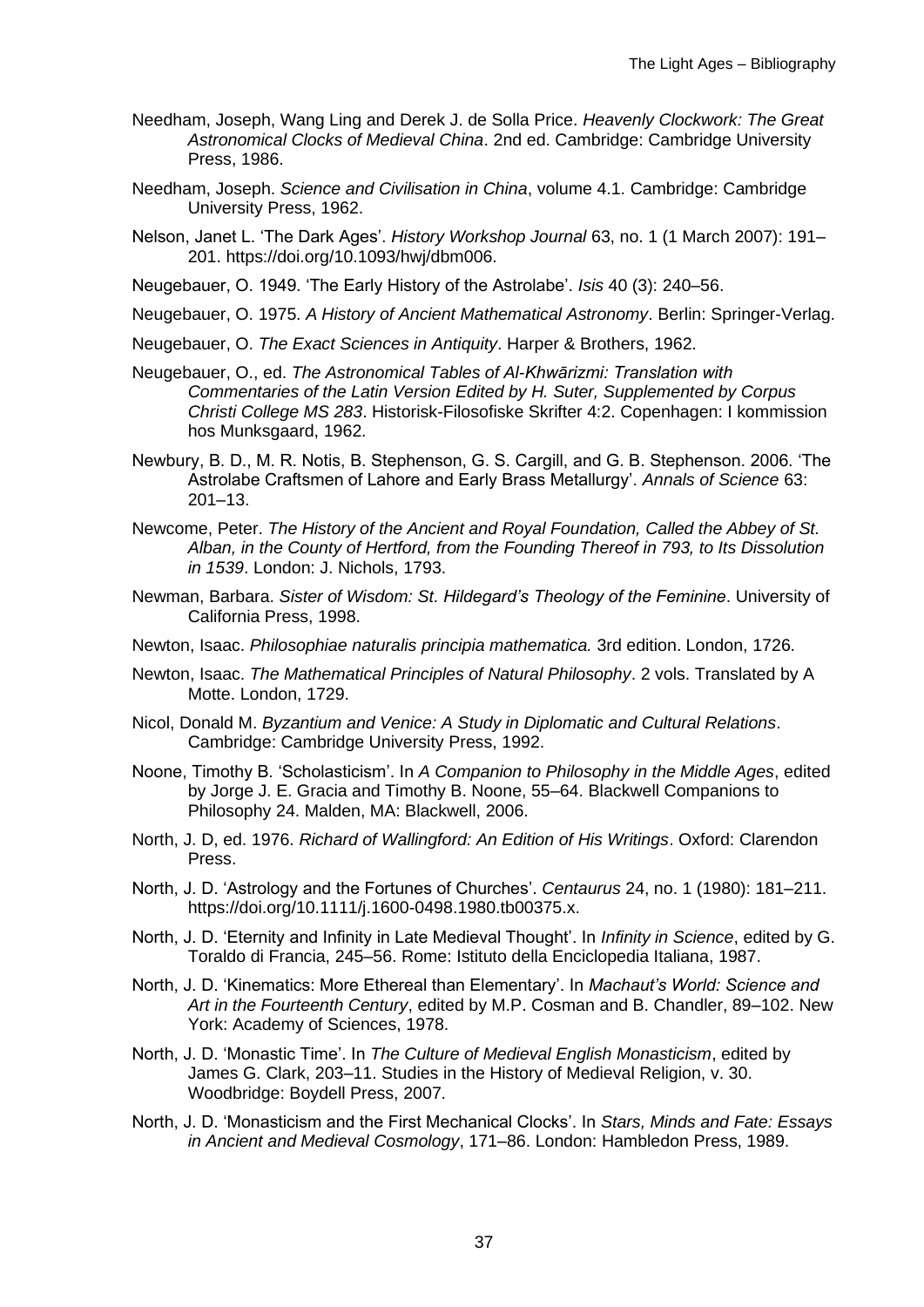Needham, Joseph, Wang Ling and Derek J. de Solla Price. *Heavenly Clockwork: The Great Astronomical Clocks of Medieval China*. 2nd ed. Cambridge: Cambridge University Press, 1986.

Needham, Joseph. *Science and Civilisation in China*, volume 4.1. Cambridge: Cambridge University Press, 1962.

Nelson, Janet L. 'The Dark Ages'. *History Workshop Journal* 63, no. 1 (1 March 2007): 191–201. https://doi.org/10.1093/hwj/dbm006.

Neugebauer, O. 1949. 'The Early History of the Astrolabe'. *Isis* 40 (3): 240–56.

Neugebauer, O. 1975. *A History of Ancient Mathematical Astronomy*. Berlin: Springer-Verlag.

Neugebauer, O. *The Exact Sciences in Antiquity*. Harper & Brothers, 1962.

Neugebauer, O., ed. *The Astronomical Tables of Al-Khwārizmi: Translation with Commentaries of the Latin Version Edited by H. Suter, Supplemented by Corpus Christi College MS 283*. Historisk-Filosofiske Skrifter 4:2. Copenhagen: I kommission hos Munksgaard, 1962.

Newbury, B. D., M. R. Notis, B. Stephenson, G. S. Cargill, and G. B. Stephenson. 2006. 'The Astrolabe Craftsmen of Lahore and Early Brass Metallurgy'. *Annals of Science* 63: 201–13.

Newcome, Peter. *The History of the Ancient and Royal Foundation, Called the Abbey of St. Alban, in the County of Hertford, from the Founding Thereof in 793, to Its Dissolution in 1539*. London: J. Nichols, 1793.

Newman, Barbara. *Sister of Wisdom: St. Hildegard's Theology of the Feminine*. University of California Press, 1998.

Newton, Isaac. *Philosophiae naturalis principia mathematica.* 3rd edition. London, 1726.

Newton, Isaac. *The Mathematical Principles of Natural Philosophy*. 2 vols. Translated by A Motte. London, 1729.

Nicol, Donald M. *Byzantium and Venice: A Study in Diplomatic and Cultural Relations*. Cambridge: Cambridge University Press, 1992.

Noone, Timothy B. 'Scholasticism'. In *A Companion to Philosophy in the Middle Ages*, edited by Jorge J. E. Gracia and Timothy B. Noone, 55–64. Blackwell Companions to Philosophy 24. Malden, MA: Blackwell, 2006.

North, J. D, ed. 1976. *Richard of Wallingford: An Edition of His Writings*. Oxford: Clarendon Press.

North, J. D. 'Astrology and the Fortunes of Churches'. *Centaurus* 24, no. 1 (1980): 181–211. https://doi.org/10.1111/j.1600-0498.1980.tb00375.x.

North, J. D. 'Eternity and Infinity in Late Medieval Thought'. In *Infinity in Science*, edited by G. Toraldo di Francia, 245–56. Rome: Istituto della Enciclopedia Italiana, 1987.

North, J. D. 'Kinematics: More Ethereal than Elementary'. In *Machaut's World: Science and Art in the Fourteenth Century*, edited by M.P. Cosman and B. Chandler, 89–102. New York: Academy of Sciences, 1978.

North, J. D. 'Monastic Time'. In *The Culture of Medieval English Monasticism*, edited by James G. Clark, 203–11. Studies in the History of Medieval Religion, v. 30. Woodbridge: Boydell Press, 2007.

North, J. D. 'Monasticism and the First Mechanical Clocks'. In *Stars, Minds and Fate: Essays in Ancient and Medieval Cosmology*, 171–86. London: Hambledon Press, 1989.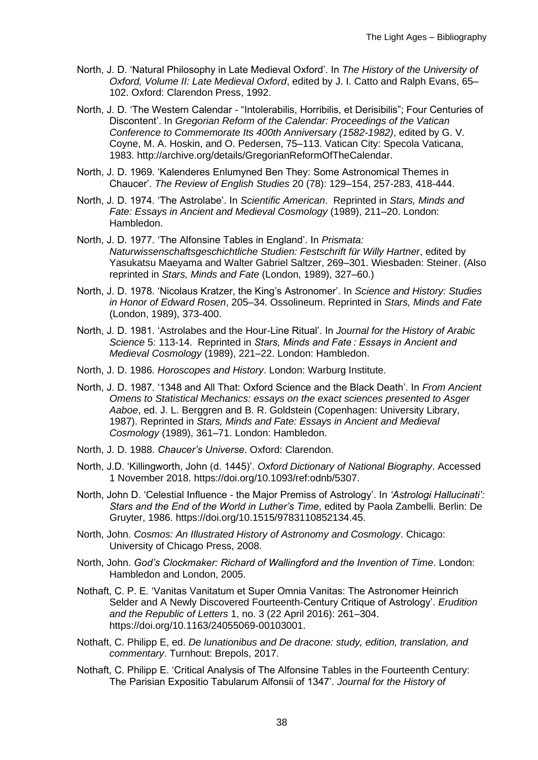North, J. D. 'Natural Philosophy in Late Medieval Oxford'. In *The History of the University of Oxford, Volume II: Late Medieval Oxford*, edited by J. I. Catto and Ralph Evans, 65–102. Oxford: Clarendon Press, 1992.

North, J. D. 'The Western Calendar - "Intolerabilis, Horribilis, et Derisibilis"; Four Centuries of Discontent'. In *Gregorian Reform of the Calendar: Proceedings of the Vatican Conference to Commemorate Its 400th Anniversary (1582-1982)*, edited by G. V. Coyne, M. A. Hoskin, and O. Pedersen, 75–113. Vatican City: Specola Vaticana, 1983. http://archive.org/details/GregorianReformOfTheCalendar.

North, J. D. 1969. 'Kalenderes Enlumyned Ben They: Some Astronomical Themes in Chaucer'. *The Review of English Studies* 20 (78): 129–154, 257-283, 418-444.

North, J. D. 1974. 'The Astrolabe'. In *Scientific American*. Reprinted in *Stars, Minds and Fate: Essays in Ancient and Medieval Cosmology* (1989), 211–20. London: Hambledon.

North, J. D. 1977. 'The Alfonsine Tables in England'. In *Prismata: Naturwissenschaftsgeschichtliche Studien: Festschrift für Willy Hartner*, edited by Yasukatsu Maeyama and Walter Gabriel Saltzer, 269–301. Wiesbaden: Steiner. (Also reprinted in *Stars, Minds and Fate* (London, 1989), 327–60.)

North, J. D. 1978. 'Nicolaus Kratzer, the King's Astronomer'. In *Science and History: Studies in Honor of Edward Rosen*, 205–34. Ossolineum. Reprinted in *Stars, Minds and Fate* (London, 1989), 373-400.

North, J. D. 1981. 'Astrolabes and the Hour-Line Ritual'. In *Journal for the History of Arabic Science* 5: 113-14. Reprinted in *Stars, Minds and Fate : Essays in Ancient and Medieval Cosmology* (1989), 221–22. London: Hambledon.

North, J. D. 1986. *Horoscopes and History*. London: Warburg Institute.

North, J. D. 1987. '1348 and All That: Oxford Science and the Black Death'. In *From Ancient Omens to Statistical Mechanics: essays on the exact sciences presented to Asger Aaboe*, ed. J. L. Berggren and B. R. Goldstein (Copenhagen: University Library, 1987). Reprinted in *Stars, Minds and Fate: Essays in Ancient and Medieval Cosmology* (1989), 361–71. London: Hambledon.

North, J. D. 1988. *Chaucer's Universe*. Oxford: Clarendon.

North, J.D. 'Killingworth, John (d. 1445)'. *Oxford Dictionary of National Biography*. Accessed 1 November 2018. https://doi.org/10.1093/ref:odnb/5307.

North, John D. 'Celestial Influence - the Major Premiss of Astrology'. In *'Astrologi Hallucinati': Stars and the End of the World in Luther's Time*, edited by Paola Zambelli. Berlin: De Gruyter, 1986. https://doi.org/10.1515/9783110852134.45.

North, John. *Cosmos: An Illustrated History of Astronomy and Cosmology*. Chicago: University of Chicago Press, 2008.

North, John. *God's Clockmaker: Richard of Wallingford and the Invention of Time*. London: Hambledon and London, 2005.

Nothaft, C. P. E. 'Vanitas Vanitatum et Super Omnia Vanitas: The Astronomer Heinrich Selder and A Newly Discovered Fourteenth-Century Critique of Astrology'. *Erudition and the Republic of Letters* 1, no. 3 (22 April 2016): 261–304. https://doi.org/10.1163/24055069-00103001.

Nothaft, C. Philipp E, ed. *De lunationibus and De dracone: study, edition, translation, and commentary*. Turnhout: Brepols, 2017.

Nothaft, C. Philipp E. 'Critical Analysis of The Alfonsine Tables in the Fourteenth Century: The Parisian Expositio Tabularum Alfonsii of 1347'. *Journal for the History of*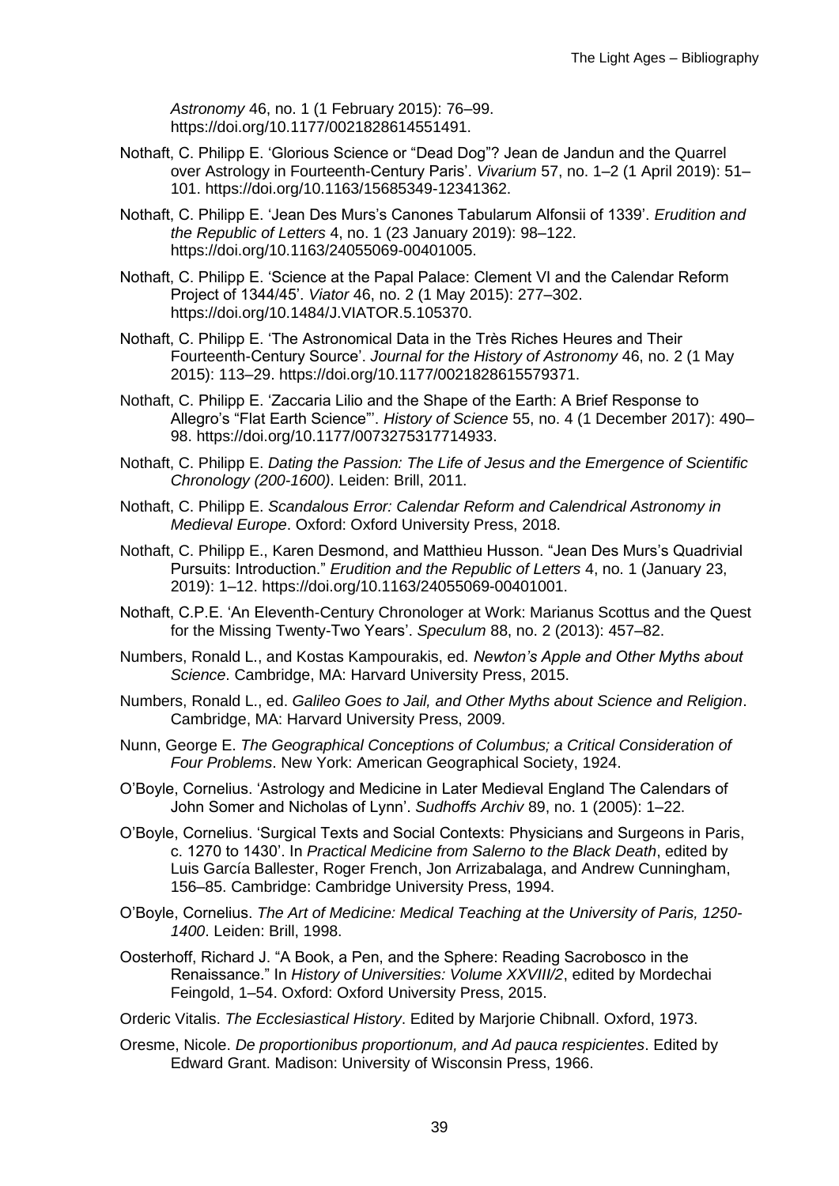*Astronomy* 46, no. 1 (1 February 2015): 76–99. https://doi.org/10.1177/0021828614551491.

Nothaft, C. Philipp E. 'Glorious Science or "Dead Dog"? Jean de Jandun and the Quarrel over Astrology in Fourteenth-Century Paris'. *Vivarium* 57, no. 1–2 (1 April 2019): 51–101. https://doi.org/10.1163/15685349-12341362.

Nothaft, C. Philipp E. 'Jean Des Murs's Canones Tabularum Alfonsii of 1339'. *Erudition and the Republic of Letters* 4, no. 1 (23 January 2019): 98–122. https://doi.org/10.1163/24055069-00401005.

Nothaft, C. Philipp E. 'Science at the Papal Palace: Clement VI and the Calendar Reform Project of 1344/45'. *Viator* 46, no. 2 (1 May 2015): 277–302. https://doi.org/10.1484/J.VIATOR.5.105370.

Nothaft, C. Philipp E. 'The Astronomical Data in the Très Riches Heures and Their Fourteenth-Century Source'. *Journal for the History of Astronomy* 46, no. 2 (1 May 2015): 113–29. https://doi.org/10.1177/0021828615579371.

Nothaft, C. Philipp E. 'Zaccaria Lilio and the Shape of the Earth: A Brief Response to Allegro's "Flat Earth Science"'. *History of Science* 55, no. 4 (1 December 2017): 490–98. https://doi.org/10.1177/0073275317714933.

Nothaft, C. Philipp E. *Dating the Passion: The Life of Jesus and the Emergence of Scientific Chronology (200-1600)*. Leiden: Brill, 2011.

Nothaft, C. Philipp E. *Scandalous Error: Calendar Reform and Calendrical Astronomy in Medieval Europe*. Oxford: Oxford University Press, 2018.

Nothaft, C. Philipp E., Karen Desmond, and Matthieu Husson. "Jean Des Murs's Quadrivial Pursuits: Introduction." *Erudition and the Republic of Letters* 4, no. 1 (January 23, 2019): 1–12. https://doi.org/10.1163/24055069-00401001.

Nothaft, C.P.E. 'An Eleventh-Century Chronologer at Work: Marianus Scottus and the Quest for the Missing Twenty-Two Years'. *Speculum* 88, no. 2 (2013): 457–82.

Numbers, Ronald L., and Kostas Kampourakis, ed. *Newton's Apple and Other Myths about Science*. Cambridge, MA: Harvard University Press, 2015.

Numbers, Ronald L., ed. *Galileo Goes to Jail, and Other Myths about Science and Religion*. Cambridge, MA: Harvard University Press, 2009.

Nunn, George E. *The Geographical Conceptions of Columbus; a Critical Consideration of Four Problems*. New York: American Geographical Society, 1924.

O'Boyle, Cornelius. 'Astrology and Medicine in Later Medieval England The Calendars of John Somer and Nicholas of Lynn'. *Sudhoffs Archiv* 89, no. 1 (2005): 1–22.

O'Boyle, Cornelius. 'Surgical Texts and Social Contexts: Physicians and Surgeons in Paris, c. 1270 to 1430'. In *Practical Medicine from Salerno to the Black Death*, edited by Luis García Ballester, Roger French, Jon Arrizabalaga, and Andrew Cunningham, 156–85. Cambridge: Cambridge University Press, 1994.

O'Boyle, Cornelius. *The Art of Medicine: Medical Teaching at the University of Paris, 1250-1400*. Leiden: Brill, 1998.

Oosterhoff, Richard J. "A Book, a Pen, and the Sphere: Reading Sacrobosco in the Renaissance." In *History of Universities: Volume XXVIII/2*, edited by Mordechai Feingold, 1–54. Oxford: Oxford University Press, 2015.

Orderic Vitalis. *The Ecclesiastical History*. Edited by Marjorie Chibnall. Oxford, 1973.

Oresme, Nicole. *De proportionibus proportionum, and Ad pauca respicientes*. Edited by Edward Grant. Madison: University of Wisconsin Press, 1966.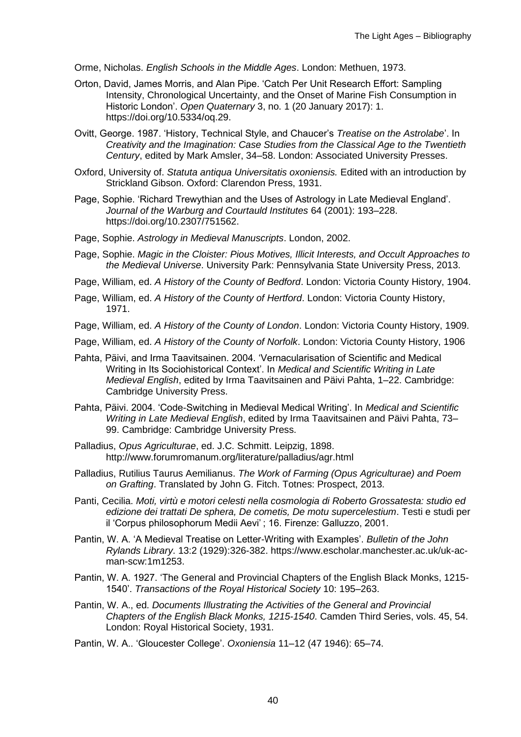Orme, Nicholas. *English Schools in the Middle Ages*. London: Methuen, 1973.

Orton, David, James Morris, and Alan Pipe. 'Catch Per Unit Research Effort: Sampling Intensity, Chronological Uncertainty, and the Onset of Marine Fish Consumption in Historic London'. *Open Quaternary* 3, no. 1 (20 January 2017): 1. https://doi.org/10.5334/oq.29.

Ovitt, George. 1987. 'History, Technical Style, and Chaucer's *Treatise on the Astrolabe*'. In *Creativity and the Imagination: Case Studies from the Classical Age to the Twentieth Century*, edited by Mark Amsler, 34–58. London: Associated University Presses.

Oxford, University of. *Statuta antiqua Universitatis oxoniensis.* Edited with an introduction by Strickland Gibson. Oxford: Clarendon Press, 1931.

Page, Sophie. 'Richard Trewythian and the Uses of Astrology in Late Medieval England'. *Journal of the Warburg and Courtauld Institutes* 64 (2001): 193–228. https://doi.org/10.2307/751562.

Page, Sophie. *Astrology in Medieval Manuscripts*. London, 2002.

Page, Sophie. *Magic in the Cloister: Pious Motives, Illicit Interests, and Occult Approaches to the Medieval Universe*. University Park: Pennsylvania State University Press, 2013.

Page, William, ed. *A History of the County of Bedford*. London: Victoria County History, 1904.

Page, William, ed. *A History of the County of Hertford*. London: Victoria County History, 1971.

Page, William, ed. *A History of the County of London*. London: Victoria County History, 1909.

Page, William, ed. *A History of the County of Norfolk*. London: Victoria County History, 1906

Pahta, Päivi, and Irma Taavitsainen. 2004. 'Vernacularisation of Scientific and Medical Writing in Its Sociohistorical Context'. In *Medical and Scientific Writing in Late Medieval English*, edited by Irma Taavitsainen and Päivi Pahta, 1–22. Cambridge: Cambridge University Press.

Pahta, Päivi. 2004. 'Code-Switching in Medieval Medical Writing'. In *Medical and Scientific Writing in Late Medieval English*, edited by Irma Taavitsainen and Päivi Pahta, 73–99. Cambridge: Cambridge University Press.

Palladius, *Opus Agriculturae*, ed. J.C. Schmitt. Leipzig, 1898. http://www.forumromanum.org/literature/palladius/agr.html

Palladius, Rutilius Taurus Aemilianus. *The Work of Farming (Opus Agriculturae) and Poem on Grafting*. Translated by John G. Fitch. Totnes: Prospect, 2013.

Panti, Cecilia. *Moti, virtù e motori celesti nella cosmologia di Roberto Grossatesta: studio ed edizione dei trattati De sphera, De cometis, De motu supercelestium*. Testi e studi per il 'Corpus philosophorum Medii Aevi' ; 16. Firenze: Galluzzo, 2001.

Pantin, W. A. 'A Medieval Treatise on Letter-Writing with Examples'. *Bulletin of the John Rylands Library*. 13:2 (1929):326-382. https://www.escholar.manchester.ac.uk/uk-ac-man-scw:1m1253.

Pantin, W. A. 1927. 'The General and Provincial Chapters of the English Black Monks, 1215-1540'. *Transactions of the Royal Historical Society* 10: 195–263.

Pantin, W. A., ed. *Documents Illustrating the Activities of the General and Provincial Chapters of the English Black Monks, 1215-1540*. Camden Third Series, vols. 45, 54. London: Royal Historical Society, 1931.

Pantin, W. A.. 'Gloucester College'. *Oxoniensia* 11–12 (47 1946): 65–74.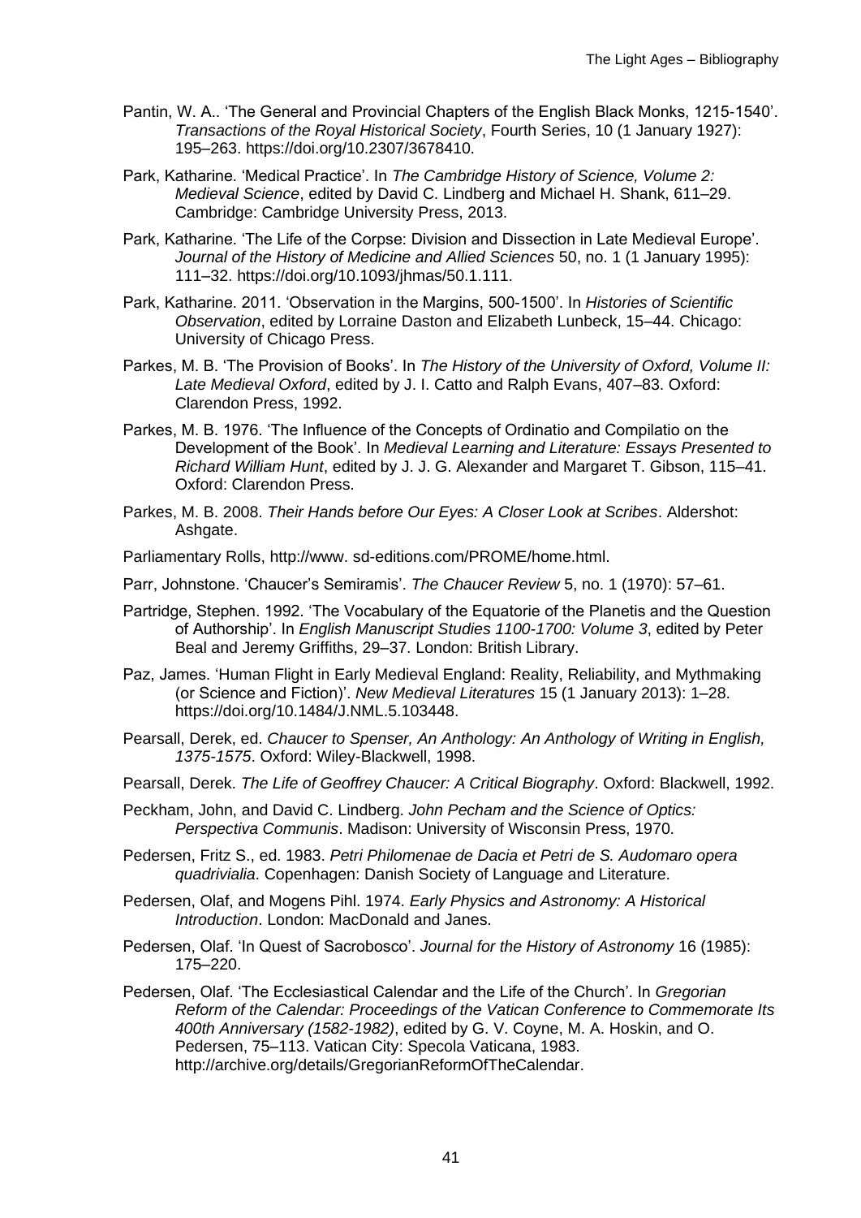Pantin, W. A.. 'The General and Provincial Chapters of the English Black Monks, 1215-1540'. *Transactions of the Royal Historical Society*, Fourth Series, 10 (1 January 1927): 195–263. https://doi.org/10.2307/3678410.

Park, Katharine. 'Medical Practice'. In *The Cambridge History of Science, Volume 2: Medieval Science*, edited by David C. Lindberg and Michael H. Shank, 611–29. Cambridge: Cambridge University Press, 2013.

Park, Katharine. 'The Life of the Corpse: Division and Dissection in Late Medieval Europe'. *Journal of the History of Medicine and Allied Sciences* 50, no. 1 (1 January 1995): 111–32. https://doi.org/10.1093/jhmas/50.1.111.

Park, Katharine. 2011. 'Observation in the Margins, 500-1500'. In *Histories of Scientific Observation*, edited by Lorraine Daston and Elizabeth Lunbeck, 15–44. Chicago: University of Chicago Press.

Parkes, M. B. 'The Provision of Books'. In *The History of the University of Oxford, Volume II: Late Medieval Oxford*, edited by J. I. Catto and Ralph Evans, 407–83. Oxford: Clarendon Press, 1992.

Parkes, M. B. 1976. 'The Influence of the Concepts of Ordinatio and Compilatio on the Development of the Book'. In *Medieval Learning and Literature: Essays Presented to Richard William Hunt*, edited by J. J. G. Alexander and Margaret T. Gibson, 115–41. Oxford: Clarendon Press.

Parkes, M. B. 2008. *Their Hands before Our Eyes: A Closer Look at Scribes*. Aldershot: Ashgate.

Parliamentary Rolls, http://www. sd-editions.com/PROME/home.html.

Parr, Johnstone. 'Chaucer's Semiramis'. *The Chaucer Review* 5, no. 1 (1970): 57–61.

Partridge, Stephen. 1992. 'The Vocabulary of the Equatorie of the Planetis and the Question of Authorship'. In *English Manuscript Studies 1100-1700: Volume 3*, edited by Peter Beal and Jeremy Griffiths, 29–37. London: British Library.

Paz, James. 'Human Flight in Early Medieval England: Reality, Reliability, and Mythmaking (or Science and Fiction)'. *New Medieval Literatures* 15 (1 January 2013): 1–28. https://doi.org/10.1484/J.NML.5.103448.

Pearsall, Derek, ed. *Chaucer to Spenser, An Anthology: An Anthology of Writing in English, 1375-1575*. Oxford: Wiley-Blackwell, 1998.

Pearsall, Derek. *The Life of Geoffrey Chaucer: A Critical Biography*. Oxford: Blackwell, 1992.

Peckham, John, and David C. Lindberg. *John Pecham and the Science of Optics: Perspectiva Communis*. Madison: University of Wisconsin Press, 1970.

Pedersen, Fritz S., ed. 1983. *Petri Philomenae de Dacia et Petri de S. Audomaro opera quadrivialia*. Copenhagen: Danish Society of Language and Literature.

Pedersen, Olaf, and Mogens Pihl. 1974. *Early Physics and Astronomy: A Historical Introduction*. London: MacDonald and Janes.

Pedersen, Olaf. 'In Quest of Sacrobosco'. *Journal for the History of Astronomy* 16 (1985): 175–220.

Pedersen, Olaf. 'The Ecclesiastical Calendar and the Life of the Church'. In *Gregorian Reform of the Calendar: Proceedings of the Vatican Conference to Commemorate Its 400th Anniversary (1582-1982)*, edited by G. V. Coyne, M. A. Hoskin, and O. Pedersen, 75–113. Vatican City: Specola Vaticana, 1983. http://archive.org/details/GregorianReformOfTheCalendar.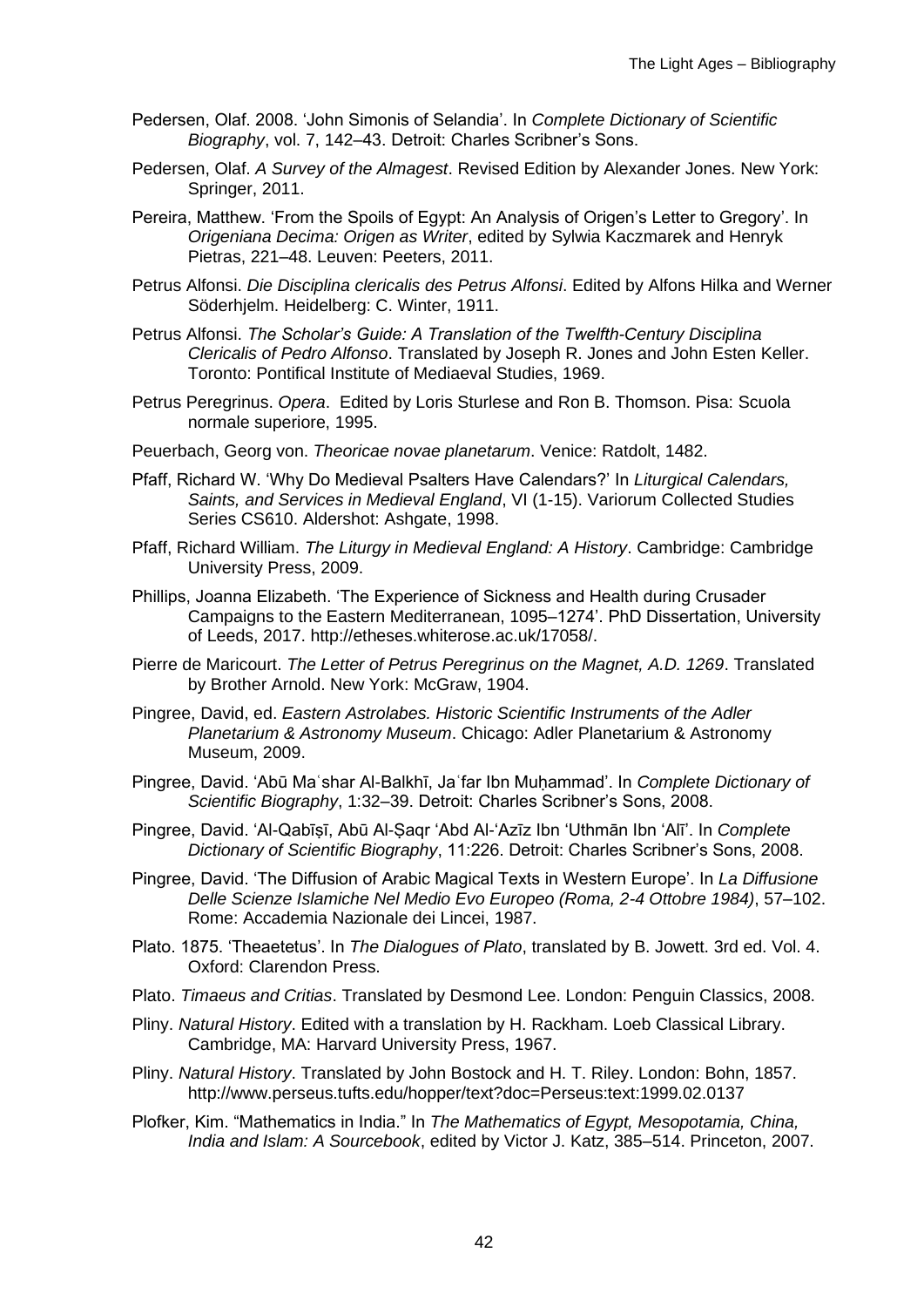Pedersen, Olaf. 2008. 'John Simonis of Selandia'. In *Complete Dictionary of Scientific Biography*, vol. 7, 142–43. Detroit: Charles Scribner's Sons.

Pedersen, Olaf. *A Survey of the Almagest*. Revised Edition by Alexander Jones. New York: Springer, 2011.

Pereira, Matthew. 'From the Spoils of Egypt: An Analysis of Origen's Letter to Gregory'. In *Origeniana Decima: Origen as Writer*, edited by Sylwia Kaczmarek and Henryk Pietras, 221–48. Leuven: Peeters, 2011.

Petrus Alfonsi. *Die Disciplina clericalis des Petrus Alfonsi*. Edited by Alfons Hilka and Werner Söderhjelm. Heidelberg: C. Winter, 1911.

Petrus Alfonsi. *The Scholar's Guide: A Translation of the Twelfth-Century Disciplina Clericalis of Pedro Alfonso*. Translated by Joseph R. Jones and John Esten Keller. Toronto: Pontifical Institute of Mediaeval Studies, 1969.

Petrus Peregrinus. *Opera*. Edited by Loris Sturlese and Ron B. Thomson. Pisa: Scuola normale superiore, 1995.

Peuerbach, Georg von. *Theoricae novae planetarum*. Venice: Ratdolt, 1482.

Pfaff, Richard W. 'Why Do Medieval Psalters Have Calendars?' In *Liturgical Calendars, Saints, and Services in Medieval England*, VI (1-15). Variorum Collected Studies Series CS610. Aldershot: Ashgate, 1998.

Pfaff, Richard William. *The Liturgy in Medieval England: A History*. Cambridge: Cambridge University Press, 2009.

Phillips, Joanna Elizabeth. 'The Experience of Sickness and Health during Crusader Campaigns to the Eastern Mediterranean, 1095–1274'. PhD Dissertation, University of Leeds, 2017. http://etheses.whiterose.ac.uk/17058/.

Pierre de Maricourt. *The Letter of Petrus Peregrinus on the Magnet, A.D. 1269*. Translated by Brother Arnold. New York: McGraw, 1904.

Pingree, David, ed. *Eastern Astrolabes. Historic Scientific Instruments of the Adler Planetarium & Astronomy Museum*. Chicago: Adler Planetarium & Astronomy Museum, 2009.

Pingree, David. 'Abū Maʿshar Al-Balkhī, Jaʿfar Ibn Muḥammad'. In *Complete Dictionary of Scientific Biography*, 1:32–39. Detroit: Charles Scribner's Sons, 2008.

Pingree, David. 'Al-Qabīṣī, Abū Al-Ṣaqr 'Abd Al-'Azīz Ibn 'Uthmān Ibn 'Alī'. In *Complete Dictionary of Scientific Biography*, 11:226. Detroit: Charles Scribner's Sons, 2008.

Pingree, David. 'The Diffusion of Arabic Magical Texts in Western Europe'. In *La Diffusione Delle Scienze Islamiche Nel Medio Evo Europeo (Roma, 2-4 Ottobre 1984)*, 57–102. Rome: Accademia Nazionale dei Lincei, 1987.

Plato. 1875. 'Theaetetus'. In *The Dialogues of Plato*, translated by B. Jowett. 3rd ed. Vol. 4. Oxford: Clarendon Press.

Plato. *Timaeus and Critias*. Translated by Desmond Lee. London: Penguin Classics, 2008.

Pliny. *Natural History*. Edited with a translation by H. Rackham. Loeb Classical Library. Cambridge, MA: Harvard University Press, 1967.

Pliny. *Natural History*. Translated by John Bostock and H. T. Riley. London: Bohn, 1857. http://www.perseus.tufts.edu/hopper/text?doc=Perseus:text:1999.02.0137

Plofker, Kim. "Mathematics in India." In *The Mathematics of Egypt, Mesopotamia, China, India and Islam: A Sourcebook*, edited by Victor J. Katz, 385–514. Princeton, 2007.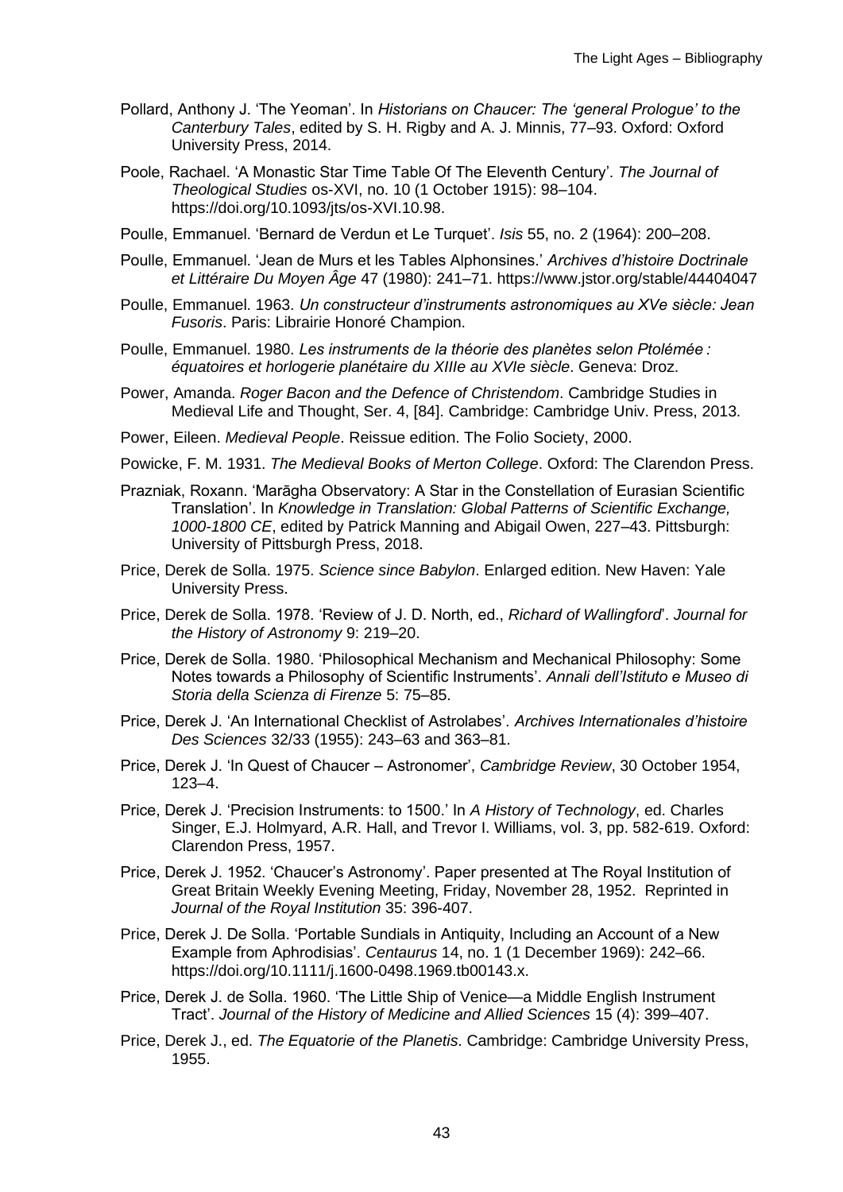Pollard, Anthony J. 'The Yeoman'. In *Historians on Chaucer: The 'general Prologue' to the Canterbury Tales*, edited by S. H. Rigby and A. J. Minnis, 77–93. Oxford: Oxford University Press, 2014.

Poole, Rachael. 'A Monastic Star Time Table Of The Eleventh Century'. *The Journal of Theological Studies* os-XVI, no. 10 (1 October 1915): 98–104. https://doi.org/10.1093/jts/os-XVI.10.98.

Poulle, Emmanuel. 'Bernard de Verdun et Le Turquet'. *Isis* 55, no. 2 (1964): 200–208.

Poulle, Emmanuel. 'Jean de Murs et les Tables Alphonsines.' *Archives d'histoire Doctrinale et Littéraire Du Moyen Âge* 47 (1980): 241–71. https://www.jstor.org/stable/44404047

Poulle, Emmanuel. 1963. *Un constructeur d'instruments astronomiques au XVe siècle: Jean Fusoris*. Paris: Librairie Honoré Champion.

Poulle, Emmanuel. 1980. *Les instruments de la théorie des planètes selon Ptolémée : équatoires et horlogerie planétaire du XIIIe au XVIe siècle*. Geneva: Droz.

Power, Amanda. *Roger Bacon and the Defence of Christendom*. Cambridge Studies in Medieval Life and Thought, Ser. 4, [84]. Cambridge: Cambridge Univ. Press, 2013.

Power, Eileen. *Medieval People*. Reissue edition. The Folio Society, 2000.

Powicke, F. M. 1931. *The Medieval Books of Merton College*. Oxford: The Clarendon Press.

Prazniak, Roxann. 'Marāgha Observatory: A Star in the Constellation of Eurasian Scientific Translation'. In *Knowledge in Translation: Global Patterns of Scientific Exchange, 1000-1800 CE*, edited by Patrick Manning and Abigail Owen, 227–43. Pittsburgh: University of Pittsburgh Press, 2018.

Price, Derek de Solla. 1975. *Science since Babylon*. Enlarged edition. New Haven: Yale University Press.

Price, Derek de Solla. 1978. 'Review of J. D. North, ed., *Richard of Wallingford*'. *Journal for the History of Astronomy* 9: 219–20.

Price, Derek de Solla. 1980. 'Philosophical Mechanism and Mechanical Philosophy: Some Notes towards a Philosophy of Scientific Instruments'. *Annali dell'Istituto e Museo di Storia della Scienza di Firenze* 5: 75–85.

Price, Derek J. 'An International Checklist of Astrolabes'. *Archives Internationales d'histoire Des Sciences* 32/33 (1955): 243–63 and 363–81.

Price, Derek J. 'In Quest of Chaucer – Astronomer', *Cambridge Review*, 30 October 1954, 123–4.

Price, Derek J. 'Precision Instruments: to 1500.' In *A History of Technology*, ed. Charles Singer, E.J. Holmyard, A.R. Hall, and Trevor I. Williams, vol. 3, pp. 582-619. Oxford: Clarendon Press, 1957.

Price, Derek J. 1952. 'Chaucer's Astronomy'. Paper presented at The Royal Institution of Great Britain Weekly Evening Meeting, Friday, November 28, 1952. Reprinted in *Journal of the Royal Institution* 35: 396-407.

Price, Derek J. De Solla. 'Portable Sundials in Antiquity, Including an Account of a New Example from Aphrodisias'. *Centaurus* 14, no. 1 (1 December 1969): 242–66. https://doi.org/10.1111/j.1600-0498.1969.tb00143.x.

Price, Derek J. de Solla. 1960. 'The Little Ship of Venice—a Middle English Instrument Tract'. *Journal of the History of Medicine and Allied Sciences* 15 (4): 399–407.

Price, Derek J., ed. *The Equatorie of the Planetis*. Cambridge: Cambridge University Press, 1955.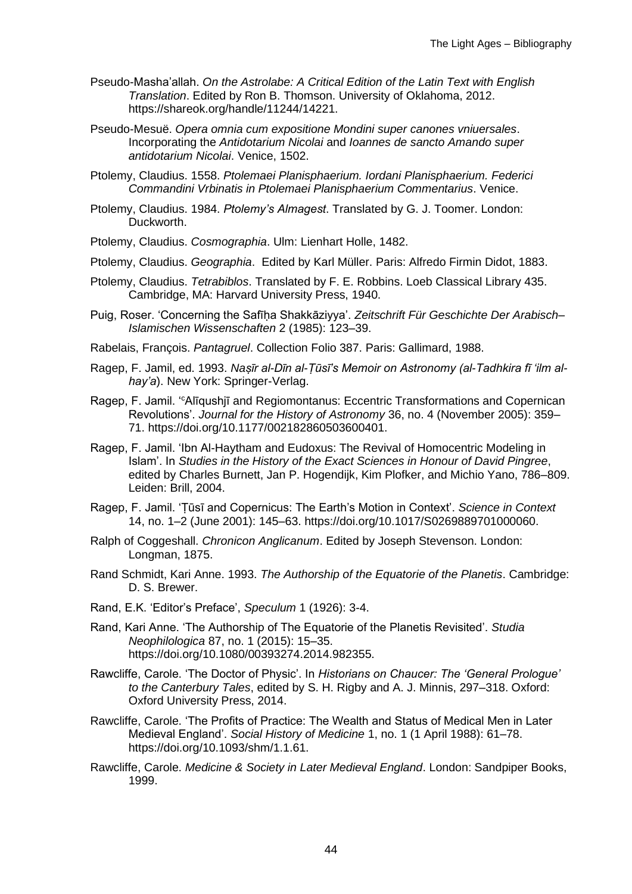Pseudo-Masha'allah. *On the Astrolabe: A Critical Edition of the Latin Text with English Translation*. Edited by Ron B. Thomson. University of Oklahoma, 2012. https://shareok.org/handle/11244/14221.

Pseudo-Mesuë. *Opera omnia cum expositione Mondini super canones vniuersales*. Incorporating the *Antidotarium Nicolai* and *Ioannes de sancto Amando super antidotarium Nicolai*. Venice, 1502.

Ptolemy, Claudius. 1558. *Ptolemaei Planisphaerium. Iordani Planisphaerium. Federici Commandini Vrbinatis in Ptolemaei Planisphaerium Commentarius*. Venice.

Ptolemy, Claudius. 1984. *Ptolemy's Almagest*. Translated by G. J. Toomer. London: Duckworth.

Ptolemy, Claudius. *Cosmographia*. Ulm: Lienhart Holle, 1482.

Ptolemy, Claudius. *Geographia*. Edited by Karl Müller. Paris: Alfredo Firmin Didot, 1883.

Ptolemy, Claudius. *Tetrabiblos*. Translated by F. E. Robbins. Loeb Classical Library 435. Cambridge, MA: Harvard University Press, 1940.

Puig, Roser. 'Concerning the Safīḥa Shakkāziyya'. *Zeitschrift Für Geschichte Der Arabisch–Islamischen Wissenschaften* 2 (1985): 123–39.

Rabelais, François. *Pantagruel*. Collection Folio 387. Paris: Gallimard, 1988.

Ragep, F. Jamil, ed. 1993. *Naṣīr al-Dīn al-Ṭūsī's Memoir on Astronomy (al-Tadhkira fī 'ilm al-hay'a*). New York: Springer-Verlag.

Ragep, F. Jamil. 'ᶜAlīqushjī and Regiomontanus: Eccentric Transformations and Copernican Revolutions'. *Journal for the History of Astronomy* 36, no. 4 (November 2005): 359–71. https://doi.org/10.1177/002182860503600401.

Ragep, F. Jamil. 'Ibn Al-Haytham and Eudoxus: The Revival of Homocentric Modeling in Islam'. In *Studies in the History of the Exact Sciences in Honour of David Pingree*, edited by Charles Burnett, Jan P. Hogendijk, Kim Plofker, and Michio Yano, 786–809. Leiden: Brill, 2004.

Ragep, F. Jamil. 'Ṭūsī and Copernicus: The Earth's Motion in Context'. *Science in Context* 14, no. 1–2 (June 2001): 145–63. https://doi.org/10.1017/S0269889701000060.

Ralph of Coggeshall. *Chronicon Anglicanum*. Edited by Joseph Stevenson. London: Longman, 1875.

Rand Schmidt, Kari Anne. 1993. *The Authorship of the Equatorie of the Planetis*. Cambridge: D. S. Brewer.

Rand, E.K. 'Editor's Preface', *Speculum* 1 (1926): 3-4.

Rand, Kari Anne. 'The Authorship of The Equatorie of the Planetis Revisited'. *Studia Neophilologica* 87, no. 1 (2015): 15–35. https://doi.org/10.1080/00393274.2014.982355.

Rawcliffe, Carole. 'The Doctor of Physic'. In *Historians on Chaucer: The 'General Prologue' to the Canterbury Tales*, edited by S. H. Rigby and A. J. Minnis, 297–318. Oxford: Oxford University Press, 2014.

Rawcliffe, Carole. 'The Profits of Practice: The Wealth and Status of Medical Men in Later Medieval England'. *Social History of Medicine* 1, no. 1 (1 April 1988): 61–78. https://doi.org/10.1093/shm/1.1.61.

Rawcliffe, Carole. *Medicine & Society in Later Medieval England*. London: Sandpiper Books, 1999.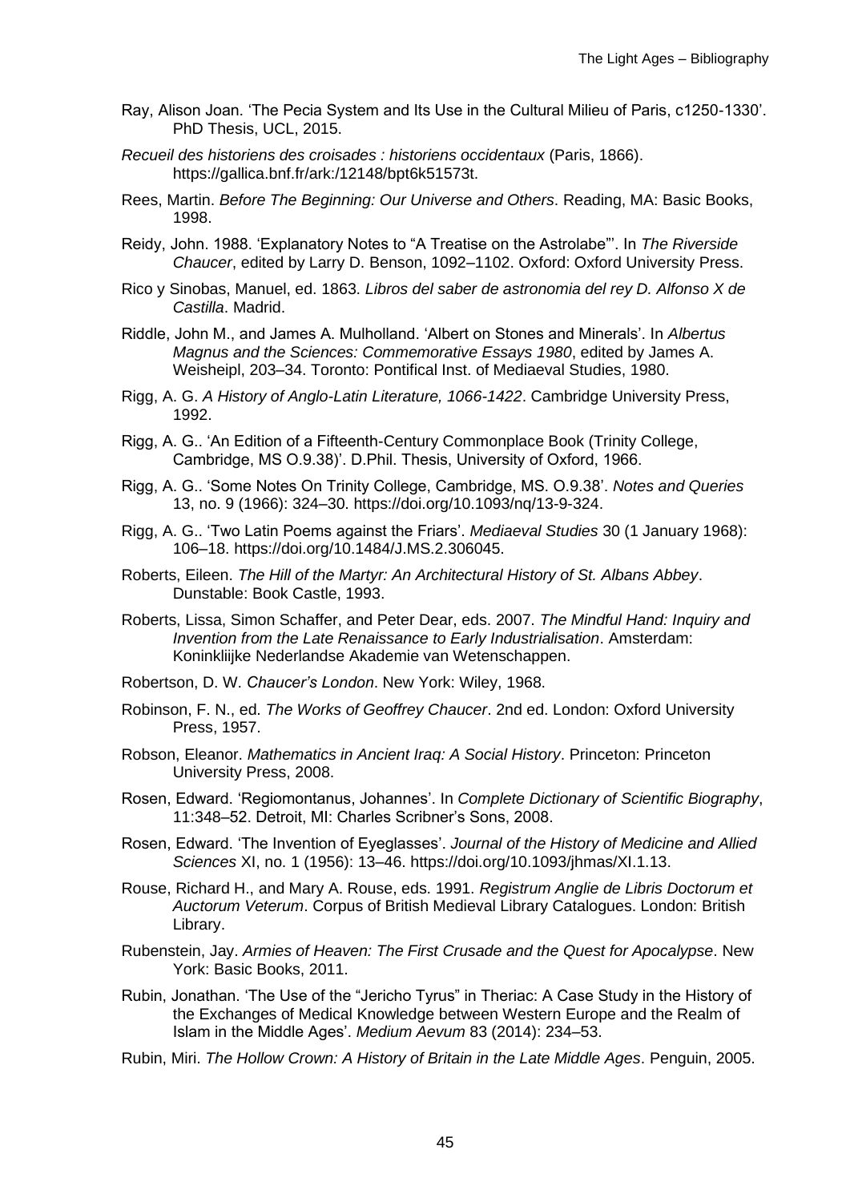Ray, Alison Joan. 'The Pecia System and Its Use in the Cultural Milieu of Paris, c1250-1330'. PhD Thesis, UCL, 2015.

*Recueil des historiens des croisades : historiens occidentaux* (Paris, 1866). https://gallica.bnf.fr/ark:/12148/bpt6k51573t.

Rees, Martin. *Before The Beginning: Our Universe and Others*. Reading, MA: Basic Books, 1998.

Reidy, John. 1988. 'Explanatory Notes to "A Treatise on the Astrolabe"'. In *The Riverside Chaucer*, edited by Larry D. Benson, 1092–1102. Oxford: Oxford University Press.

Rico y Sinobas, Manuel, ed. 1863. *Libros del saber de astronomia del rey D. Alfonso X de Castilla*. Madrid.

Riddle, John M., and James A. Mulholland. 'Albert on Stones and Minerals'. In *Albertus Magnus and the Sciences: Commemorative Essays 1980*, edited by James A. Weisheipl, 203–34. Toronto: Pontifical Inst. of Mediaeval Studies, 1980.

Rigg, A. G. *A History of Anglo-Latin Literature, 1066-1422*. Cambridge University Press, 1992.

Rigg, A. G.. 'An Edition of a Fifteenth-Century Commonplace Book (Trinity College, Cambridge, MS O.9.38)'. D.Phil. Thesis, University of Oxford, 1966.

Rigg, A. G.. 'Some Notes On Trinity College, Cambridge, MS. O.9.38'. *Notes and Queries* 13, no. 9 (1966): 324–30. https://doi.org/10.1093/nq/13-9-324.

Rigg, A. G.. 'Two Latin Poems against the Friars'. *Mediaeval Studies* 30 (1 January 1968): 106–18. https://doi.org/10.1484/J.MS.2.306045.

Roberts, Eileen. *The Hill of the Martyr: An Architectural History of St. Albans Abbey*. Dunstable: Book Castle, 1993.

Roberts, Lissa, Simon Schaffer, and Peter Dear, eds. 2007. *The Mindful Hand: Inquiry and Invention from the Late Renaissance to Early Industrialisation*. Amsterdam: Koninkliijke Nederlandse Akademie van Wetenschappen.

Robertson, D. W. *Chaucer's London*. New York: Wiley, 1968.

Robinson, F. N., ed. *The Works of Geoffrey Chaucer*. 2nd ed. London: Oxford University Press, 1957.

Robson, Eleanor. *Mathematics in Ancient Iraq: A Social History*. Princeton: Princeton University Press, 2008.

Rosen, Edward. 'Regiomontanus, Johannes'. In *Complete Dictionary of Scientific Biography*, 11:348–52. Detroit, MI: Charles Scribner's Sons, 2008.

Rosen, Edward. 'The Invention of Eyeglasses'. *Journal of the History of Medicine and Allied Sciences* XI, no. 1 (1956): 13–46. https://doi.org/10.1093/jhmas/XI.1.13.

Rouse, Richard H., and Mary A. Rouse, eds. 1991. *Registrum Anglie de Libris Doctorum et Auctorum Veterum*. Corpus of British Medieval Library Catalogues. London: British Library.

Rubenstein, Jay. *Armies of Heaven: The First Crusade and the Quest for Apocalypse*. New York: Basic Books, 2011.

Rubin, Jonathan. 'The Use of the "Jericho Tyrus" in Theriac: A Case Study in the History of the Exchanges of Medical Knowledge between Western Europe and the Realm of Islam in the Middle Ages'. *Medium Aevum* 83 (2014): 234–53.

Rubin, Miri. *The Hollow Crown: A History of Britain in the Late Middle Ages*. Penguin, 2005.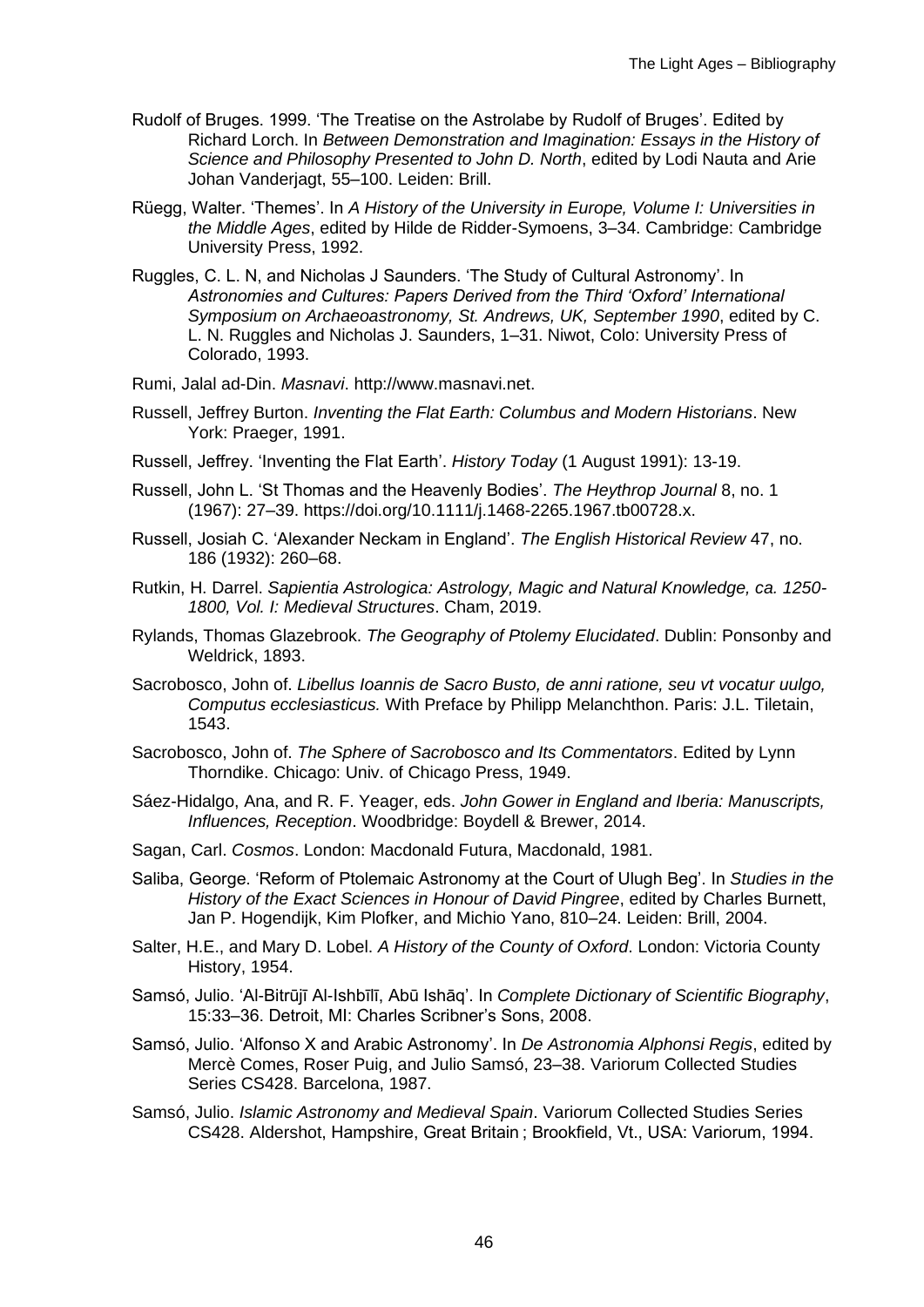Rudolf of Bruges. 1999. 'The Treatise on the Astrolabe by Rudolf of Bruges'. Edited by Richard Lorch. In *Between Demonstration and Imagination: Essays in the History of Science and Philosophy Presented to John D. North*, edited by Lodi Nauta and Arie Johan Vanderjagt, 55–100. Leiden: Brill.

Rüegg, Walter. 'Themes'. In *A History of the University in Europe, Volume I: Universities in the Middle Ages*, edited by Hilde de Ridder-Symoens, 3–34. Cambridge: Cambridge University Press, 1992.

Ruggles, C. L. N, and Nicholas J Saunders. 'The Study of Cultural Astronomy'. In *Astronomies and Cultures: Papers Derived from the Third 'Oxford' International Symposium on Archaeoastronomy, St. Andrews, UK, September 1990*, edited by C. L. N. Ruggles and Nicholas J. Saunders, 1–31. Niwot, Colo: University Press of Colorado, 1993.

Rumi, Jalal ad-Din. *Masnavi*. http://www.masnavi.net.

Russell, Jeffrey Burton. *Inventing the Flat Earth: Columbus and Modern Historians*. New York: Praeger, 1991.

Russell, Jeffrey. 'Inventing the Flat Earth'. *History Today* (1 August 1991): 13-19.

Russell, John L. 'St Thomas and the Heavenly Bodies'. *The Heythrop Journal* 8, no. 1 (1967): 27–39. https://doi.org/10.1111/j.1468-2265.1967.tb00728.x.

Russell, Josiah C. 'Alexander Neckam in England'. *The English Historical Review* 47, no. 186 (1932): 260–68.

Rutkin, H. Darrel. *Sapientia Astrologica: Astrology, Magic and Natural Knowledge, ca. 1250-1800, Vol. I: Medieval Structures*. Cham, 2019.

Rylands, Thomas Glazebrook. *The Geography of Ptolemy Elucidated*. Dublin: Ponsonby and Weldrick, 1893.

Sacrobosco, John of. *Libellus Ioannis de Sacro Busto, de anni ratione, seu vt vocatur uulgo, Computus ecclesiasticus.* With Preface by Philipp Melanchthon. Paris: J.L. Tiletain, 1543.

Sacrobosco, John of. *The Sphere of Sacrobosco and Its Commentators*. Edited by Lynn Thorndike. Chicago: Univ. of Chicago Press, 1949.

Sáez-Hidalgo, Ana, and R. F. Yeager, eds. *John Gower in England and Iberia: Manuscripts, Influences, Reception*. Woodbridge: Boydell & Brewer, 2014.

Sagan, Carl. *Cosmos*. London: Macdonald Futura, Macdonald, 1981.

Saliba, George. 'Reform of Ptolemaic Astronomy at the Court of Ulugh Beg'. In *Studies in the History of the Exact Sciences in Honour of David Pingree*, edited by Charles Burnett, Jan P. Hogendijk, Kim Plofker, and Michio Yano, 810–24. Leiden: Brill, 2004.

Salter, H.E., and Mary D. Lobel. *A History of the County of Oxford*. London: Victoria County History, 1954.

Samsó, Julio. 'Al-Bitrūjī Al-Ishbīlī, Abū Ishāq'. In *Complete Dictionary of Scientific Biography*, 15:33–36. Detroit, MI: Charles Scribner's Sons, 2008.

Samsó, Julio. 'Alfonso X and Arabic Astronomy'. In *De Astronomia Alphonsi Regis*, edited by Mercè Comes, Roser Puig, and Julio Samsó, 23–38. Variorum Collected Studies Series CS428. Barcelona, 1987.

Samsó, Julio. *Islamic Astronomy and Medieval Spain*. Variorum Collected Studies Series CS428. Aldershot, Hampshire, Great Britain ; Brookfield, Vt., USA: Variorum, 1994.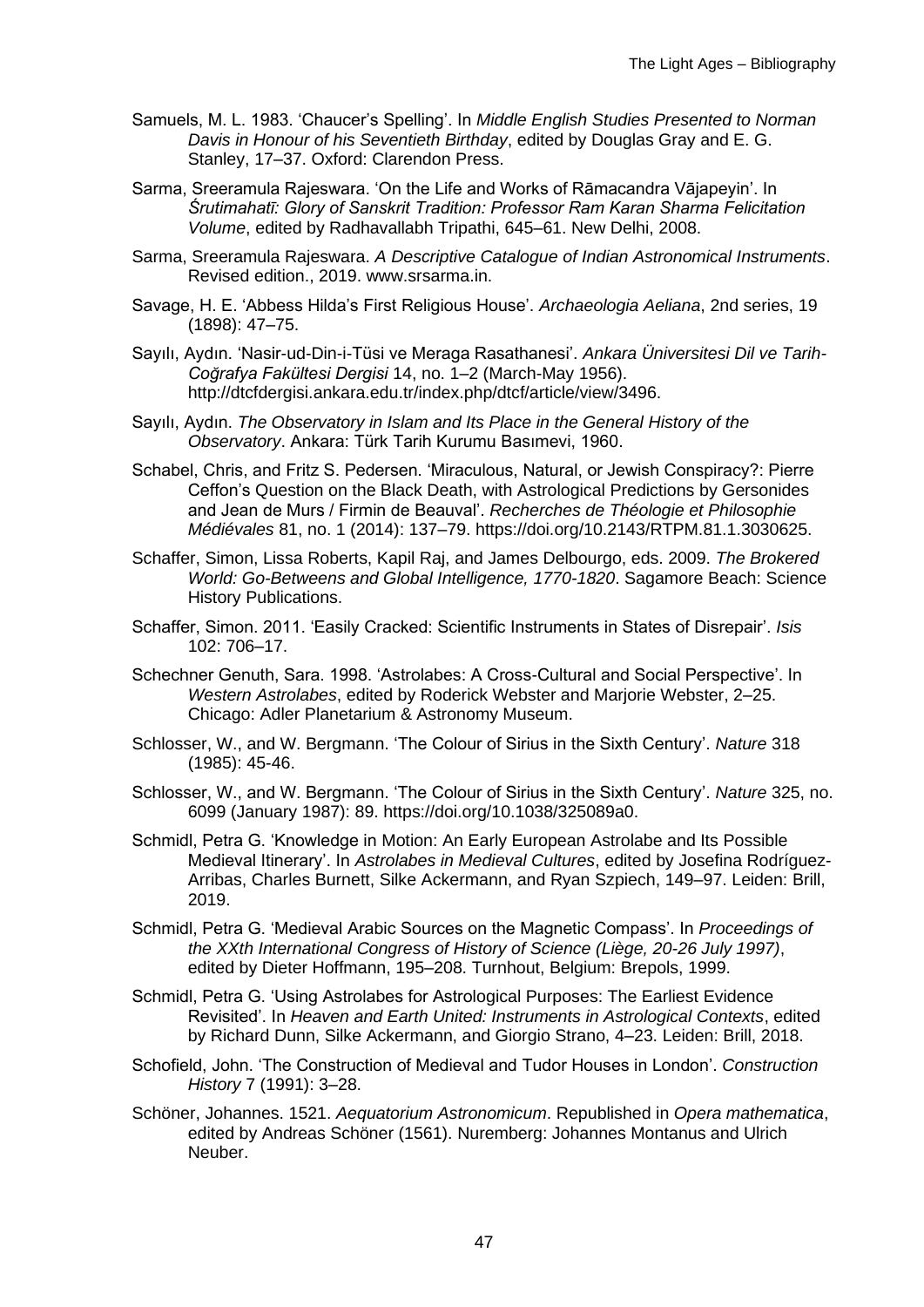Samuels, M. L. 1983. 'Chaucer's Spelling'. In *Middle English Studies Presented to Norman Davis in Honour of his Seventieth Birthday*, edited by Douglas Gray and E. G. Stanley, 17–37. Oxford: Clarendon Press.

Sarma, Sreeramula Rajeswara. 'On the Life and Works of Rāmacandra Vājapeyin'. In *Śrutimahatī: Glory of Sanskrit Tradition: Professor Ram Karan Sharma Felicitation Volume*, edited by Radhavallabh Tripathi, 645–61. New Delhi, 2008.

Sarma, Sreeramula Rajeswara. *A Descriptive Catalogue of Indian Astronomical Instruments*. Revised edition., 2019. www.srsarma.in.

Savage, H. E. 'Abbess Hilda's First Religious House'. *Archaeologia Aeliana*, 2nd series, 19 (1898): 47–75.

Sayılı, Aydın. 'Nasir-ud-Din-i-Tüsi ve Meraga Rasathanesi'. *Ankara Üniversitesi Dil ve Tarih-Coğrafya Fakültesi Dergisi* 14, no. 1–2 (March-May 1956). http://dtcfdergisi.ankara.edu.tr/index.php/dtcf/article/view/3496.

Sayılı, Aydın. *The Observatory in Islam and Its Place in the General History of the Observatory*. Ankara: Türk Tarih Kurumu Basımevi, 1960.

Schabel, Chris, and Fritz S. Pedersen. 'Miraculous, Natural, or Jewish Conspiracy?: Pierre Ceffon's Question on the Black Death, with Astrological Predictions by Gersonides and Jean de Murs / Firmin de Beauval'. *Recherches de Théologie et Philosophie Médiévales* 81, no. 1 (2014): 137–79. https://doi.org/10.2143/RTPM.81.1.3030625.

Schaffer, Simon, Lissa Roberts, Kapil Raj, and James Delbourgo, eds. 2009. *The Brokered World: Go-Betweens and Global Intelligence, 1770-1820*. Sagamore Beach: Science History Publications.

Schaffer, Simon. 2011. 'Easily Cracked: Scientific Instruments in States of Disrepair'. *Isis* 102: 706–17.

Schechner Genuth, Sara. 1998. 'Astrolabes: A Cross-Cultural and Social Perspective'. In *Western Astrolabes*, edited by Roderick Webster and Marjorie Webster, 2–25. Chicago: Adler Planetarium & Astronomy Museum.

Schlosser, W., and W. Bergmann. 'The Colour of Sirius in the Sixth Century'. *Nature* 318 (1985): 45-46.

Schlosser, W., and W. Bergmann. 'The Colour of Sirius in the Sixth Century'. *Nature* 325, no. 6099 (January 1987): 89. https://doi.org/10.1038/325089a0.

Schmidl, Petra G. 'Knowledge in Motion: An Early European Astrolabe and Its Possible Medieval Itinerary'. In *Astrolabes in Medieval Cultures*, edited by Josefina Rodríguez-Arribas, Charles Burnett, Silke Ackermann, and Ryan Szpiech, 149–97. Leiden: Brill, 2019.

Schmidl, Petra G. 'Medieval Arabic Sources on the Magnetic Compass'. In *Proceedings of the XXth International Congress of History of Science (Liège, 20-26 July 1997)*, edited by Dieter Hoffmann, 195–208. Turnhout, Belgium: Brepols, 1999.

Schmidl, Petra G. 'Using Astrolabes for Astrological Purposes: The Earliest Evidence Revisited'. In *Heaven and Earth United: Instruments in Astrological Contexts*, edited by Richard Dunn, Silke Ackermann, and Giorgio Strano, 4–23. Leiden: Brill, 2018.

Schofield, John. 'The Construction of Medieval and Tudor Houses in London'. *Construction History* 7 (1991): 3–28.

Schöner, Johannes. 1521. *Aequatorium Astronomicum*. Republished in *Opera mathematica*, edited by Andreas Schöner (1561). Nuremberg: Johannes Montanus and Ulrich Neuber.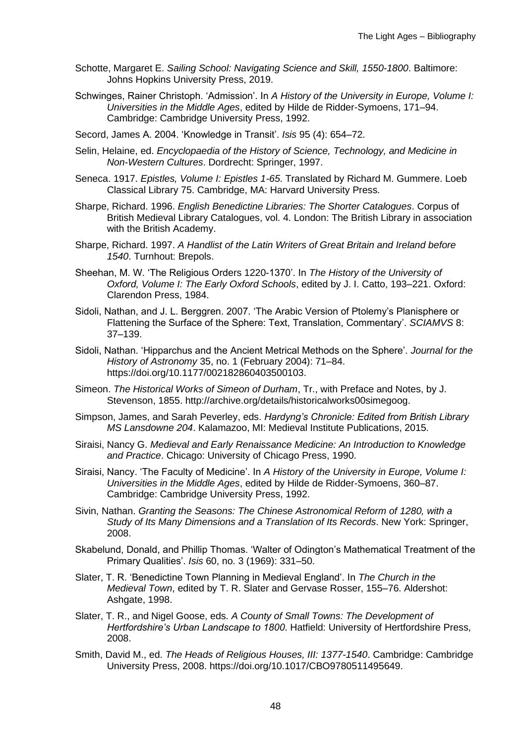Schotte, Margaret E. *Sailing School: Navigating Science and Skill, 1550-1800*. Baltimore: Johns Hopkins University Press, 2019.

Schwinges, Rainer Christoph. 'Admission'. In *A History of the University in Europe, Volume I: Universities in the Middle Ages*, edited by Hilde de Ridder-Symoens, 171–94. Cambridge: Cambridge University Press, 1992.

Secord, James A. 2004. 'Knowledge in Transit'. *Isis* 95 (4): 654–72.

Selin, Helaine, ed. *Encyclopaedia of the History of Science, Technology, and Medicine in Non-Western Cultures*. Dordrecht: Springer, 1997.

Seneca. 1917. *Epistles, Volume I: Epistles 1-65*. Translated by Richard M. Gummere. Loeb Classical Library 75. Cambridge, MA: Harvard University Press.

Sharpe, Richard. 1996. *English Benedictine Libraries: The Shorter Catalogues*. Corpus of British Medieval Library Catalogues, vol. 4. London: The British Library in association with the British Academy.

Sharpe, Richard. 1997. *A Handlist of the Latin Writers of Great Britain and Ireland before 1540*. Turnhout: Brepols.

Sheehan, M. W. 'The Religious Orders 1220-1370'. In *The History of the University of Oxford, Volume I: The Early Oxford Schools*, edited by J. I. Catto, 193–221. Oxford: Clarendon Press, 1984.

Sidoli, Nathan, and J. L. Berggren. 2007. 'The Arabic Version of Ptolemy's Planisphere or Flattening the Surface of the Sphere: Text, Translation, Commentary'. *SCIAMVS* 8: 37–139.

Sidoli, Nathan. 'Hipparchus and the Ancient Metrical Methods on the Sphere'. *Journal for the History of Astronomy* 35, no. 1 (February 2004): 71–84. https://doi.org/10.1177/002182860403500103.

Simeon. *The Historical Works of Simeon of Durham*, Tr., with Preface and Notes, by J. Stevenson, 1855. http://archive.org/details/historicalworks00simegoog.

Simpson, James, and Sarah Peverley, eds. *Hardyng's Chronicle: Edited from British Library MS Lansdowne 204*. Kalamazoo, MI: Medieval Institute Publications, 2015.

Siraisi, Nancy G. *Medieval and Early Renaissance Medicine: An Introduction to Knowledge and Practice*. Chicago: University of Chicago Press, 1990.

Siraisi, Nancy. 'The Faculty of Medicine'. In *A History of the University in Europe, Volume I: Universities in the Middle Ages*, edited by Hilde de Ridder-Symoens, 360–87. Cambridge: Cambridge University Press, 1992.

Sivin, Nathan. *Granting the Seasons: The Chinese Astronomical Reform of 1280, with a Study of Its Many Dimensions and a Translation of Its Records*. New York: Springer, 2008.

Skabelund, Donald, and Phillip Thomas. 'Walter of Odington's Mathematical Treatment of the Primary Qualities'. *Isis* 60, no. 3 (1969): 331–50.

Slater, T. R. 'Benedictine Town Planning in Medieval England'. In *The Church in the Medieval Town*, edited by T. R. Slater and Gervase Rosser, 155–76. Aldershot: Ashgate, 1998.

Slater, T. R., and Nigel Goose, eds. *A County of Small Towns: The Development of Hertfordshire's Urban Landscape to 1800*. Hatfield: University of Hertfordshire Press, 2008.

Smith, David M., ed. *The Heads of Religious Houses, III: 1377-1540*. Cambridge: Cambridge University Press, 2008. https://doi.org/10.1017/CBO9780511495649.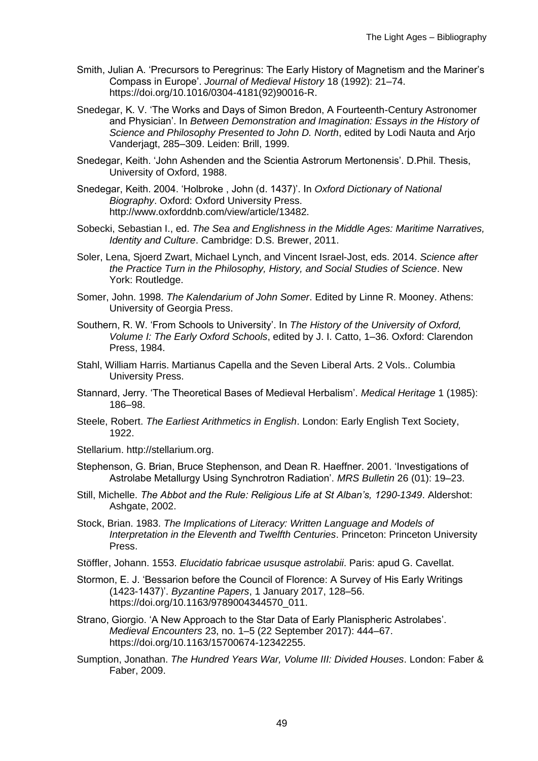Smith, Julian A. 'Precursors to Peregrinus: The Early History of Magnetism and the Mariner's Compass in Europe'. *Journal of Medieval History* 18 (1992): 21–74. https://doi.org/10.1016/0304-4181(92)90016-R.

Snedegar, K. V. 'The Works and Days of Simon Bredon, A Fourteenth-Century Astronomer and Physician'. In *Between Demonstration and Imagination: Essays in the History of Science and Philosophy Presented to John D. North*, edited by Lodi Nauta and Arjo Vanderjagt, 285–309. Leiden: Brill, 1999.

Snedegar, Keith. 'John Ashenden and the Scientia Astrorum Mertonensis'. D.Phil. Thesis, University of Oxford, 1988.

Snedegar, Keith. 2004. 'Holbroke , John (d. 1437)'. In *Oxford Dictionary of National Biography*. Oxford: Oxford University Press. http://www.oxforddnb.com/view/article/13482.

Sobecki, Sebastian I., ed. *The Sea and Englishness in the Middle Ages: Maritime Narratives, Identity and Culture*. Cambridge: D.S. Brewer, 2011.

Soler, Lena, Sjoerd Zwart, Michael Lynch, and Vincent Israel-Jost, eds. 2014. *Science after the Practice Turn in the Philosophy, History, and Social Studies of Science*. New York: Routledge.

Somer, John. 1998. *The Kalendarium of John Somer*. Edited by Linne R. Mooney. Athens: University of Georgia Press.

Southern, R. W. 'From Schools to University'. In *The History of the University of Oxford, Volume I: The Early Oxford Schools*, edited by J. I. Catto, 1–36. Oxford: Clarendon Press, 1984.

Stahl, William Harris. Martianus Capella and the Seven Liberal Arts. 2 Vols.. Columbia University Press.

Stannard, Jerry. 'The Theoretical Bases of Medieval Herbalism'. *Medical Heritage* 1 (1985): 186–98.

Steele, Robert. *The Earliest Arithmetics in English*. London: Early English Text Society, 1922.

Stellarium. http://stellarium.org.

Stephenson, G. Brian, Bruce Stephenson, and Dean R. Haeffner. 2001. 'Investigations of Astrolabe Metallurgy Using Synchrotron Radiation'. *MRS Bulletin* 26 (01): 19–23.

Still, Michelle. *The Abbot and the Rule: Religious Life at St Alban's, 1290-1349*. Aldershot: Ashgate, 2002.

Stock, Brian. 1983. *The Implications of Literacy: Written Language and Models of Interpretation in the Eleventh and Twelfth Centuries*. Princeton: Princeton University Press.

Stöffler, Johann. 1553. *Elucidatio fabricae ususque astrolabii*. Paris: apud G. Cavellat.

Stormon, E. J. 'Bessarion before the Council of Florence: A Survey of His Early Writings (1423-1437)'. *Byzantine Papers*, 1 January 2017, 128–56. https://doi.org/10.1163/9789004344570_011.

Strano, Giorgio. 'A New Approach to the Star Data of Early Planispheric Astrolabes'. *Medieval Encounters* 23, no. 1–5 (22 September 2017): 444–67. https://doi.org/10.1163/15700674-12342255.

Sumption, Jonathan. *The Hundred Years War, Volume III: Divided Houses*. London: Faber & Faber, 2009.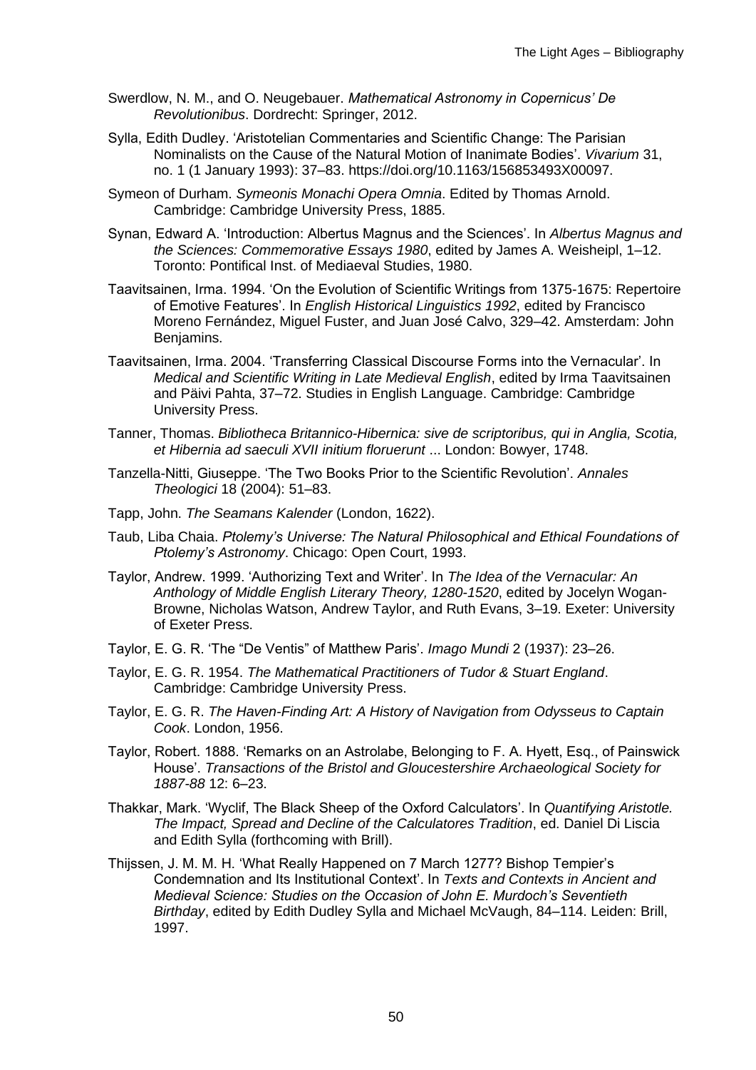Swerdlow, N. M., and O. Neugebauer. *Mathematical Astronomy in Copernicus' De Revolutionibus*. Dordrecht: Springer, 2012.

Sylla, Edith Dudley. 'Aristotelian Commentaries and Scientific Change: The Parisian Nominalists on the Cause of the Natural Motion of Inanimate Bodies'. *Vivarium* 31, no. 1 (1 January 1993): 37–83. https://doi.org/10.1163/156853493X00097.

Symeon of Durham. *Symeonis Monachi Opera Omnia*. Edited by Thomas Arnold. Cambridge: Cambridge University Press, 1885.

Synan, Edward A. 'Introduction: Albertus Magnus and the Sciences'. In *Albertus Magnus and the Sciences: Commemorative Essays 1980*, edited by James A. Weisheipl, 1–12. Toronto: Pontifical Inst. of Mediaeval Studies, 1980.

Taavitsainen, Irma. 1994. 'On the Evolution of Scientific Writings from 1375-1675: Repertoire of Emotive Features'. In *English Historical Linguistics 1992*, edited by Francisco Moreno Fernández, Miguel Fuster, and Juan José Calvo, 329–42. Amsterdam: John Benjamins.

Taavitsainen, Irma. 2004. 'Transferring Classical Discourse Forms into the Vernacular'. In *Medical and Scientific Writing in Late Medieval English*, edited by Irma Taavitsainen and Päivi Pahta, 37–72. Studies in English Language. Cambridge: Cambridge University Press.

Tanner, Thomas. *Bibliotheca Britannico-Hibernica: sive de scriptoribus, qui in Anglia, Scotia, et Hibernia ad saeculi XVII initium floruerunt* ... London: Bowyer, 1748.

Tanzella-Nitti, Giuseppe. 'The Two Books Prior to the Scientific Revolution'. *Annales Theologici* 18 (2004): 51–83.

Tapp, John. *The Seamans Kalender* (London, 1622).

Taub, Liba Chaia. *Ptolemy's Universe: The Natural Philosophical and Ethical Foundations of Ptolemy's Astronomy*. Chicago: Open Court, 1993.

Taylor, Andrew. 1999. 'Authorizing Text and Writer'. In *The Idea of the Vernacular: An Anthology of Middle English Literary Theory, 1280-1520*, edited by Jocelyn Wogan-Browne, Nicholas Watson, Andrew Taylor, and Ruth Evans, 3–19. Exeter: University of Exeter Press.

Taylor, E. G. R. 'The "De Ventis" of Matthew Paris'. *Imago Mundi* 2 (1937): 23–26.

Taylor, E. G. R. 1954. *The Mathematical Practitioners of Tudor & Stuart England*. Cambridge: Cambridge University Press.

Taylor, E. G. R. *The Haven-Finding Art: A History of Navigation from Odysseus to Captain Cook*. London, 1956.

Taylor, Robert. 1888. 'Remarks on an Astrolabe, Belonging to F. A. Hyett, Esq., of Painswick House'. *Transactions of the Bristol and Gloucestershire Archaeological Society for 1887-88* 12: 6–23.

Thakkar, Mark. 'Wyclif, The Black Sheep of the Oxford Calculators'. In *Quantifying Aristotle. The Impact, Spread and Decline of the Calculatores Tradition*, ed. Daniel Di Liscia and Edith Sylla (forthcoming with Brill).

Thijssen, J. M. M. H. 'What Really Happened on 7 March 1277? Bishop Tempier's Condemnation and Its Institutional Context'. In *Texts and Contexts in Ancient and Medieval Science: Studies on the Occasion of John E. Murdoch's Seventieth Birthday*, edited by Edith Dudley Sylla and Michael McVaugh, 84–114. Leiden: Brill, 1997.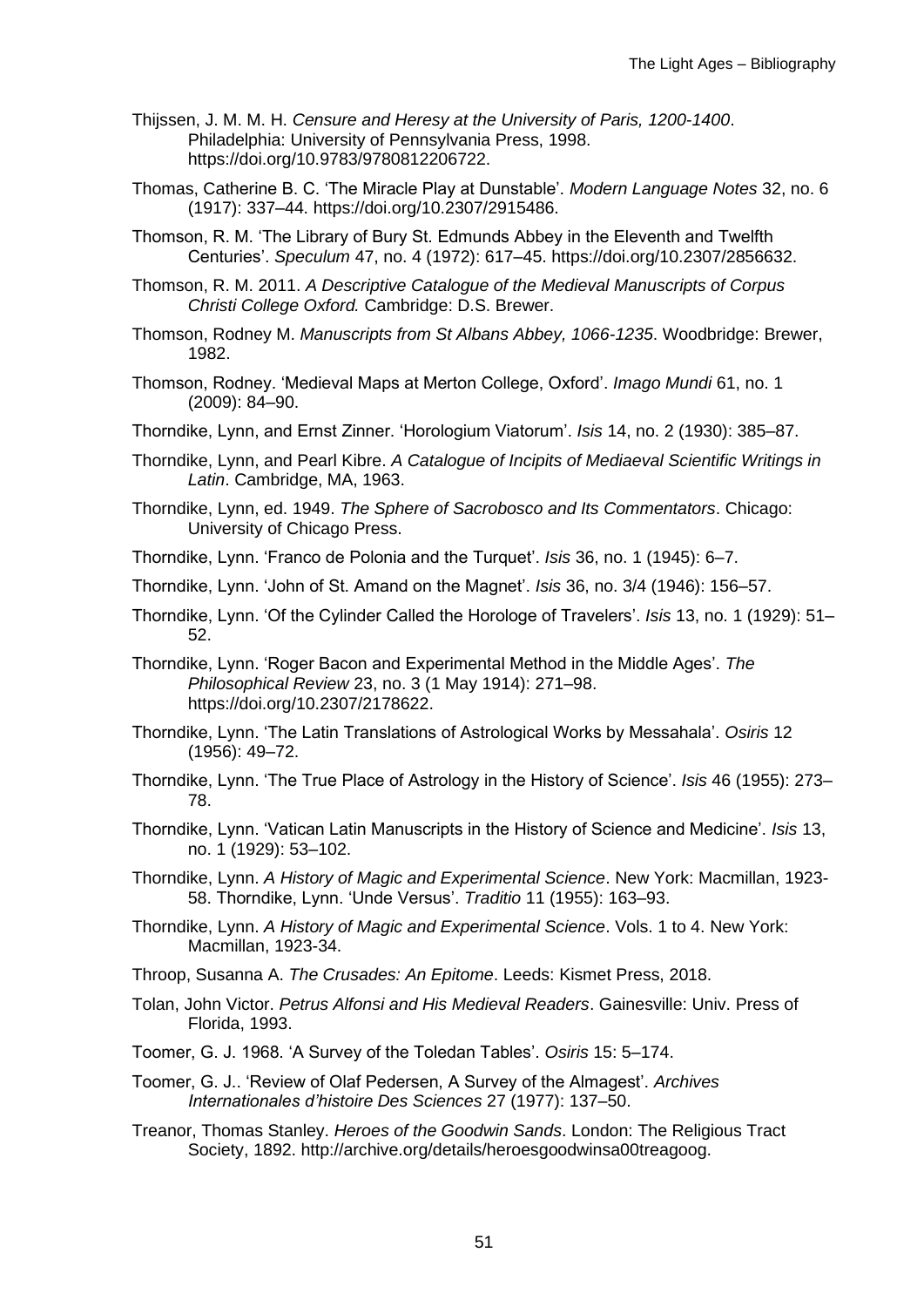Thijssen, J. M. M. H. *Censure and Heresy at the University of Paris, 1200-1400*. Philadelphia: University of Pennsylvania Press, 1998. https://doi.org/10.9783/9780812206722.

Thomas, Catherine B. C. 'The Miracle Play at Dunstable'. *Modern Language Notes* 32, no. 6 (1917): 337–44. https://doi.org/10.2307/2915486.

Thomson, R. M. 'The Library of Bury St. Edmunds Abbey in the Eleventh and Twelfth Centuries'. *Speculum* 47, no. 4 (1972): 617–45. https://doi.org/10.2307/2856632.

Thomson, R. M. 2011. *A Descriptive Catalogue of the Medieval Manuscripts of Corpus Christi College Oxford.* Cambridge: D.S. Brewer.

Thomson, Rodney M. *Manuscripts from St Albans Abbey, 1066-1235*. Woodbridge: Brewer, 1982.

Thomson, Rodney. 'Medieval Maps at Merton College, Oxford'. *Imago Mundi* 61, no. 1 (2009): 84–90.

Thorndike, Lynn, and Ernst Zinner. 'Horologium Viatorum'. *Isis* 14, no. 2 (1930): 385–87.

Thorndike, Lynn, and Pearl Kibre. *A Catalogue of Incipits of Mediaeval Scientific Writings in Latin*. Cambridge, MA, 1963.

Thorndike, Lynn, ed. 1949. *The Sphere of Sacrobosco and Its Commentators*. Chicago: University of Chicago Press.

Thorndike, Lynn. 'Franco de Polonia and the Turquet'. *Isis* 36, no. 1 (1945): 6–7.

Thorndike, Lynn. 'John of St. Amand on the Magnet'. *Isis* 36, no. 3/4 (1946): 156–57.

Thorndike, Lynn. 'Of the Cylinder Called the Horologe of Travelers'. *Isis* 13, no. 1 (1929): 51–52.

Thorndike, Lynn. 'Roger Bacon and Experimental Method in the Middle Ages'. *The Philosophical Review* 23, no. 3 (1 May 1914): 271–98. https://doi.org/10.2307/2178622.

Thorndike, Lynn. 'The Latin Translations of Astrological Works by Messahala'. *Osiris* 12 (1956): 49–72.

Thorndike, Lynn. 'The True Place of Astrology in the History of Science'. *Isis* 46 (1955): 273–78.

Thorndike, Lynn. 'Vatican Latin Manuscripts in the History of Science and Medicine'. *Isis* 13, no. 1 (1929): 53–102.

Thorndike, Lynn. *A History of Magic and Experimental Science*. New York: Macmillan, 1923-58. Thorndike, Lynn. 'Unde Versus'. *Traditio* 11 (1955): 163–93.

Thorndike, Lynn. *A History of Magic and Experimental Science*. Vols. 1 to 4. New York: Macmillan, 1923-34.

Throop, Susanna A. *The Crusades: An Epitome*. Leeds: Kismet Press, 2018.

Tolan, John Victor. *Petrus Alfonsi and His Medieval Readers*. Gainesville: Univ. Press of Florida, 1993.

Toomer, G. J. 1968. 'A Survey of the Toledan Tables'. *Osiris* 15: 5–174.

Toomer, G. J.. 'Review of Olaf Pedersen, A Survey of the Almagest'. *Archives Internationales d'histoire Des Sciences* 27 (1977): 137–50.

Treanor, Thomas Stanley. *Heroes of the Goodwin Sands*. London: The Religious Tract Society, 1892. http://archive.org/details/heroesgoodwinsa00treagoog.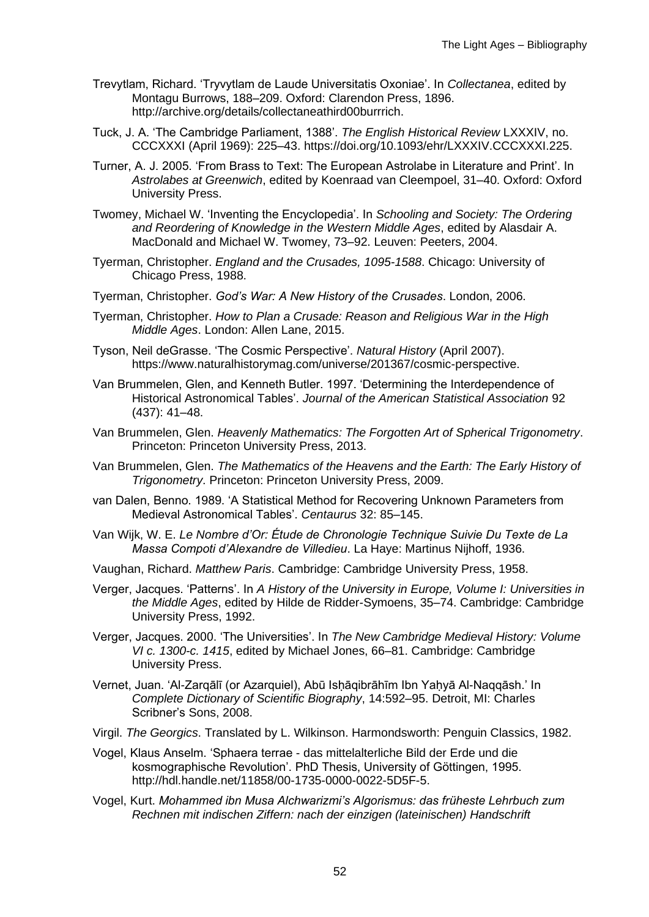Trevytlam, Richard. 'Tryvytlam de Laude Universitatis Oxoniae'. In *Collectanea*, edited by Montagu Burrows, 188–209. Oxford: Clarendon Press, 1896. http://archive.org/details/collectaneathird00burrrich.

Tuck, J. A. 'The Cambridge Parliament, 1388'. *The English Historical Review* LXXXIV, no. CCCXXXI (April 1969): 225–43. https://doi.org/10.1093/ehr/LXXXIV.CCCXXXI.225.

Turner, A. J. 2005. 'From Brass to Text: The European Astrolabe in Literature and Print'. In *Astrolabes at Greenwich*, edited by Koenraad van Cleempoel, 31–40. Oxford: Oxford University Press.

Twomey, Michael W. 'Inventing the Encyclopedia'. In *Schooling and Society: The Ordering and Reordering of Knowledge in the Western Middle Ages*, edited by Alasdair A. MacDonald and Michael W. Twomey, 73–92. Leuven: Peeters, 2004.

Tyerman, Christopher. *England and the Crusades, 1095-1588*. Chicago: University of Chicago Press, 1988.

Tyerman, Christopher. *God's War: A New History of the Crusades*. London, 2006.

Tyerman, Christopher. *How to Plan a Crusade: Reason and Religious War in the High Middle Ages*. London: Allen Lane, 2015.

Tyson, Neil deGrasse. 'The Cosmic Perspective'. *Natural History* (April 2007). https://www.naturalhistorymag.com/universe/201367/cosmic-perspective.

Van Brummelen, Glen, and Kenneth Butler. 1997. 'Determining the Interdependence of Historical Astronomical Tables'. *Journal of the American Statistical Association* 92 (437): 41–48.

Van Brummelen, Glen. *Heavenly Mathematics: The Forgotten Art of Spherical Trigonometry*. Princeton: Princeton University Press, 2013.

Van Brummelen, Glen. *The Mathematics of the Heavens and the Earth: The Early History of Trigonometry*. Princeton: Princeton University Press, 2009.

van Dalen, Benno. 1989. 'A Statistical Method for Recovering Unknown Parameters from Medieval Astronomical Tables'. *Centaurus* 32: 85–145.

Van Wijk, W. E. *Le Nombre d'Or: Étude de Chronologie Technique Suivie Du Texte de La Massa Compoti d'Alexandre de Villedieu*. La Haye: Martinus Nijhoff, 1936.

Vaughan, Richard. *Matthew Paris*. Cambridge: Cambridge University Press, 1958.

Verger, Jacques. 'Patterns'. In *A History of the University in Europe, Volume I: Universities in the Middle Ages*, edited by Hilde de Ridder-Symoens, 35–74. Cambridge: Cambridge University Press, 1992.

Verger, Jacques. 2000. 'The Universities'. In *The New Cambridge Medieval History: Volume VI c. 1300-c. 1415*, edited by Michael Jones, 66–81. Cambridge: Cambridge University Press.

Vernet, Juan. 'Al-Zarqālī (or Azarquiel), Abū Isḥāqibrāhīm Ibn Yaḥyā Al-Naqqāsh.' In *Complete Dictionary of Scientific Biography*, 14:592–95. Detroit, MI: Charles Scribner's Sons, 2008.

Virgil. *The Georgics*. Translated by L. Wilkinson. Harmondsworth: Penguin Classics, 1982.

Vogel, Klaus Anselm. 'Sphaera terrae - das mittelalterliche Bild der Erde und die kosmographische Revolution'. PhD Thesis, University of Göttingen, 1995. http://hdl.handle.net/11858/00-1735-0000-0022-5D5F-5.

Vogel, Kurt. *Mohammed ibn Musa Alchwarizmi's Algorismus: das früheste Lehrbuch zum Rechnen mit indischen Ziffern: nach der einzigen (lateinischen) Handschrift*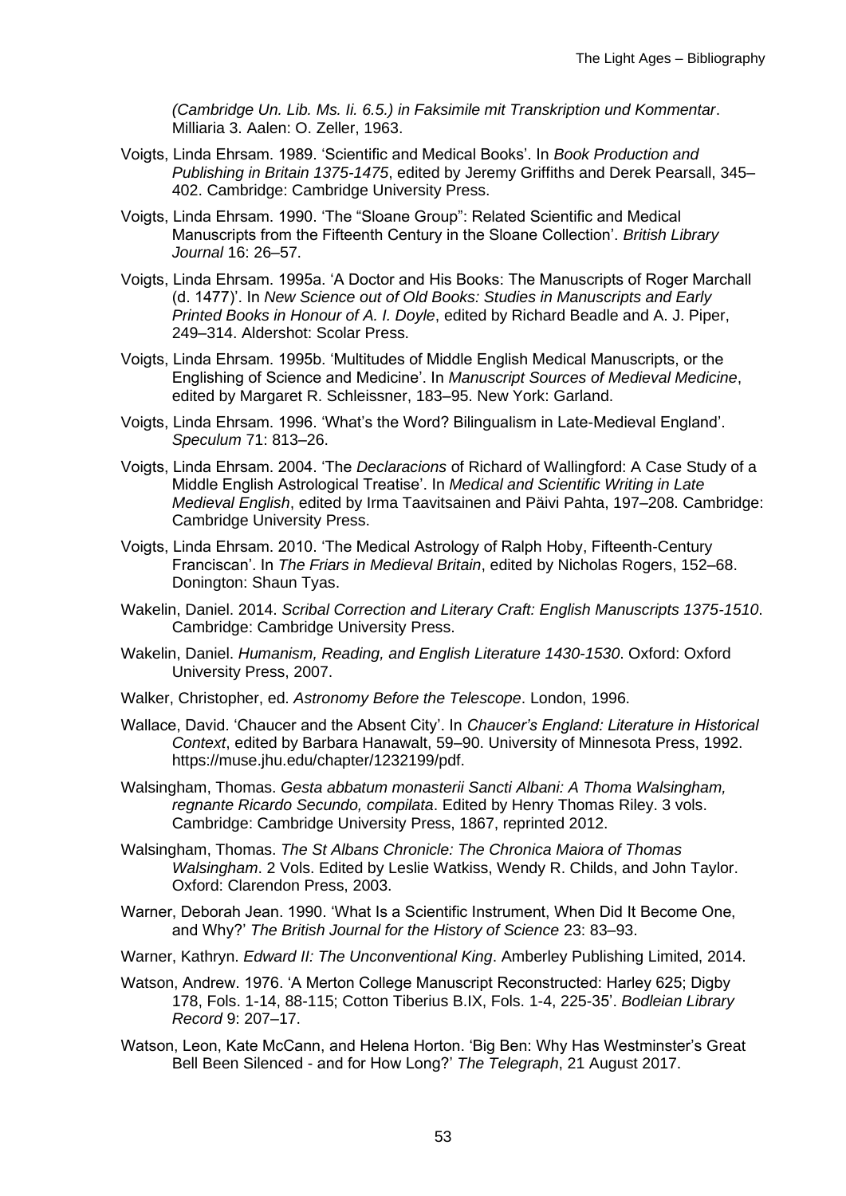*(Cambridge Un. Lib. Ms. Ii. 6.5.) in Faksimile mit Transkription und Kommentar*. Milliaria 3. Aalen: O. Zeller, 1963.

Voigts, Linda Ehrsam. 1989. 'Scientific and Medical Books'. In *Book Production and Publishing in Britain 1375-1475*, edited by Jeremy Griffiths and Derek Pearsall, 345–402. Cambridge: Cambridge University Press.

Voigts, Linda Ehrsam. 1990. 'The "Sloane Group": Related Scientific and Medical Manuscripts from the Fifteenth Century in the Sloane Collection'. *British Library Journal* 16: 26–57.

Voigts, Linda Ehrsam. 1995a. 'A Doctor and His Books: The Manuscripts of Roger Marchall (d. 1477)'. In *New Science out of Old Books: Studies in Manuscripts and Early Printed Books in Honour of A. I. Doyle*, edited by Richard Beadle and A. J. Piper, 249–314. Aldershot: Scolar Press.

Voigts, Linda Ehrsam. 1995b. 'Multitudes of Middle English Medical Manuscripts, or the Englishing of Science and Medicine'. In *Manuscript Sources of Medieval Medicine*, edited by Margaret R. Schleissner, 183–95. New York: Garland.

Voigts, Linda Ehrsam. 1996. 'What's the Word? Bilingualism in Late-Medieval England'. *Speculum* 71: 813–26.

Voigts, Linda Ehrsam. 2004. 'The *Declaracions* of Richard of Wallingford: A Case Study of a Middle English Astrological Treatise'. In *Medical and Scientific Writing in Late Medieval English*, edited by Irma Taavitsainen and Päivi Pahta, 197–208. Cambridge: Cambridge University Press.

Voigts, Linda Ehrsam. 2010. 'The Medical Astrology of Ralph Hoby, Fifteenth-Century Franciscan'. In *The Friars in Medieval Britain*, edited by Nicholas Rogers, 152–68. Donington: Shaun Tyas.

Wakelin, Daniel. 2014. *Scribal Correction and Literary Craft: English Manuscripts 1375-1510*. Cambridge: Cambridge University Press.

Wakelin, Daniel. *Humanism, Reading, and English Literature 1430-1530*. Oxford: Oxford University Press, 2007.

Walker, Christopher, ed. *Astronomy Before the Telescope*. London, 1996.

Wallace, David. 'Chaucer and the Absent City'. In *Chaucer's England: Literature in Historical Context*, edited by Barbara Hanawalt, 59–90. University of Minnesota Press, 1992. https://muse.jhu.edu/chapter/1232199/pdf.

Walsingham, Thomas. *Gesta abbatum monasterii Sancti Albani: A Thoma Walsingham, regnante Ricardo Secundo, compilata*. Edited by Henry Thomas Riley. 3 vols. Cambridge: Cambridge University Press, 1867, reprinted 2012.

Walsingham, Thomas. *The St Albans Chronicle: The Chronica Maiora of Thomas Walsingham*. 2 Vols. Edited by Leslie Watkiss, Wendy R. Childs, and John Taylor. Oxford: Clarendon Press, 2003.

Warner, Deborah Jean. 1990. 'What Is a Scientific Instrument, When Did It Become One, and Why?' *The British Journal for the History of Science* 23: 83–93.

Warner, Kathryn. *Edward II: The Unconventional King*. Amberley Publishing Limited, 2014.

Watson, Andrew. 1976. 'A Merton College Manuscript Reconstructed: Harley 625; Digby 178, Fols. 1-14, 88-115; Cotton Tiberius B.IX, Fols. 1-4, 225-35'. *Bodleian Library Record* 9: 207–17.

Watson, Leon, Kate McCann, and Helena Horton. 'Big Ben: Why Has Westminster's Great Bell Been Silenced - and for How Long?' *The Telegraph*, 21 August 2017.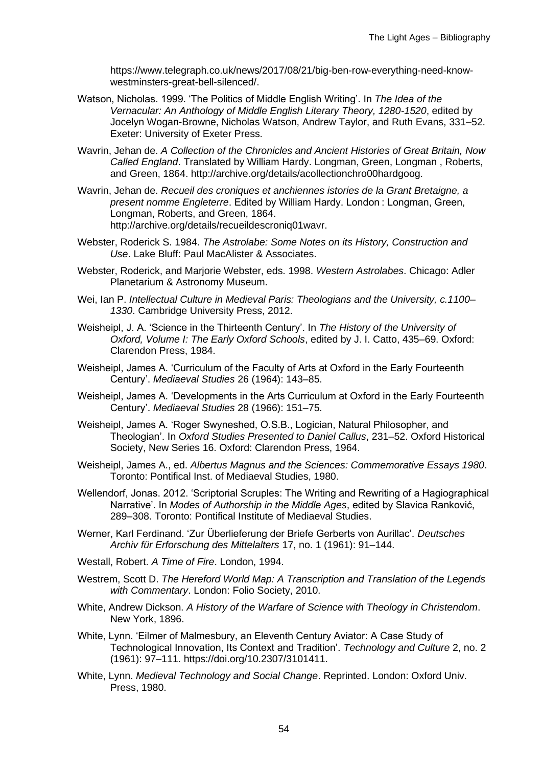https://www.telegraph.co.uk/news/2017/08/21/big-ben-row-everything-need-know-westminsters-great-bell-silenced/.

Watson, Nicholas. 1999. 'The Politics of Middle English Writing'. In *The Idea of the Vernacular: An Anthology of Middle English Literary Theory, 1280-1520*, edited by Jocelyn Wogan-Browne, Nicholas Watson, Andrew Taylor, and Ruth Evans, 331–52. Exeter: University of Exeter Press.

Wavrin, Jehan de. *A Collection of the Chronicles and Ancient Histories of Great Britain, Now Called England*. Translated by William Hardy. Longman, Green, Longman , Roberts, and Green, 1864. http://archive.org/details/acollectionchro00hardgoog.

Wavrin, Jehan de. *Recueil des croniques et anchiennes istories de la Grant Bretaigne, a present nomme Engleterre*. Edited by William Hardy. London : Longman, Green, Longman, Roberts, and Green, 1864. http://archive.org/details/recueildescroniq01wavr.

Webster, Roderick S. 1984. *The Astrolabe: Some Notes on its History, Construction and Use*. Lake Bluff: Paul MacAlister & Associates.

Webster, Roderick, and Marjorie Webster, eds. 1998. *Western Astrolabes*. Chicago: Adler Planetarium & Astronomy Museum.

Wei, Ian P. *Intellectual Culture in Medieval Paris: Theologians and the University, c.1100–1330*. Cambridge University Press, 2012.

Weisheipl, J. A. 'Science in the Thirteenth Century'. In *The History of the University of Oxford, Volume I: The Early Oxford Schools*, edited by J. I. Catto, 435–69. Oxford: Clarendon Press, 1984.

Weisheipl, James A. 'Curriculum of the Faculty of Arts at Oxford in the Early Fourteenth Century'. *Mediaeval Studies* 26 (1964): 143–85.

Weisheipl, James A. 'Developments in the Arts Curriculum at Oxford in the Early Fourteenth Century'. *Mediaeval Studies* 28 (1966): 151–75.

Weisheipl, James A. 'Roger Swyneshed, O.S.B., Logician, Natural Philosopher, and Theologian'. In *Oxford Studies Presented to Daniel Callus*, 231–52. Oxford Historical Society, New Series 16. Oxford: Clarendon Press, 1964.

Weisheipl, James A., ed. *Albertus Magnus and the Sciences: Commemorative Essays 1980*. Toronto: Pontifical Inst. of Mediaeval Studies, 1980.

Wellendorf, Jonas. 2012. 'Scriptorial Scruples: The Writing and Rewriting of a Hagiographical Narrative'. In *Modes of Authorship in the Middle Ages*, edited by Slavica Ranković, 289–308. Toronto: Pontifical Institute of Mediaeval Studies.

Werner, Karl Ferdinand. 'Zur Überlieferung der Briefe Gerberts von Aurillac'. *Deutsches Archiv für Erforschung des Mittelalters* 17, no. 1 (1961): 91–144.

Westall, Robert. *A Time of Fire*. London, 1994.

Westrem, Scott D. *The Hereford World Map: A Transcription and Translation of the Legends with Commentary*. London: Folio Society, 2010.

White, Andrew Dickson. *A History of the Warfare of Science with Theology in Christendom*. New York, 1896.

White, Lynn. 'Eilmer of Malmesbury, an Eleventh Century Aviator: A Case Study of Technological Innovation, Its Context and Tradition'. *Technology and Culture* 2, no. 2 (1961): 97–111. https://doi.org/10.2307/3101411.

White, Lynn. *Medieval Technology and Social Change*. Reprinted. London: Oxford Univ. Press, 1980.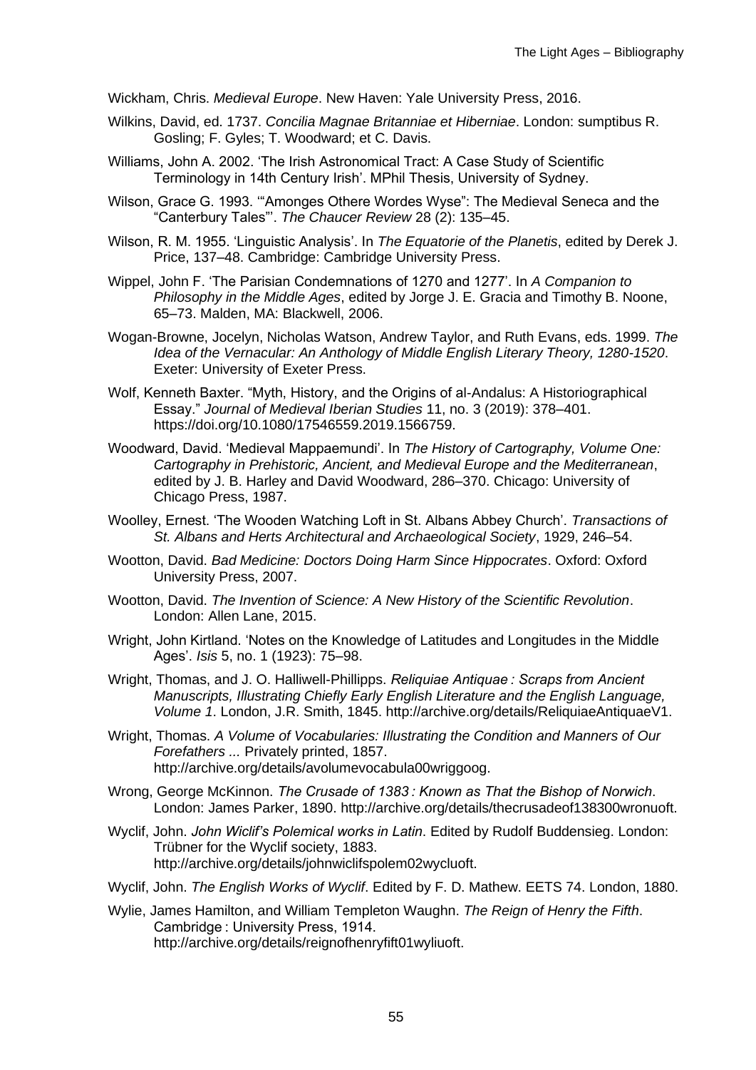Wickham, Chris. *Medieval Europe*. New Haven: Yale University Press, 2016.

Wilkins, David, ed. 1737. *Concilia Magnae Britanniae et Hiberniae*. London: sumptibus R. Gosling; F. Gyles; T. Woodward; et C. Davis.

Williams, John A. 2002. 'The Irish Astronomical Tract: A Case Study of Scientific Terminology in 14th Century Irish'. MPhil Thesis, University of Sydney.

Wilson, Grace G. 1993. '"Amonges Othere Wordes Wyse": The Medieval Seneca and the "Canterbury Tales"'. *The Chaucer Review* 28 (2): 135–45.

Wilson, R. M. 1955. 'Linguistic Analysis'. In *The Equatorie of the Planetis*, edited by Derek J. Price, 137–48. Cambridge: Cambridge University Press.

Wippel, John F. 'The Parisian Condemnations of 1270 and 1277'. In *A Companion to Philosophy in the Middle Ages*, edited by Jorge J. E. Gracia and Timothy B. Noone, 65–73. Malden, MA: Blackwell, 2006.

Wogan-Browne, Jocelyn, Nicholas Watson, Andrew Taylor, and Ruth Evans, eds. 1999. *The Idea of the Vernacular: An Anthology of Middle English Literary Theory, 1280-1520*. Exeter: University of Exeter Press.

Wolf, Kenneth Baxter. "Myth, History, and the Origins of al-Andalus: A Historiographical Essay." *Journal of Medieval Iberian Studies* 11, no. 3 (2019): 378–401. https://doi.org/10.1080/17546559.2019.1566759.

Woodward, David. 'Medieval Mappaemundi'. In *The History of Cartography, Volume One: Cartography in Prehistoric, Ancient, and Medieval Europe and the Mediterranean*, edited by J. B. Harley and David Woodward, 286–370. Chicago: University of Chicago Press, 1987.

Woolley, Ernest. 'The Wooden Watching Loft in St. Albans Abbey Church'. *Transactions of St. Albans and Herts Architectural and Archaeological Society*, 1929, 246–54.

Wootton, David. *Bad Medicine: Doctors Doing Harm Since Hippocrates*. Oxford: Oxford University Press, 2007.

Wootton, David. *The Invention of Science: A New History of the Scientific Revolution*. London: Allen Lane, 2015.

Wright, John Kirtland. 'Notes on the Knowledge of Latitudes and Longitudes in the Middle Ages'. *Isis* 5, no. 1 (1923): 75–98.

Wright, Thomas, and J. O. Halliwell-Phillipps. *Reliquiae Antiquae : Scraps from Ancient Manuscripts, Illustrating Chiefly Early English Literature and the English Language, Volume 1*. London, J.R. Smith, 1845. http://archive.org/details/ReliquiaeAntiquaeV1.

Wright, Thomas. *A Volume of Vocabularies: Illustrating the Condition and Manners of Our Forefathers ...* Privately printed, 1857. http://archive.org/details/avolumevocabula00wriggoog.

Wrong, George McKinnon. *The Crusade of 1383 : Known as That the Bishop of Norwich*. London: James Parker, 1890. http://archive.org/details/thecrusadeof138300wronuoft.

Wyclif, John. *John Wiclif's Polemical works in Latin*. Edited by Rudolf Buddensieg. London: Trübner for the Wyclif society, 1883. http://archive.org/details/johnwiclifspolem02wycluoft.

Wyclif, John. *The English Works of Wyclif*. Edited by F. D. Mathew. EETS 74. London, 1880.

Wylie, James Hamilton, and William Templeton Waughn. *The Reign of Henry the Fifth*. Cambridge : University Press, 1914. http://archive.org/details/reignofhenryfift01wyliuoft.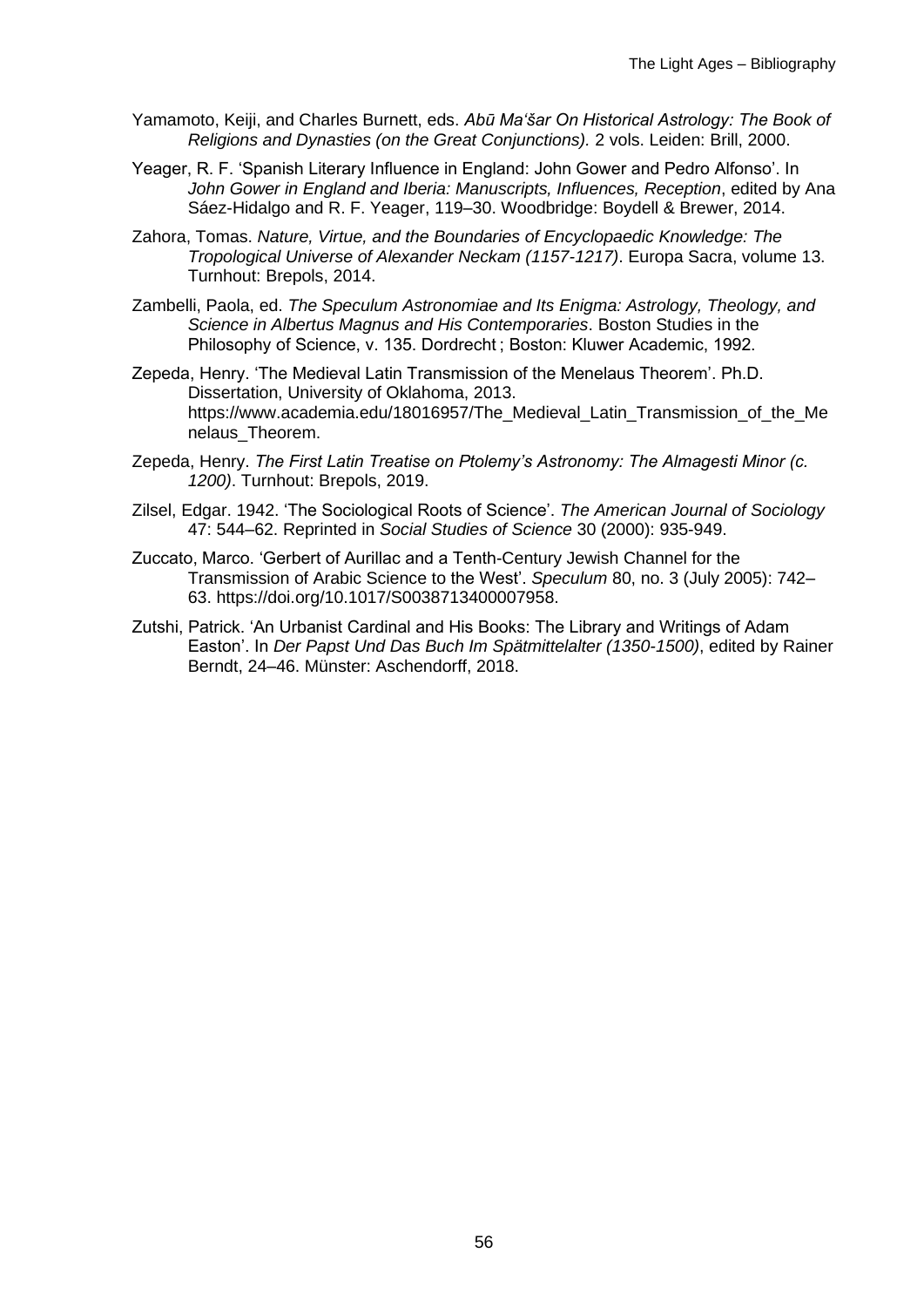Yamamoto, Keiji, and Charles Burnett, eds. *Abū Maʿšar On Historical Astrology: The Book of Religions and Dynasties (on the Great Conjunctions).* 2 vols. Leiden: Brill, 2000.

Yeager, R. F. 'Spanish Literary Influence in England: John Gower and Pedro Alfonso'. In *John Gower in England and Iberia: Manuscripts, Influences, Reception*, edited by Ana Sáez-Hidalgo and R. F. Yeager, 119–30. Woodbridge: Boydell & Brewer, 2014.

Zahora, Tomas. *Nature, Virtue, and the Boundaries of Encyclopaedic Knowledge: The Tropological Universe of Alexander Neckam (1157-1217)*. Europa Sacra, volume 13. Turnhout: Brepols, 2014.

Zambelli, Paola, ed. *The Speculum Astronomiae and Its Enigma: Astrology, Theology, and Science in Albertus Magnus and His Contemporaries*. Boston Studies in the Philosophy of Science, v. 135. Dordrecht ; Boston: Kluwer Academic, 1992.

Zepeda, Henry. 'The Medieval Latin Transmission of the Menelaus Theorem'. Ph.D. Dissertation, University of Oklahoma, 2013. https://www.academia.edu/18016957/The_Medieval_Latin_Transmission_of_the_Menelaus_Theorem.

Zepeda, Henry. *The First Latin Treatise on Ptolemy's Astronomy: The Almagesti Minor (c. 1200)*. Turnhout: Brepols, 2019.

Zilsel, Edgar. 1942. 'The Sociological Roots of Science'. *The American Journal of Sociology* 47: 544–62. Reprinted in *Social Studies of Science* 30 (2000): 935-949.

Zuccato, Marco. 'Gerbert of Aurillac and a Tenth-Century Jewish Channel for the Transmission of Arabic Science to the West'. *Speculum* 80, no. 3 (July 2005): 742–63. https://doi.org/10.1017/S0038713400007958.

Zutshi, Patrick. 'An Urbanist Cardinal and His Books: The Library and Writings of Adam Easton'. In *Der Papst Und Das Buch Im Spätmittelalter (1350-1500)*, edited by Rainer Berndt, 24–46. Münster: Aschendorff, 2018.